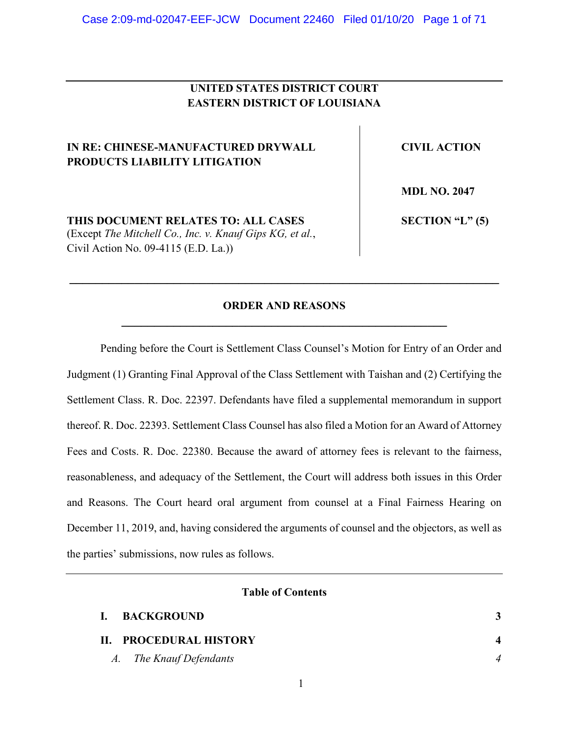**UNITED STATES DISTRICT COURT**
**EASTERN DISTRICT OF LOUISIANA**

| | |
|---|---|
| **IN RE: CHINESE-MANUFACTURED DRYWALL PRODUCTS LIABILITY LITIGATION** | **CIVIL ACTION** |
| | **MDL NO. 2047** |
| **THIS DOCUMENT RELATES TO: ALL CASES** (Except *The Mitchell Co., Inc. v. Knauf Gips KG, et al.*, Civil Action No. 09-4115 (E.D. La.)) | **SECTION "L" (5)** |

---

## ORDER AND REASONS

---

Pending before the Court is Settlement Class Counsel's Motion for Entry of an Order and Judgment (1) Granting Final Approval of the Class Settlement with Taishan and (2) Certifying the Settlement Class. R. Doc. 22397. Defendants have filed a supplemental memorandum in support thereof. R. Doc. 22393. Settlement Class Counsel has also filed a Motion for an Award of Attorney Fees and Costs. R. Doc. 22380. Because the award of attorney fees is relevant to the fairness, reasonableness, and adequacy of the Settlement, the Court will address both issues in this Order and Reasons. The Court heard oral argument from counsel at a Final Fairness Hearing on December 11, 2019, and, having considered the arguments of counsel and the objectors, as well as the parties' submissions, now rules as follows.

---

### Table of Contents

| | |
|---|---|
| **I. BACKGROUND** | **3** |
| **II. PROCEDURAL HISTORY** | **4** |
| *A. The Knauf Defendants* | *4* |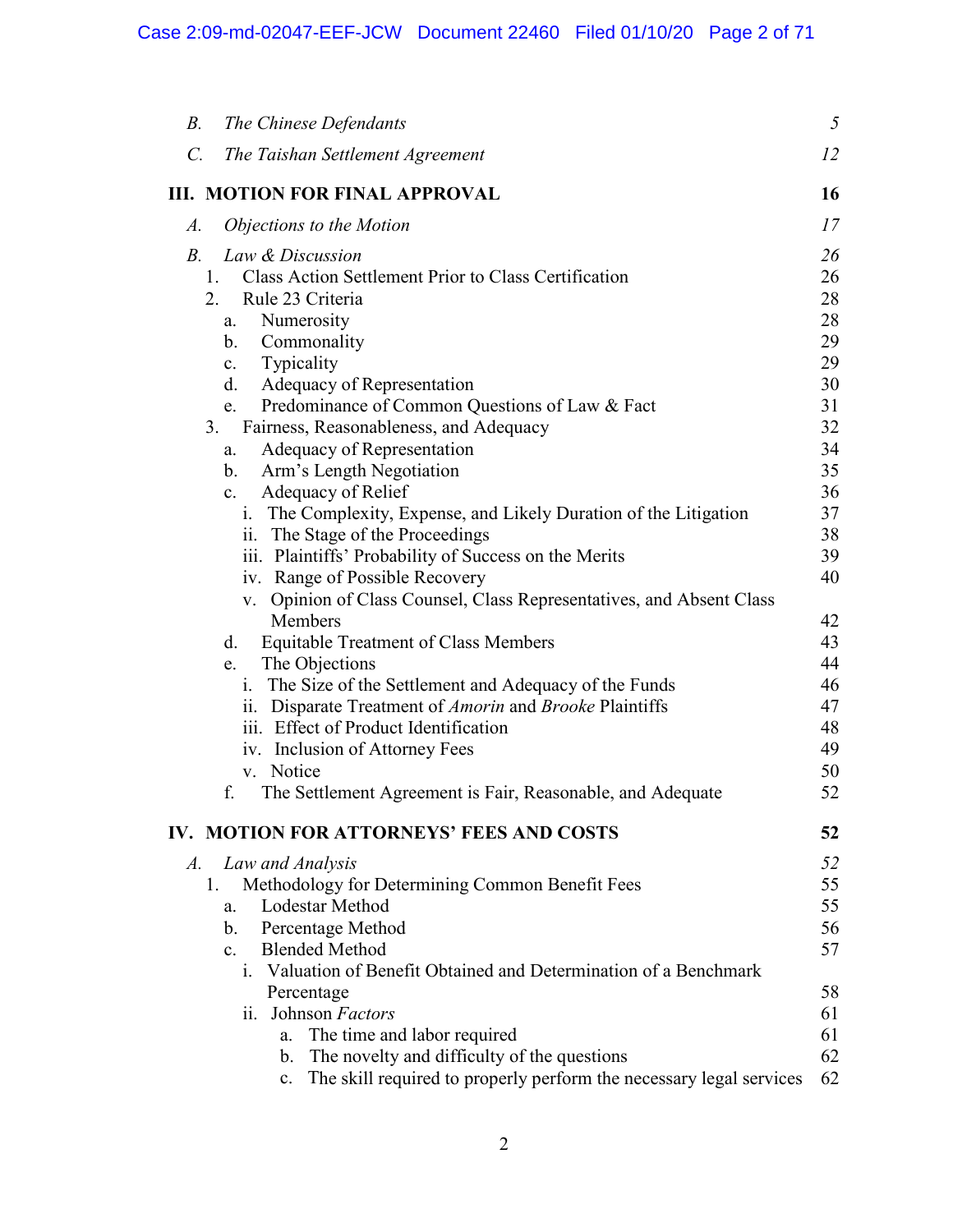*B.* *The Chinese Defendants* 5

*C.* *The Taishan Settlement Agreement* 12

**III. MOTION FOR FINAL APPROVAL** **16**

*A.* *Objections to the Motion* 17

*B.* *Law & Discussion* 26

1. Class Action Settlement Prior to Class Certification 26
2. Rule 23 Criteria 28
   - a. Numerosity 28
   - b. Commonality 29
   - c. Typicality 29
   - d. Adequacy of Representation 30
   - e. Predominance of Common Questions of Law & Fact 31
3. Fairness, Reasonableness, and Adequacy 32
   - a. Adequacy of Representation 34
   - b. Arm's Length Negotiation 35
   - c. Adequacy of Relief 36
     - i. The Complexity, Expense, and Likely Duration of the Litigation 37
     - ii. The Stage of the Proceedings 38
     - iii. Plaintiffs' Probability of Success on the Merits 39
     - iv. Range of Possible Recovery 40
     - v. Opinion of Class Counsel, Class Representatives, and Absent Class Members 42
   - d. Equitable Treatment of Class Members 43
   - e. The Objections 44
     - i. The Size of the Settlement and Adequacy of the Funds 46
     - ii. Disparate Treatment of *Amorin* and *Brooke* Plaintiffs 47
     - iii. Effect of Product Identification 48
     - iv. Inclusion of Attorney Fees 49
     - v. Notice 50
   - f. The Settlement Agreement is Fair, Reasonable, and Adequate 52

**IV. MOTION FOR ATTORNEYS' FEES AND COSTS** **52**

*A.* *Law and Analysis* 52

1. Methodology for Determining Common Benefit Fees 55
   - a. Lodestar Method 55
   - b. Percentage Method 56
   - c. Blended Method 57
     - i. Valuation of Benefit Obtained and Determination of a Benchmark Percentage 58
     - ii. Johnson *Factors* 61
       - a. The time and labor required 61
       - b. The novelty and difficulty of the questions 62
       - c. The skill required to properly perform the necessary legal services 62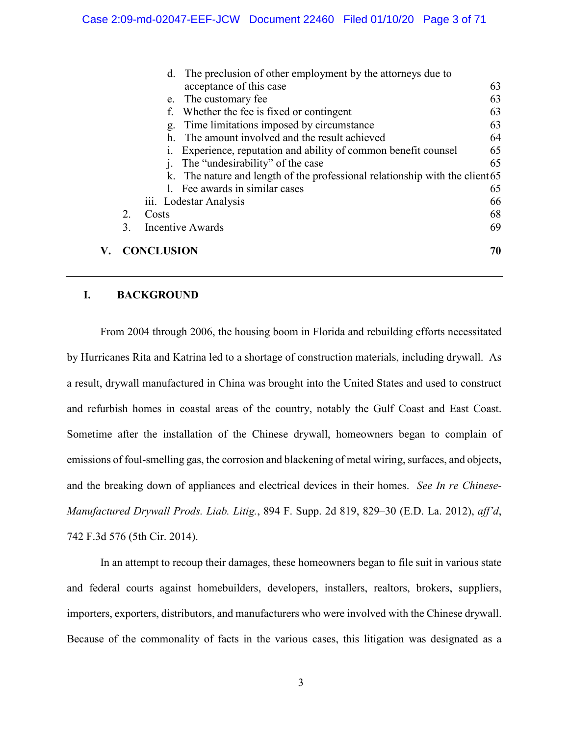- d. The preclusion of other employment by the attorneys due to acceptance of this case 63
- e. The customary fee 63
- f. Whether the fee is fixed or contingent 63
- g. Time limitations imposed by circumstance 63
- h. The amount involved and the result achieved 64
- i. Experience, reputation and ability of common benefit counsel 65
- j. The "undesirability" of the case 65
- k. The nature and length of the professional relationship with the client 65
- l. Fee awards in similar cases 65

iii. Lodestar Analysis 66

2. Costs 68

3. Incentive Awards 69

**V. CONCLUSION 70**

---

## I. BACKGROUND

From 2004 through 2006, the housing boom in Florida and rebuilding efforts necessitated by Hurricanes Rita and Katrina led to a shortage of construction materials, including drywall. As a result, drywall manufactured in China was brought into the United States and used to construct and refurbish homes in coastal areas of the country, notably the Gulf Coast and East Coast. Sometime after the installation of the Chinese drywall, homeowners began to complain of emissions of foul-smelling gas, the corrosion and blackening of metal wiring, surfaces, and objects, and the breaking down of appliances and electrical devices in their homes. *See In re Chinese-Manufactured Drywall Prods. Liab. Litig.*, 894 F. Supp. 2d 819, 829–30 (E.D. La. 2012), *aff'd*, 742 F.3d 576 (5th Cir. 2014).

In an attempt to recoup their damages, these homeowners began to file suit in various state and federal courts against homebuilders, developers, installers, realtors, brokers, suppliers, importers, exporters, distributors, and manufacturers who were involved with the Chinese drywall. Because of the commonality of facts in the various cases, this litigation was designated as a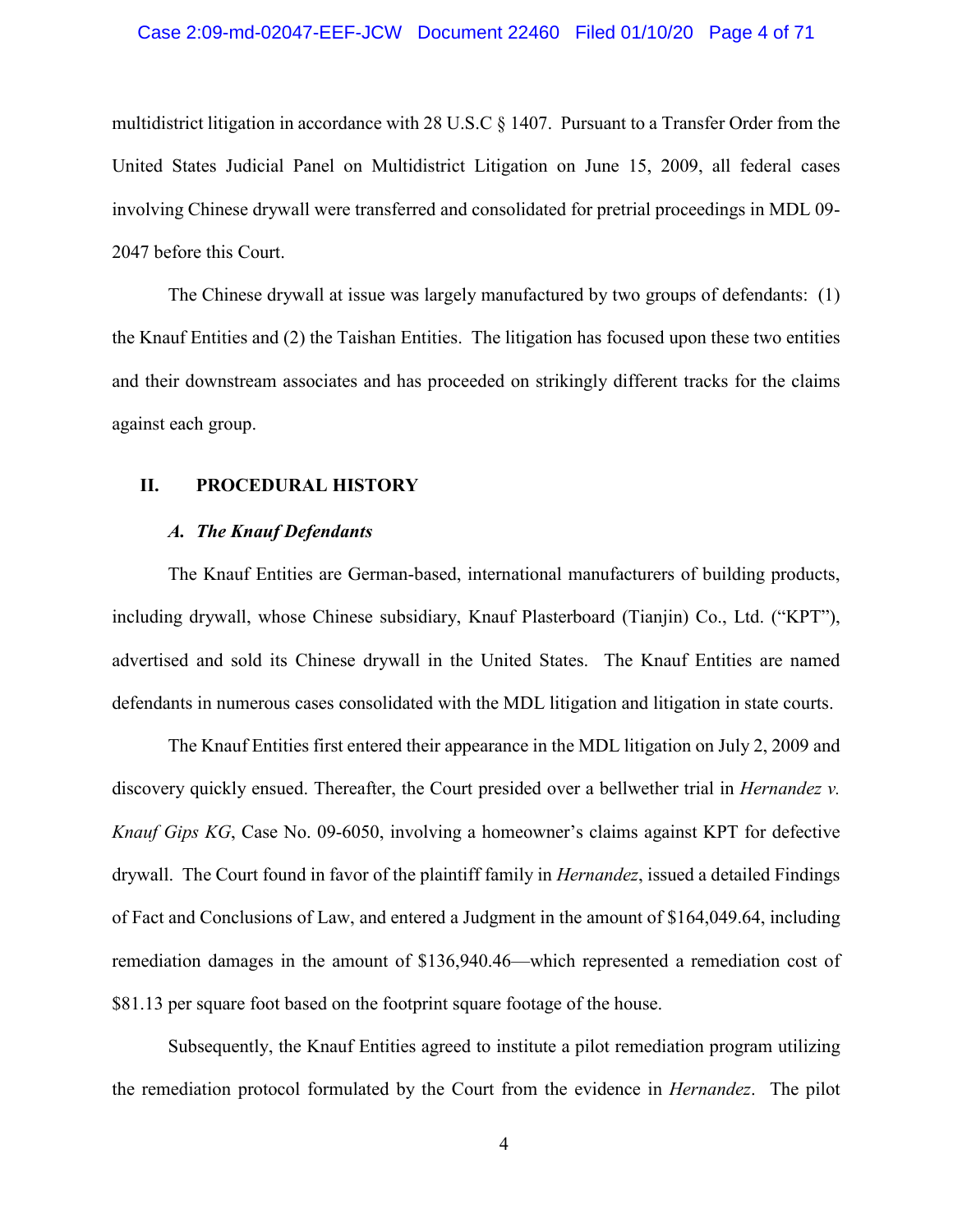multidistrict litigation in accordance with 28 U.S.C § 1407. Pursuant to a Transfer Order from the United States Judicial Panel on Multidistrict Litigation on June 15, 2009, all federal cases involving Chinese drywall were transferred and consolidated for pretrial proceedings in MDL 09-2047 before this Court.

The Chinese drywall at issue was largely manufactured by two groups of defendants: (1) the Knauf Entities and (2) the Taishan Entities. The litigation has focused upon these two entities and their downstream associates and has proceeded on strikingly different tracks for the claims against each group.

## II. PROCEDURAL HISTORY

### *A. The Knauf Defendants*

The Knauf Entities are German-based, international manufacturers of building products, including drywall, whose Chinese subsidiary, Knauf Plasterboard (Tianjin) Co., Ltd. ("KPT"), advertised and sold its Chinese drywall in the United States. The Knauf Entities are named defendants in numerous cases consolidated with the MDL litigation and litigation in state courts.

The Knauf Entities first entered their appearance in the MDL litigation on July 2, 2009 and discovery quickly ensued. Thereafter, the Court presided over a bellwether trial in *Hernandez v. Knauf Gips KG*, Case No. 09-6050, involving a homeowner's claims against KPT for defective drywall. The Court found in favor of the plaintiff family in *Hernandez*, issued a detailed Findings of Fact and Conclusions of Law, and entered a Judgment in the amount of $164,049.64, including remediation damages in the amount of $136,940.46—which represented a remediation cost of $81.13 per square foot based on the footprint square footage of the house.

Subsequently, the Knauf Entities agreed to institute a pilot remediation program utilizing the remediation protocol formulated by the Court from the evidence in *Hernandez*. The pilot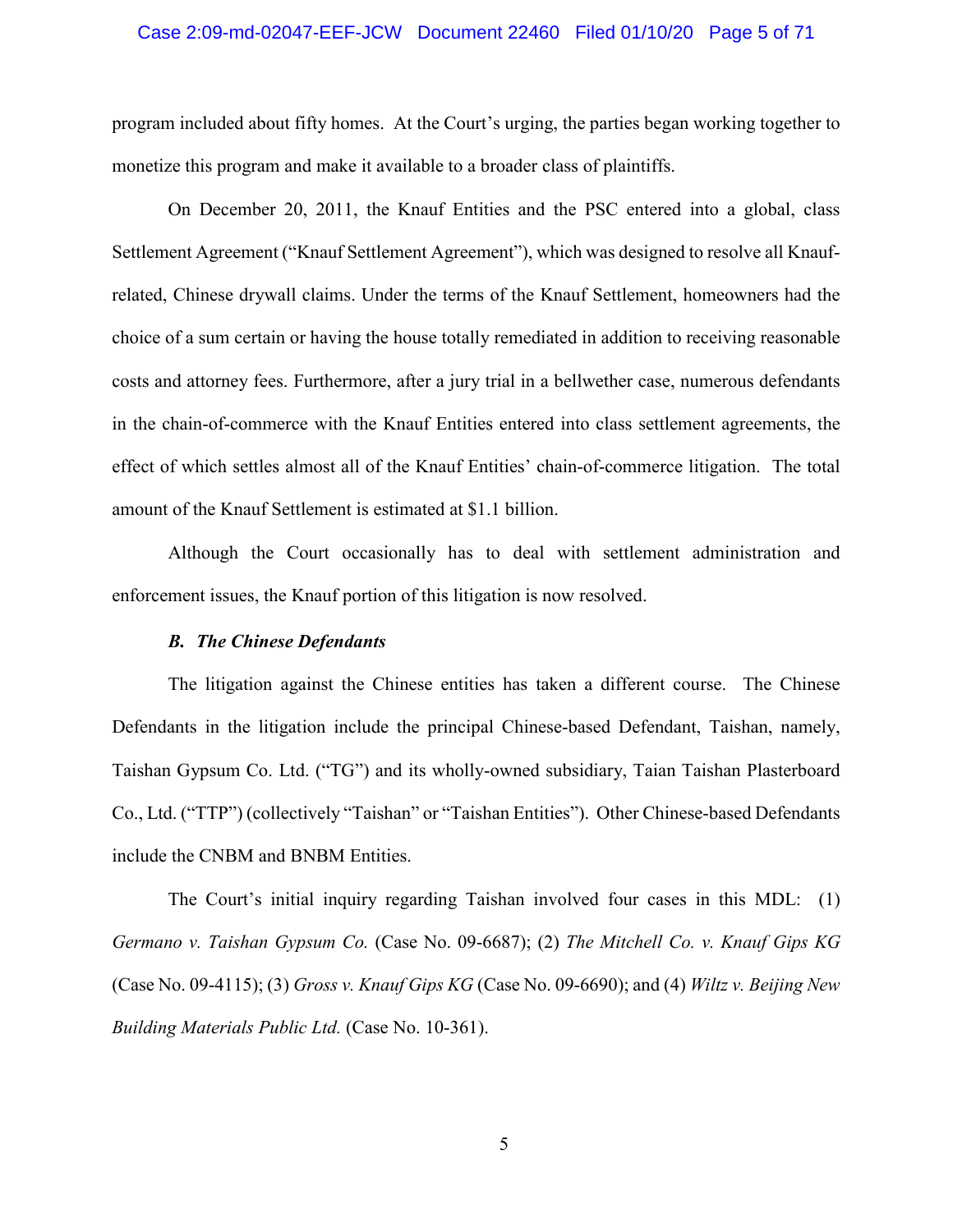program included about fifty homes. At the Court's urging, the parties began working together to monetize this program and make it available to a broader class of plaintiffs.

On December 20, 2011, the Knauf Entities and the PSC entered into a global, class Settlement Agreement ("Knauf Settlement Agreement"), which was designed to resolve all Knauf-related, Chinese drywall claims. Under the terms of the Knauf Settlement, homeowners had the choice of a sum certain or having the house totally remediated in addition to receiving reasonable costs and attorney fees. Furthermore, after a jury trial in a bellwether case, numerous defendants in the chain-of-commerce with the Knauf Entities entered into class settlement agreements, the effect of which settles almost all of the Knauf Entities' chain-of-commerce litigation. The total amount of the Knauf Settlement is estimated at $1.1 billion.

Although the Court occasionally has to deal with settlement administration and enforcement issues, the Knauf portion of this litigation is now resolved.

### *B. The Chinese Defendants*

The litigation against the Chinese entities has taken a different course. The Chinese Defendants in the litigation include the principal Chinese-based Defendant, Taishan, namely, Taishan Gypsum Co. Ltd. ("TG") and its wholly-owned subsidiary, Taian Taishan Plasterboard Co., Ltd. ("TTP") (collectively "Taishan" or "Taishan Entities"). Other Chinese-based Defendants include the CNBM and BNBM Entities.

The Court's initial inquiry regarding Taishan involved four cases in this MDL: (1) *Germano v. Taishan Gypsum Co.* (Case No. 09-6687); (2) *The Mitchell Co. v. Knauf Gips KG* (Case No. 09-4115); (3) *Gross v. Knauf Gips KG* (Case No. 09-6690); and (4) *Wiltz v. Beijing New Building Materials Public Ltd.* (Case No. 10-361).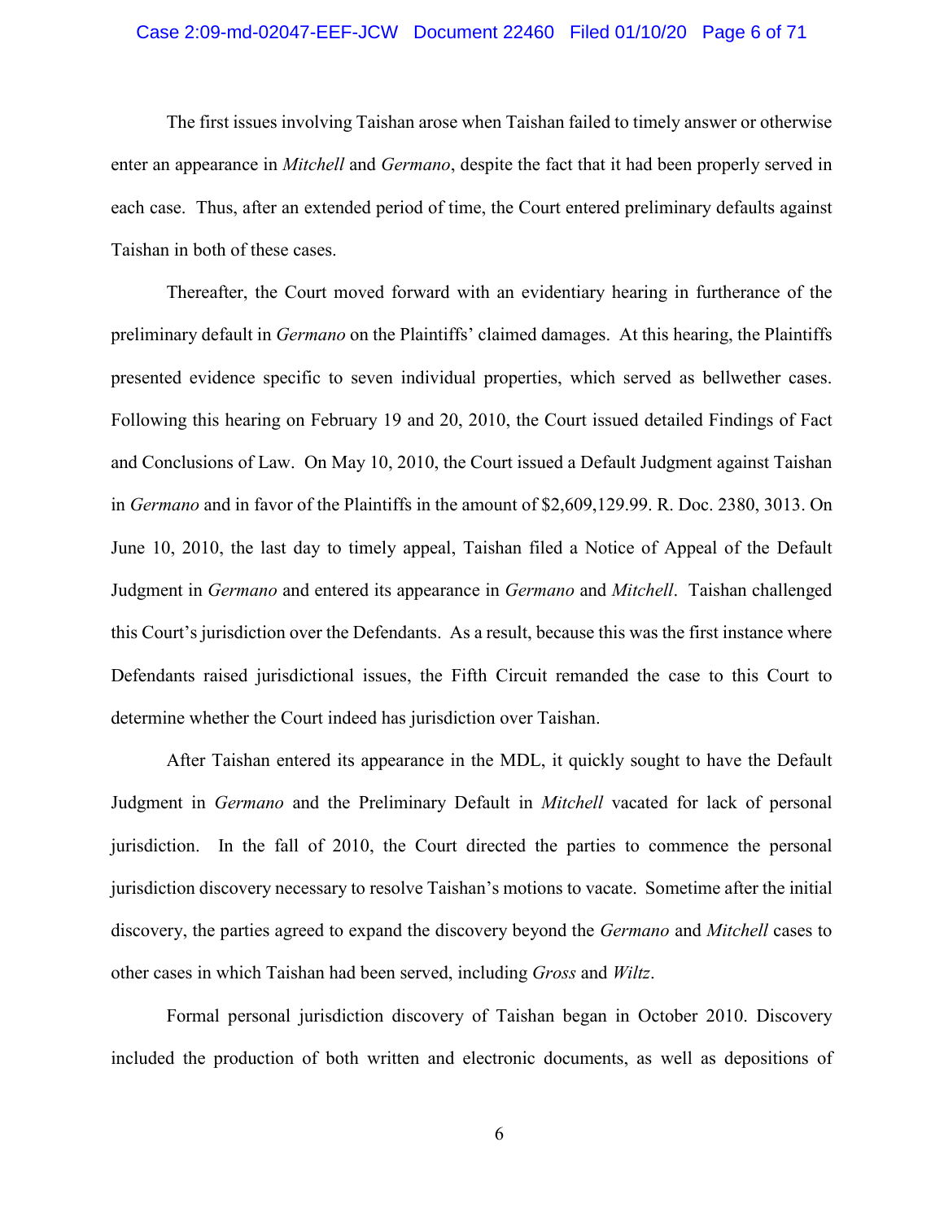The first issues involving Taishan arose when Taishan failed to timely answer or otherwise enter an appearance in *Mitchell* and *Germano*, despite the fact that it had been properly served in each case. Thus, after an extended period of time, the Court entered preliminary defaults against Taishan in both of these cases.

Thereafter, the Court moved forward with an evidentiary hearing in furtherance of the preliminary default in *Germano* on the Plaintiffs' claimed damages. At this hearing, the Plaintiffs presented evidence specific to seven individual properties, which served as bellwether cases. Following this hearing on February 19 and 20, 2010, the Court issued detailed Findings of Fact and Conclusions of Law. On May 10, 2010, the Court issued a Default Judgment against Taishan in *Germano* and in favor of the Plaintiffs in the amount of $2,609,129.99. R. Doc. 2380, 3013. On June 10, 2010, the last day to timely appeal, Taishan filed a Notice of Appeal of the Default Judgment in *Germano* and entered its appearance in *Germano* and *Mitchell*. Taishan challenged this Court's jurisdiction over the Defendants. As a result, because this was the first instance where Defendants raised jurisdictional issues, the Fifth Circuit remanded the case to this Court to determine whether the Court indeed has jurisdiction over Taishan.

After Taishan entered its appearance in the MDL, it quickly sought to have the Default Judgment in *Germano* and the Preliminary Default in *Mitchell* vacated for lack of personal jurisdiction. In the fall of 2010, the Court directed the parties to commence the personal jurisdiction discovery necessary to resolve Taishan's motions to vacate. Sometime after the initial discovery, the parties agreed to expand the discovery beyond the *Germano* and *Mitchell* cases to other cases in which Taishan had been served, including *Gross* and *Wiltz*.

Formal personal jurisdiction discovery of Taishan began in October 2010. Discovery included the production of both written and electronic documents, as well as depositions of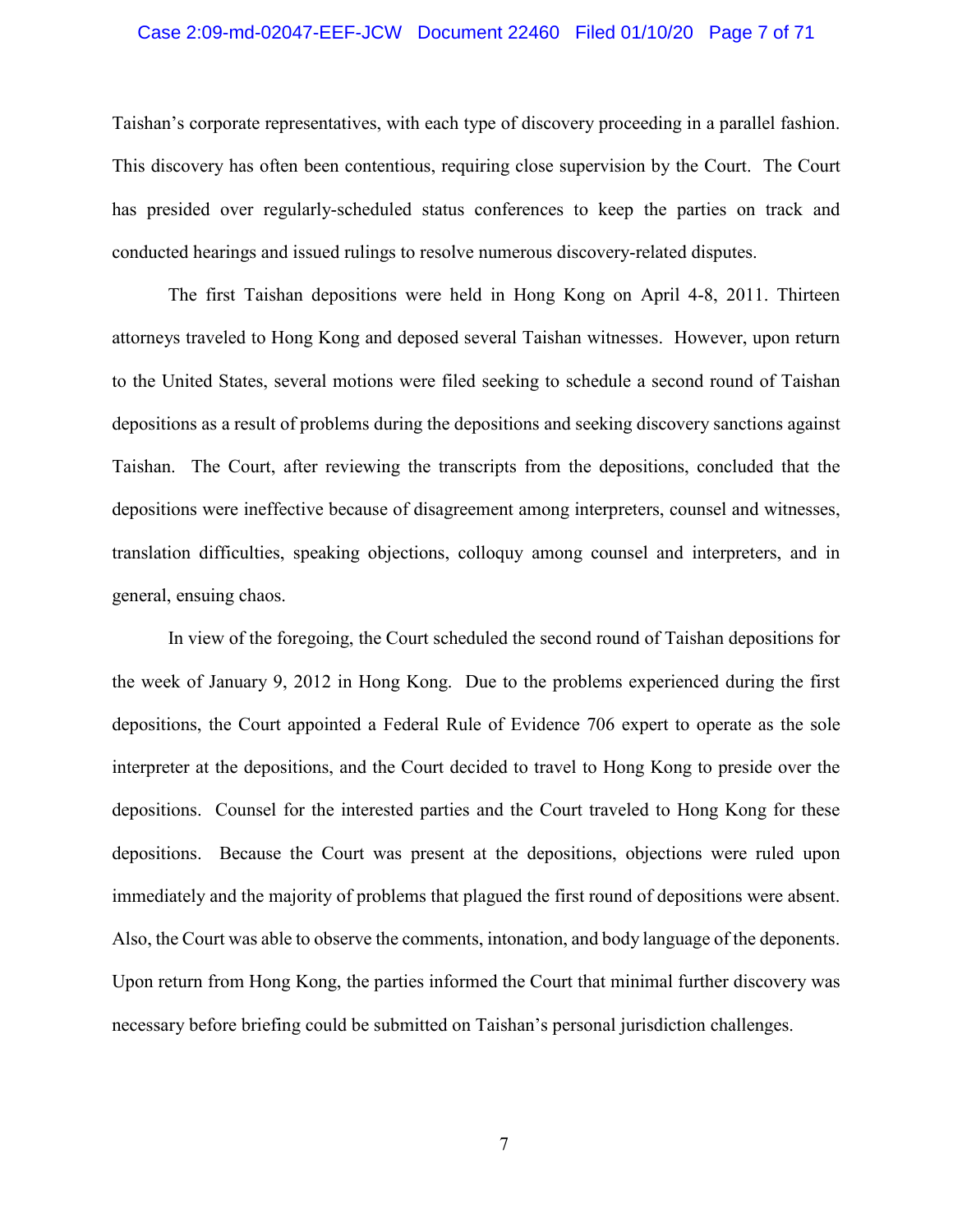Taishan's corporate representatives, with each type of discovery proceeding in a parallel fashion. This discovery has often been contentious, requiring close supervision by the Court. The Court has presided over regularly-scheduled status conferences to keep the parties on track and conducted hearings and issued rulings to resolve numerous discovery-related disputes.

The first Taishan depositions were held in Hong Kong on April 4-8, 2011. Thirteen attorneys traveled to Hong Kong and deposed several Taishan witnesses. However, upon return to the United States, several motions were filed seeking to schedule a second round of Taishan depositions as a result of problems during the depositions and seeking discovery sanctions against Taishan. The Court, after reviewing the transcripts from the depositions, concluded that the depositions were ineffective because of disagreement among interpreters, counsel and witnesses, translation difficulties, speaking objections, colloquy among counsel and interpreters, and in general, ensuing chaos.

In view of the foregoing, the Court scheduled the second round of Taishan depositions for the week of January 9, 2012 in Hong Kong. Due to the problems experienced during the first depositions, the Court appointed a Federal Rule of Evidence 706 expert to operate as the sole interpreter at the depositions, and the Court decided to travel to Hong Kong to preside over the depositions. Counsel for the interested parties and the Court traveled to Hong Kong for these depositions. Because the Court was present at the depositions, objections were ruled upon immediately and the majority of problems that plagued the first round of depositions were absent. Also, the Court was able to observe the comments, intonation, and body language of the deponents. Upon return from Hong Kong, the parties informed the Court that minimal further discovery was necessary before briefing could be submitted on Taishan's personal jurisdiction challenges.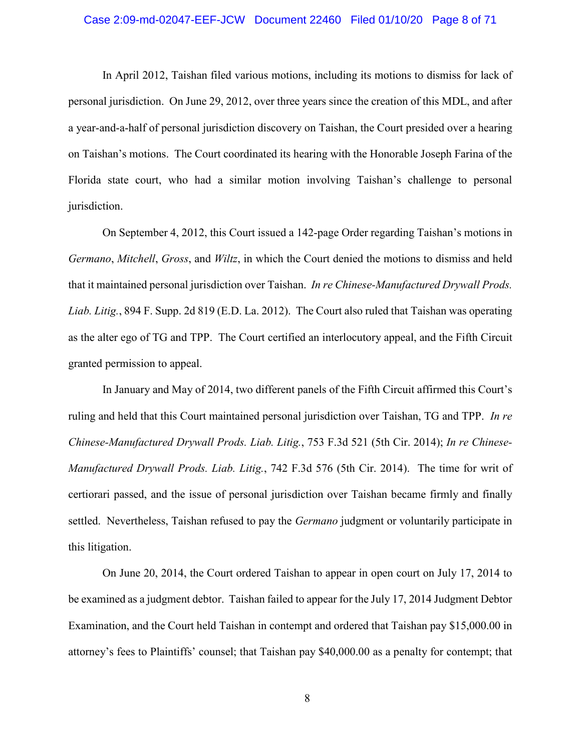In April 2012, Taishan filed various motions, including its motions to dismiss for lack of personal jurisdiction. On June 29, 2012, over three years since the creation of this MDL, and after a year-and-a-half of personal jurisdiction discovery on Taishan, the Court presided over a hearing on Taishan's motions. The Court coordinated its hearing with the Honorable Joseph Farina of the Florida state court, who had a similar motion involving Taishan's challenge to personal jurisdiction.

On September 4, 2012, this Court issued a 142-page Order regarding Taishan's motions in *Germano*, *Mitchell*, *Gross*, and *Wiltz*, in which the Court denied the motions to dismiss and held that it maintained personal jurisdiction over Taishan. *In re Chinese-Manufactured Drywall Prods. Liab. Litig.*, 894 F. Supp. 2d 819 (E.D. La. 2012). The Court also ruled that Taishan was operating as the alter ego of TG and TPP. The Court certified an interlocutory appeal, and the Fifth Circuit granted permission to appeal.

In January and May of 2014, two different panels of the Fifth Circuit affirmed this Court's ruling and held that this Court maintained personal jurisdiction over Taishan, TG and TPP. *In re Chinese-Manufactured Drywall Prods. Liab. Litig.*, 753 F.3d 521 (5th Cir. 2014); *In re Chinese-Manufactured Drywall Prods. Liab. Litig.*, 742 F.3d 576 (5th Cir. 2014). The time for writ of certiorari passed, and the issue of personal jurisdiction over Taishan became firmly and finally settled. Nevertheless, Taishan refused to pay the *Germano* judgment or voluntarily participate in this litigation.

On June 20, 2014, the Court ordered Taishan to appear in open court on July 17, 2014 to be examined as a judgment debtor. Taishan failed to appear for the July 17, 2014 Judgment Debtor Examination, and the Court held Taishan in contempt and ordered that Taishan pay $15,000.00 in attorney's fees to Plaintiffs' counsel; that Taishan pay $40,000.00 as a penalty for contempt; that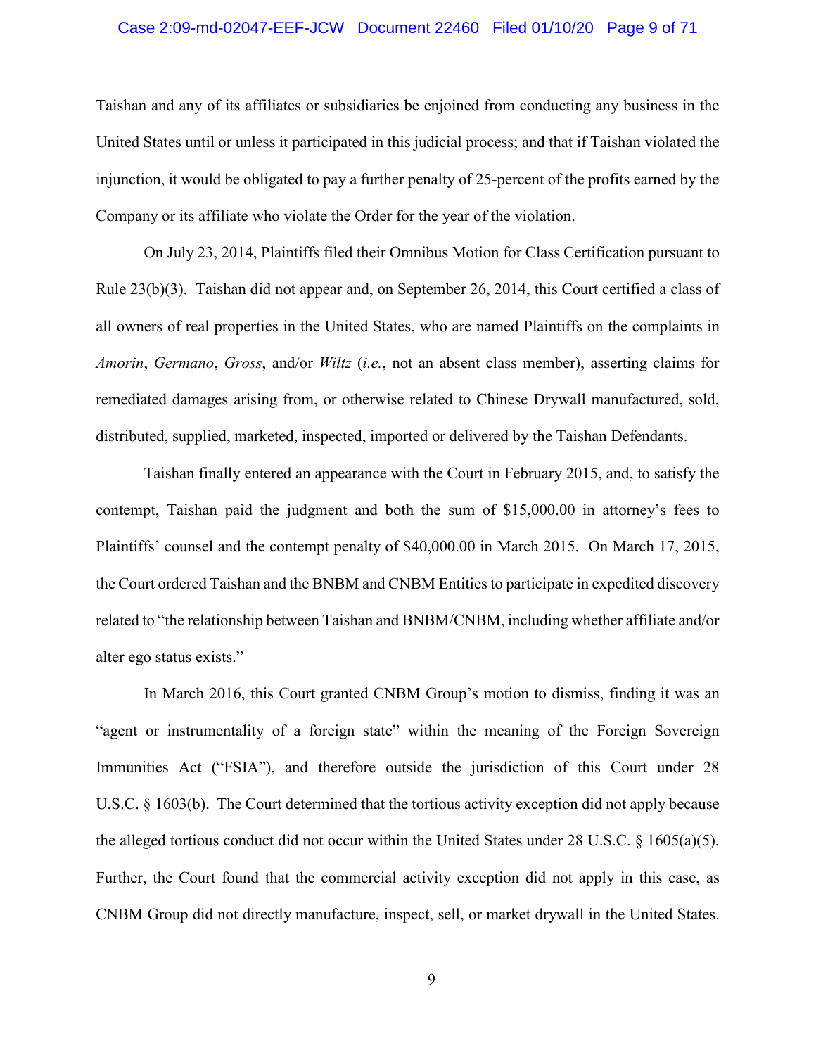Taishan and any of its affiliates or subsidiaries be enjoined from conducting any business in the United States until or unless it participated in this judicial process; and that if Taishan violated the injunction, it would be obligated to pay a further penalty of 25-percent of the profits earned by the Company or its affiliate who violate the Order for the year of the violation.

On July 23, 2014, Plaintiffs filed their Omnibus Motion for Class Certification pursuant to Rule 23(b)(3). Taishan did not appear and, on September 26, 2014, this Court certified a class of all owners of real properties in the United States, who are named Plaintiffs on the complaints in *Amorin*, *Germano*, *Gross*, and/or *Wiltz* (*i.e.*, not an absent class member), asserting claims for remediated damages arising from, or otherwise related to Chinese Drywall manufactured, sold, distributed, supplied, marketed, inspected, imported or delivered by the Taishan Defendants.

Taishan finally entered an appearance with the Court in February 2015, and, to satisfy the contempt, Taishan paid the judgment and both the sum of $15,000.00 in attorney's fees to Plaintiffs' counsel and the contempt penalty of $40,000.00 in March 2015. On March 17, 2015, the Court ordered Taishan and the BNBM and CNBM Entities to participate in expedited discovery related to "the relationship between Taishan and BNBM/CNBM, including whether affiliate and/or alter ego status exists."

In March 2016, this Court granted CNBM Group's motion to dismiss, finding it was an "agent or instrumentality of a foreign state" within the meaning of the Foreign Sovereign Immunities Act ("FSIA"), and therefore outside the jurisdiction of this Court under 28 U.S.C. § 1603(b). The Court determined that the tortious activity exception did not apply because the alleged tortious conduct did not occur within the United States under 28 U.S.C. § 1605(a)(5). Further, the Court found that the commercial activity exception did not apply in this case, as CNBM Group did not directly manufacture, inspect, sell, or market drywall in the United States.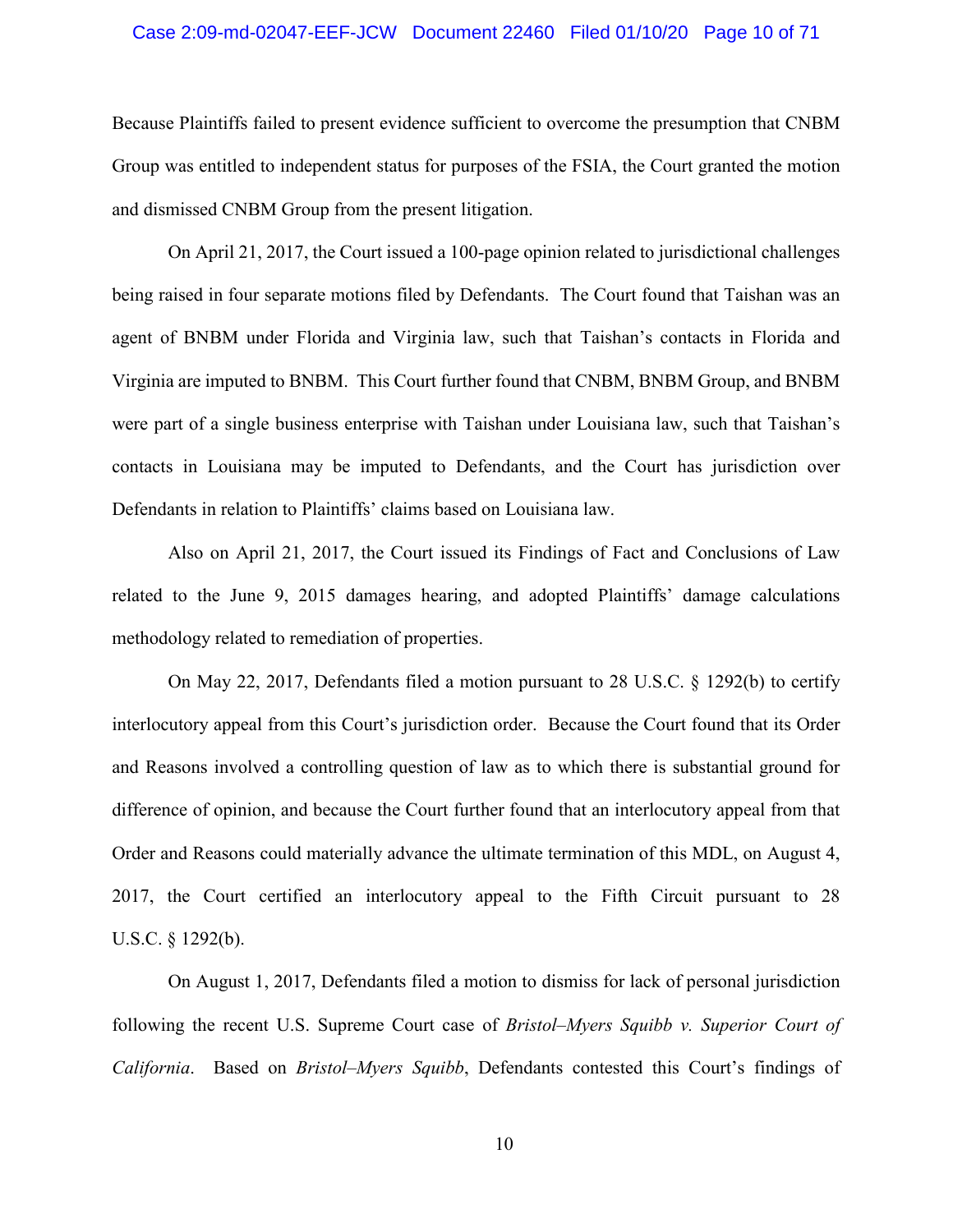Because Plaintiffs failed to present evidence sufficient to overcome the presumption that CNBM Group was entitled to independent status for purposes of the FSIA, the Court granted the motion and dismissed CNBM Group from the present litigation.

On April 21, 2017, the Court issued a 100-page opinion related to jurisdictional challenges being raised in four separate motions filed by Defendants. The Court found that Taishan was an agent of BNBM under Florida and Virginia law, such that Taishan's contacts in Florida and Virginia are imputed to BNBM. This Court further found that CNBM, BNBM Group, and BNBM were part of a single business enterprise with Taishan under Louisiana law, such that Taishan's contacts in Louisiana may be imputed to Defendants, and the Court has jurisdiction over Defendants in relation to Plaintiffs' claims based on Louisiana law.

Also on April 21, 2017, the Court issued its Findings of Fact and Conclusions of Law related to the June 9, 2015 damages hearing, and adopted Plaintiffs' damage calculations methodology related to remediation of properties.

On May 22, 2017, Defendants filed a motion pursuant to 28 U.S.C. § 1292(b) to certify interlocutory appeal from this Court's jurisdiction order. Because the Court found that its Order and Reasons involved a controlling question of law as to which there is substantial ground for difference of opinion, and because the Court further found that an interlocutory appeal from that Order and Reasons could materially advance the ultimate termination of this MDL, on August 4, 2017, the Court certified an interlocutory appeal to the Fifth Circuit pursuant to 28 U.S.C. § 1292(b).

On August 1, 2017, Defendants filed a motion to dismiss for lack of personal jurisdiction following the recent U.S. Supreme Court case of *Bristol–Myers Squibb v. Superior Court of California*. Based on *Bristol–Myers Squibb*, Defendants contested this Court's findings of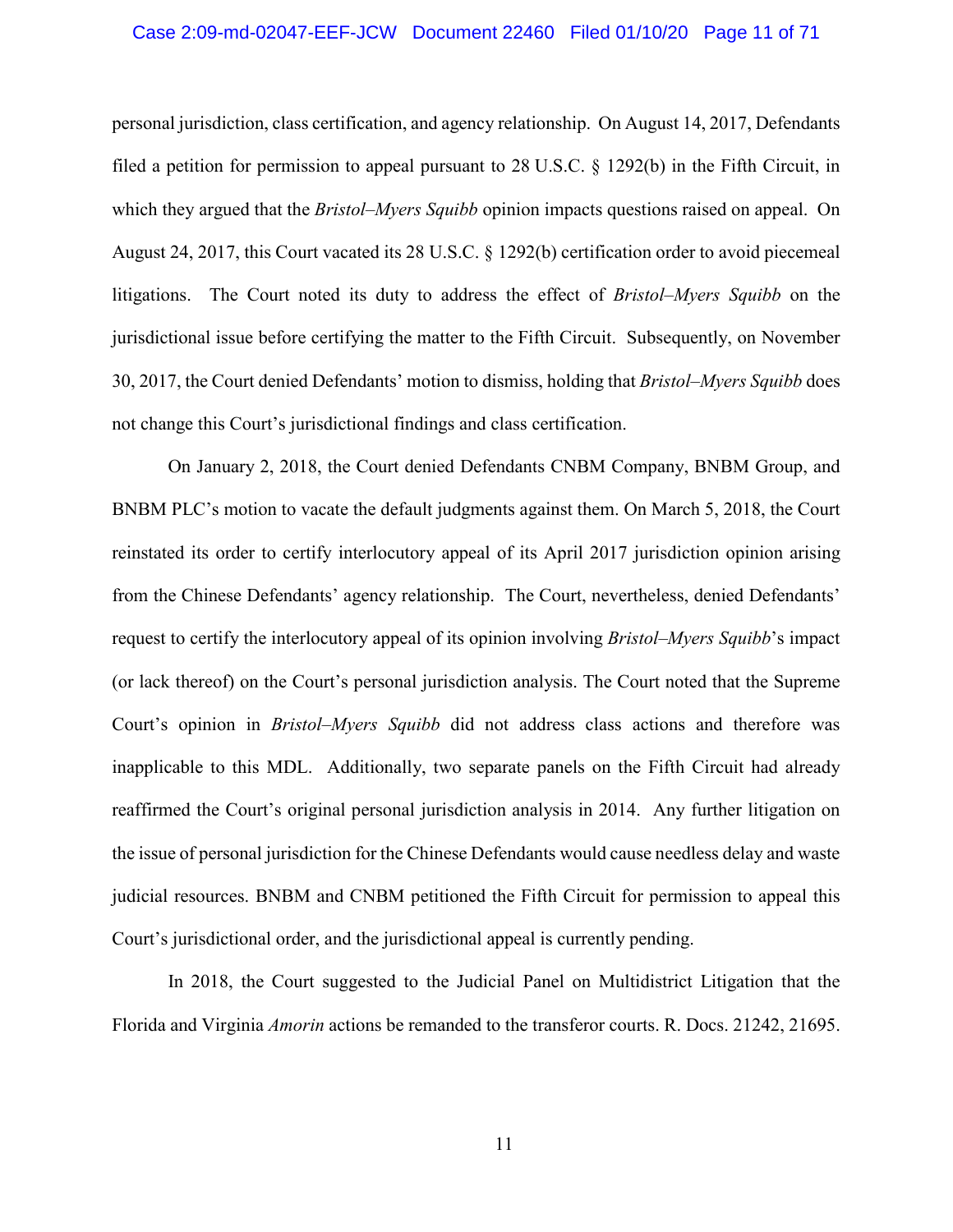personal jurisdiction, class certification, and agency relationship. On August 14, 2017, Defendants filed a petition for permission to appeal pursuant to 28 U.S.C. § 1292(b) in the Fifth Circuit, in which they argued that the *Bristol–Myers Squibb* opinion impacts questions raised on appeal. On August 24, 2017, this Court vacated its 28 U.S.C. § 1292(b) certification order to avoid piecemeal litigations. The Court noted its duty to address the effect of *Bristol–Myers Squibb* on the jurisdictional issue before certifying the matter to the Fifth Circuit. Subsequently, on November 30, 2017, the Court denied Defendants' motion to dismiss, holding that *Bristol–Myers Squibb* does not change this Court's jurisdictional findings and class certification.

On January 2, 2018, the Court denied Defendants CNBM Company, BNBM Group, and BNBM PLC's motion to vacate the default judgments against them. On March 5, 2018, the Court reinstated its order to certify interlocutory appeal of its April 2017 jurisdiction opinion arising from the Chinese Defendants' agency relationship. The Court, nevertheless, denied Defendants' request to certify the interlocutory appeal of its opinion involving *Bristol–Myers Squibb*'s impact (or lack thereof) on the Court's personal jurisdiction analysis. The Court noted that the Supreme Court's opinion in *Bristol–Myers Squibb* did not address class actions and therefore was inapplicable to this MDL. Additionally, two separate panels on the Fifth Circuit had already reaffirmed the Court's original personal jurisdiction analysis in 2014. Any further litigation on the issue of personal jurisdiction for the Chinese Defendants would cause needless delay and waste judicial resources. BNBM and CNBM petitioned the Fifth Circuit for permission to appeal this Court's jurisdictional order, and the jurisdictional appeal is currently pending.

In 2018, the Court suggested to the Judicial Panel on Multidistrict Litigation that the Florida and Virginia *Amorin* actions be remanded to the transferor courts. R. Docs. 21242, 21695.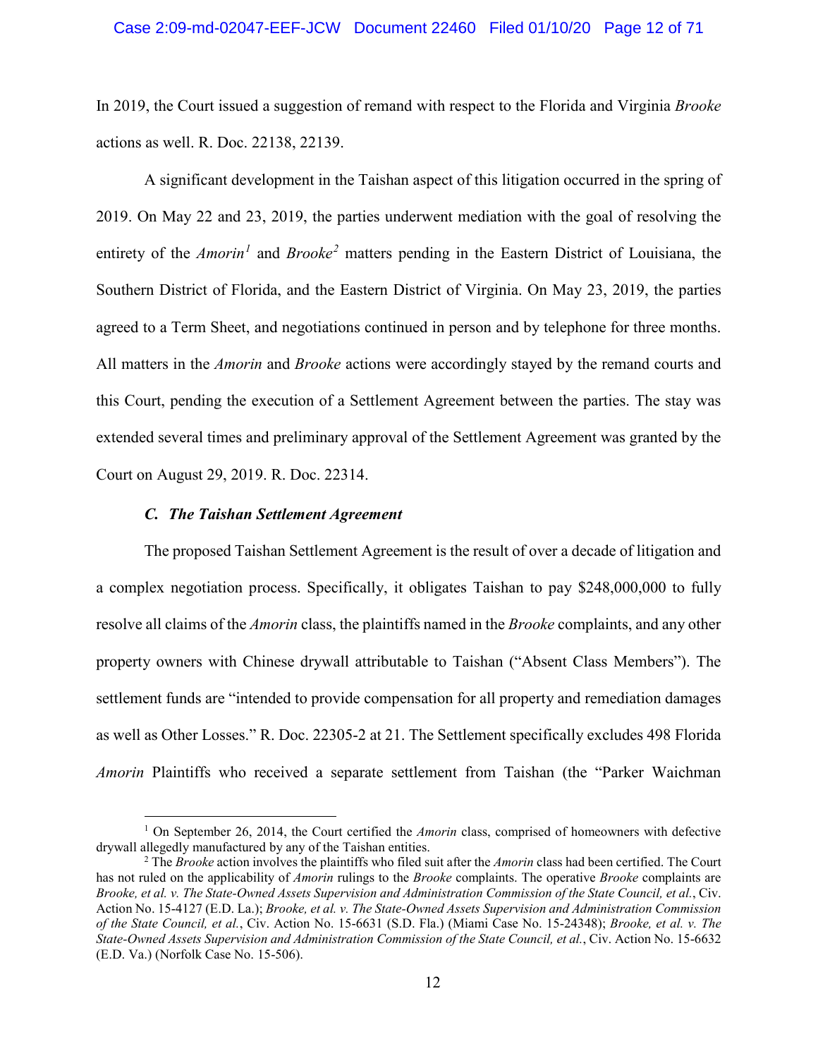In 2019, the Court issued a suggestion of remand with respect to the Florida and Virginia *Brooke* actions as well. R. Doc. 22138, 22139.

A significant development in the Taishan aspect of this litigation occurred in the spring of 2019. On May 22 and 23, 2019, the parties underwent mediation with the goal of resolving the entirety of the *Amorin*[1] and *Brooke*[2] matters pending in the Eastern District of Louisiana, the Southern District of Florida, and the Eastern District of Virginia. On May 23, 2019, the parties agreed to a Term Sheet, and negotiations continued in person and by telephone for three months. All matters in the *Amorin* and *Brooke* actions were accordingly stayed by the remand courts and this Court, pending the execution of a Settlement Agreement between the parties. The stay was extended several times and preliminary approval of the Settlement Agreement was granted by the Court on August 29, 2019. R. Doc. 22314.

### *C. The Taishan Settlement Agreement*

The proposed Taishan Settlement Agreement is the result of over a decade of litigation and a complex negotiation process. Specifically, it obligates Taishan to pay $248,000,000 to fully resolve all claims of the *Amorin* class, the plaintiffs named in the *Brooke* complaints, and any other property owners with Chinese drywall attributable to Taishan ("Absent Class Members"). The settlement funds are "intended to provide compensation for all property and remediation damages as well as Other Losses." R. Doc. 22305-2 at 21. The Settlement specifically excludes 498 Florida *Amorin* Plaintiffs who received a separate settlement from Taishan (the "Parker Waichman

---

[1] On September 26, 2014, the Court certified the *Amorin* class, comprised of homeowners with defective drywall allegedly manufactured by any of the Taishan entities.

[2] The *Brooke* action involves the plaintiffs who filed suit after the *Amorin* class had been certified. The Court has not ruled on the applicability of *Amorin* rulings to the *Brooke* complaints. The operative *Brooke* complaints are *Brooke, et al. v. The State-Owned Assets Supervision and Administration Commission of the State Council, et al.*, Civ. Action No. 15-4127 (E.D. La.); *Brooke, et al. v. The State-Owned Assets Supervision and Administration Commission of the State Council, et al.*, Civ. Action No. 15-6631 (S.D. Fla.) (Miami Case No. 15-24348); *Brooke, et al. v. The State-Owned Assets Supervision and Administration Commission of the State Council, et al.*, Civ. Action No. 15-6632 (E.D. Va.) (Norfolk Case No. 15-506).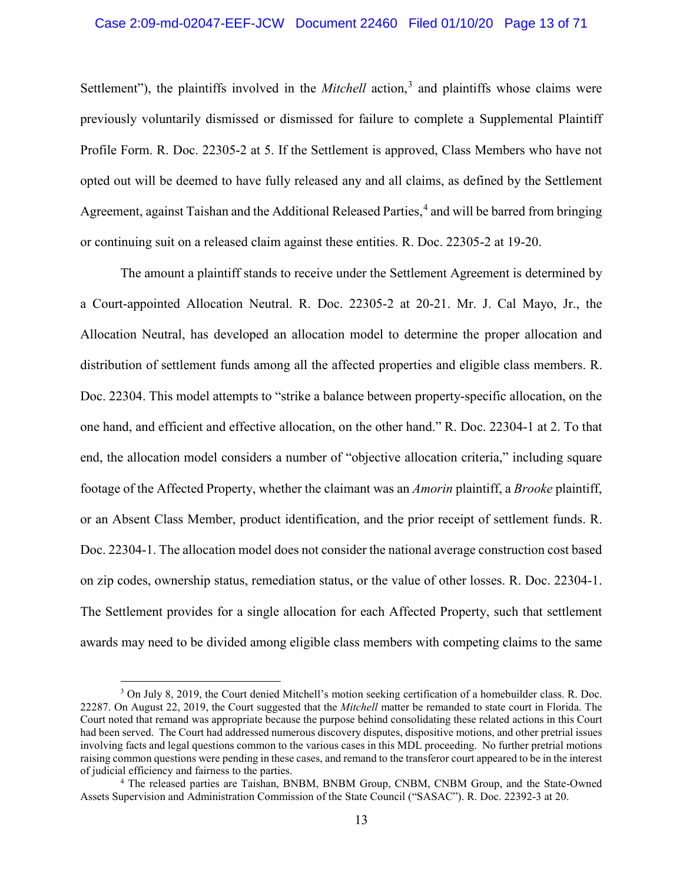Settlement"), the plaintiffs involved in the *Mitchell* action,[3] and plaintiffs whose claims were previously voluntarily dismissed or dismissed for failure to complete a Supplemental Plaintiff Profile Form. R. Doc. 22305-2 at 5. If the Settlement is approved, Class Members who have not opted out will be deemed to have fully released any and all claims, as defined by the Settlement Agreement, against Taishan and the Additional Released Parties,[4] and will be barred from bringing or continuing suit on a released claim against these entities. R. Doc. 22305-2 at 19-20.

The amount a plaintiff stands to receive under the Settlement Agreement is determined by a Court-appointed Allocation Neutral. R. Doc. 22305-2 at 20-21. Mr. J. Cal Mayo, Jr., the Allocation Neutral, has developed an allocation model to determine the proper allocation and distribution of settlement funds among all the affected properties and eligible class members. R. Doc. 22304. This model attempts to "strike a balance between property-specific allocation, on the one hand, and efficient and effective allocation, on the other hand." R. Doc. 22304-1 at 2. To that end, the allocation model considers a number of "objective allocation criteria," including square footage of the Affected Property, whether the claimant was an *Amorin* plaintiff, a *Brooke* plaintiff, or an Absent Class Member, product identification, and the prior receipt of settlement funds. R. Doc. 22304-1. The allocation model does not consider the national average construction cost based on zip codes, ownership status, remediation status, or the value of other losses. R. Doc. 22304-1. The Settlement provides for a single allocation for each Affected Property, such that settlement awards may need to be divided among eligible class members with competing claims to the same

---

[3] On July 8, 2019, the Court denied Mitchell's motion seeking certification of a homebuilder class. R. Doc. 22287. On August 22, 2019, the Court suggested that the *Mitchell* matter be remanded to state court in Florida. The Court noted that remand was appropriate because the purpose behind consolidating these related actions in this Court had been served. The Court had addressed numerous discovery disputes, dispositive motions, and other pretrial issues involving facts and legal questions common to the various cases in this MDL proceeding. No further pretrial motions raising common questions were pending in these cases, and remand to the transferor court appeared to be in the interest of judicial efficiency and fairness to the parties.

[4] The released parties are Taishan, BNBM, BNBM Group, CNBM, CNBM Group, and the State-Owned Assets Supervision and Administration Commission of the State Council ("SASAC"). R. Doc. 22392-3 at 20.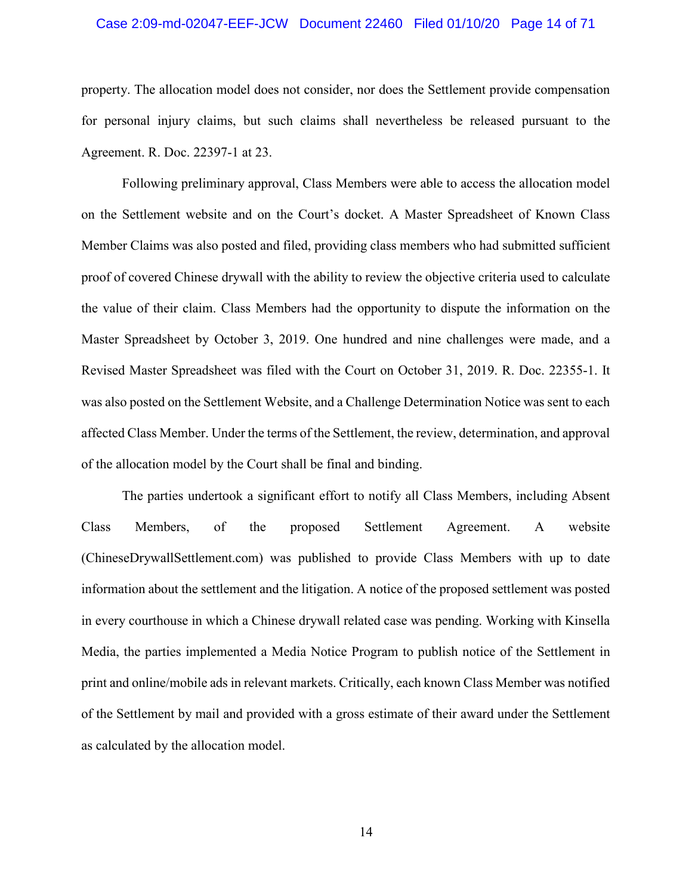property. The allocation model does not consider, nor does the Settlement provide compensation for personal injury claims, but such claims shall nevertheless be released pursuant to the Agreement. R. Doc. 22397-1 at 23.

Following preliminary approval, Class Members were able to access the allocation model on the Settlement website and on the Court's docket. A Master Spreadsheet of Known Class Member Claims was also posted and filed, providing class members who had submitted sufficient proof of covered Chinese drywall with the ability to review the objective criteria used to calculate the value of their claim. Class Members had the opportunity to dispute the information on the Master Spreadsheet by October 3, 2019. One hundred and nine challenges were made, and a Revised Master Spreadsheet was filed with the Court on October 31, 2019. R. Doc. 22355-1. It was also posted on the Settlement Website, and a Challenge Determination Notice was sent to each affected Class Member. Under the terms of the Settlement, the review, determination, and approval of the allocation model by the Court shall be final and binding.

The parties undertook a significant effort to notify all Class Members, including Absent Class Members, of the proposed Settlement Agreement. A website (ChineseDrywallSettlement.com) was published to provide Class Members with up to date information about the settlement and the litigation. A notice of the proposed settlement was posted in every courthouse in which a Chinese drywall related case was pending. Working with Kinsella Media, the parties implemented a Media Notice Program to publish notice of the Settlement in print and online/mobile ads in relevant markets. Critically, each known Class Member was notified of the Settlement by mail and provided with a gross estimate of their award under the Settlement as calculated by the allocation model.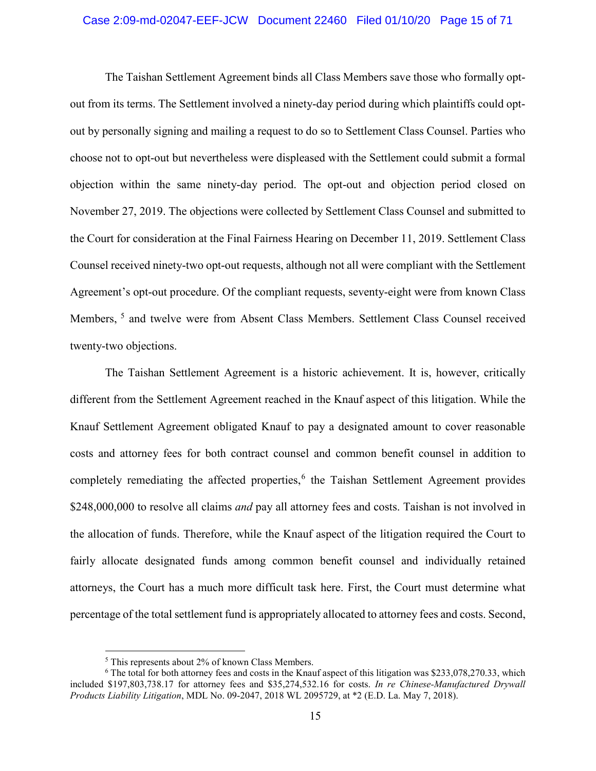The Taishan Settlement Agreement binds all Class Members save those who formally opt-out from its terms. The Settlement involved a ninety-day period during which plaintiffs could opt-out by personally signing and mailing a request to do so to Settlement Class Counsel. Parties who choose not to opt-out but nevertheless were displeased with the Settlement could submit a formal objection within the same ninety-day period. The opt-out and objection period closed on November 27, 2019. The objections were collected by Settlement Class Counsel and submitted to the Court for consideration at the Final Fairness Hearing on December 11, 2019. Settlement Class Counsel received ninety-two opt-out requests, although not all were compliant with the Settlement Agreement's opt-out procedure. Of the compliant requests, seventy-eight were from known Class Members, [5] and twelve were from Absent Class Members. Settlement Class Counsel received twenty-two objections.

The Taishan Settlement Agreement is a historic achievement. It is, however, critically different from the Settlement Agreement reached in the Knauf aspect of this litigation. While the Knauf Settlement Agreement obligated Knauf to pay a designated amount to cover reasonable costs and attorney fees for both contract counsel and common benefit counsel in addition to completely remediating the affected properties,[6] the Taishan Settlement Agreement provides $248,000,000 to resolve all claims *and* pay all attorney fees and costs. Taishan is not involved in the allocation of funds. Therefore, while the Knauf aspect of the litigation required the Court to fairly allocate designated funds among common benefit counsel and individually retained attorneys, the Court has a much more difficult task here. First, the Court must determine what percentage of the total settlement fund is appropriately allocated to attorney fees and costs. Second,

---

[5] This represents about 2% of known Class Members.

[6] The total for both attorney fees and costs in the Knauf aspect of this litigation was $233,078,270.33, which included $197,803,738.17 for attorney fees and $35,274,532.16 for costs. *In re Chinese-Manufactured Drywall Products Liability Litigation*, MDL No. 09-2047, 2018 WL 2095729, at *2 (E.D. La. May 7, 2018).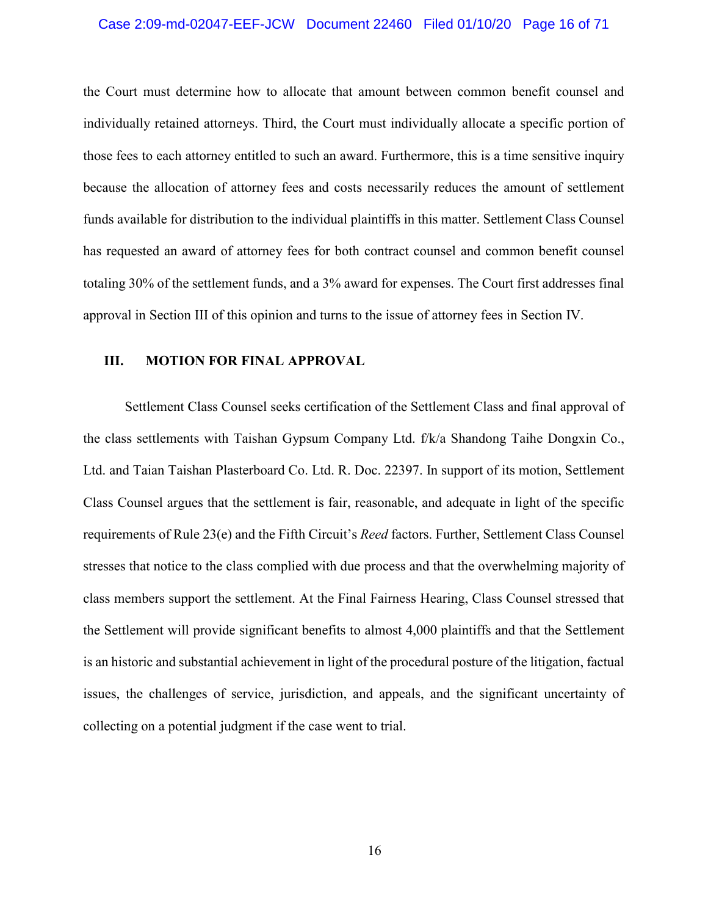the Court must determine how to allocate that amount between common benefit counsel and individually retained attorneys. Third, the Court must individually allocate a specific portion of those fees to each attorney entitled to such an award. Furthermore, this is a time sensitive inquiry because the allocation of attorney fees and costs necessarily reduces the amount of settlement funds available for distribution to the individual plaintiffs in this matter. Settlement Class Counsel has requested an award of attorney fees for both contract counsel and common benefit counsel totaling 30% of the settlement funds, and a 3% award for expenses. The Court first addresses final approval in Section III of this opinion and turns to the issue of attorney fees in Section IV.

## III. MOTION FOR FINAL APPROVAL

Settlement Class Counsel seeks certification of the Settlement Class and final approval of the class settlements with Taishan Gypsum Company Ltd. f/k/a Shandong Taihe Dongxin Co., Ltd. and Taian Taishan Plasterboard Co. Ltd. R. Doc. 22397. In support of its motion, Settlement Class Counsel argues that the settlement is fair, reasonable, and adequate in light of the specific requirements of Rule 23(e) and the Fifth Circuit's *Reed* factors. Further, Settlement Class Counsel stresses that notice to the class complied with due process and that the overwhelming majority of class members support the settlement. At the Final Fairness Hearing, Class Counsel stressed that the Settlement will provide significant benefits to almost 4,000 plaintiffs and that the Settlement is an historic and substantial achievement in light of the procedural posture of the litigation, factual issues, the challenges of service, jurisdiction, and appeals, and the significant uncertainty of collecting on a potential judgment if the case went to trial.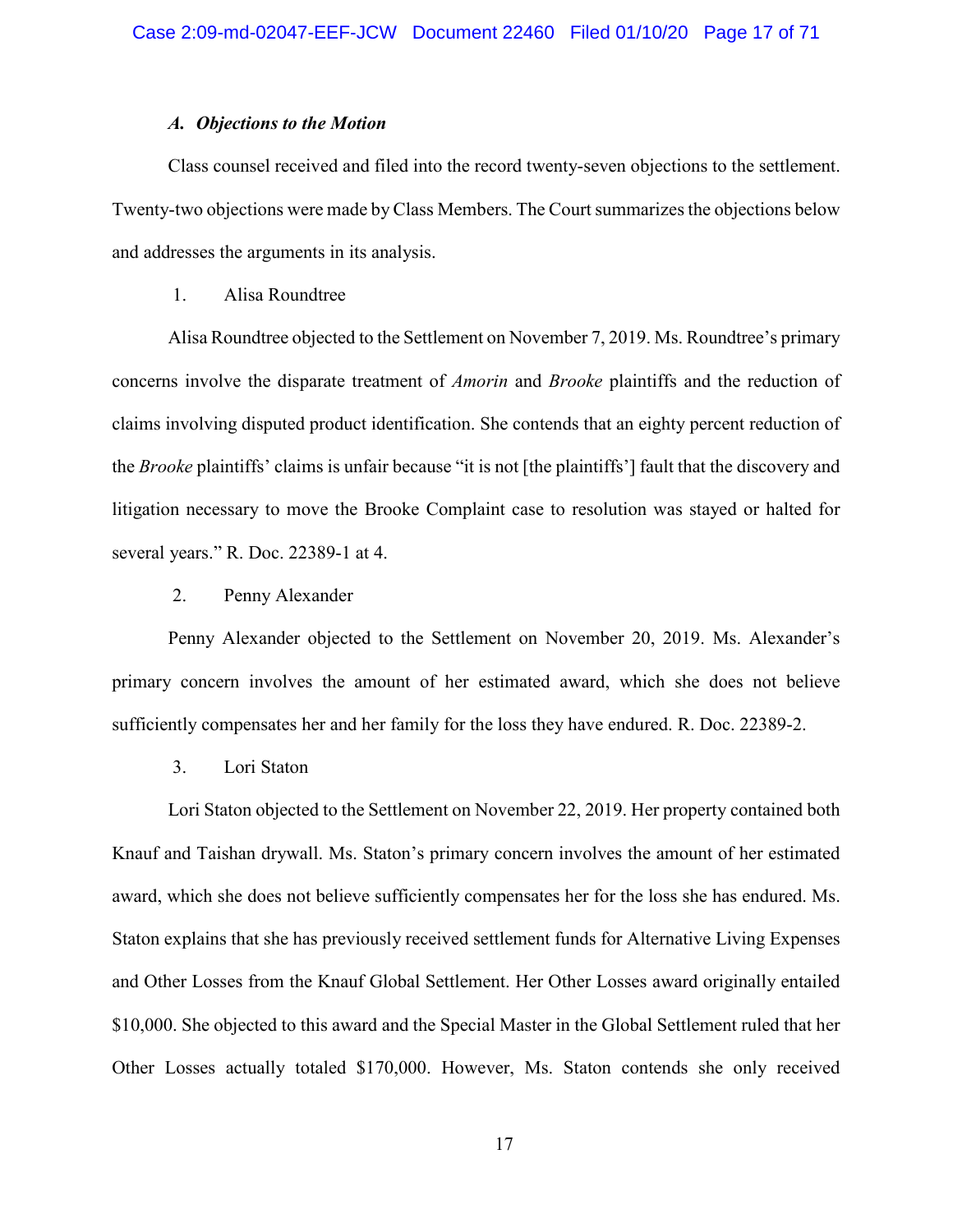### *A. Objections to the Motion*

Class counsel received and filed into the record twenty-seven objections to the settlement. Twenty-two objections were made by Class Members. The Court summarizes the objections below and addresses the arguments in its analysis.

1. Alisa Roundtree

Alisa Roundtree objected to the Settlement on November 7, 2019. Ms. Roundtree's primary concerns involve the disparate treatment of *Amorin* and *Brooke* plaintiffs and the reduction of claims involving disputed product identification. She contends that an eighty percent reduction of the *Brooke* plaintiffs' claims is unfair because "it is not [the plaintiffs'] fault that the discovery and litigation necessary to move the Brooke Complaint case to resolution was stayed or halted for several years." R. Doc. 22389-1 at 4.

2. Penny Alexander

Penny Alexander objected to the Settlement on November 20, 2019. Ms. Alexander's primary concern involves the amount of her estimated award, which she does not believe sufficiently compensates her and her family for the loss they have endured. R. Doc. 22389-2.

3. Lori Staton

Lori Staton objected to the Settlement on November 22, 2019. Her property contained both Knauf and Taishan drywall. Ms. Staton's primary concern involves the amount of her estimated award, which she does not believe sufficiently compensates her for the loss she has endured. Ms. Staton explains that she has previously received settlement funds for Alternative Living Expenses and Other Losses from the Knauf Global Settlement. Her Other Losses award originally entailed \$10,000. She objected to this award and the Special Master in the Global Settlement ruled that her Other Losses actually totaled \$170,000. However, Ms. Staton contends she only received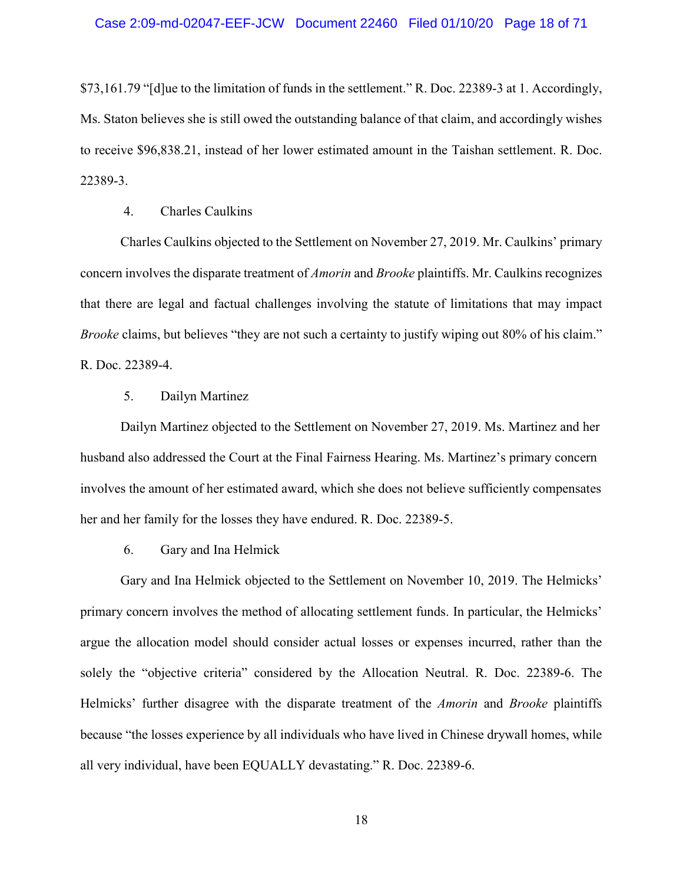$73,161.79 "[d]ue to the limitation of funds in the settlement." R. Doc. 22389-3 at 1. Accordingly, Ms. Staton believes she is still owed the outstanding balance of that claim, and accordingly wishes to receive $96,838.21, instead of her lower estimated amount in the Taishan settlement. R. Doc. 22389-3.

4. Charles Caulkins

Charles Caulkins objected to the Settlement on November 27, 2019. Mr. Caulkins' primary concern involves the disparate treatment of *Amorin* and *Brooke* plaintiffs. Mr. Caulkins recognizes that there are legal and factual challenges involving the statute of limitations that may impact *Brooke* claims, but believes "they are not such a certainty to justify wiping out 80% of his claim." R. Doc. 22389-4.

5. Dailyn Martinez

Dailyn Martinez objected to the Settlement on November 27, 2019. Ms. Martinez and her husband also addressed the Court at the Final Fairness Hearing. Ms. Martinez's primary concern involves the amount of her estimated award, which she does not believe sufficiently compensates her and her family for the losses they have endured. R. Doc. 22389-5.

6. Gary and Ina Helmick

Gary and Ina Helmick objected to the Settlement on November 10, 2019. The Helmicks' primary concern involves the method of allocating settlement funds. In particular, the Helmicks' argue the allocation model should consider actual losses or expenses incurred, rather than the solely the "objective criteria" considered by the Allocation Neutral. R. Doc. 22389-6. The Helmicks' further disagree with the disparate treatment of the *Amorin* and *Brooke* plaintiffs because "the losses experience by all individuals who have lived in Chinese drywall homes, while all very individual, have been EQUALLY devastating." R. Doc. 22389-6.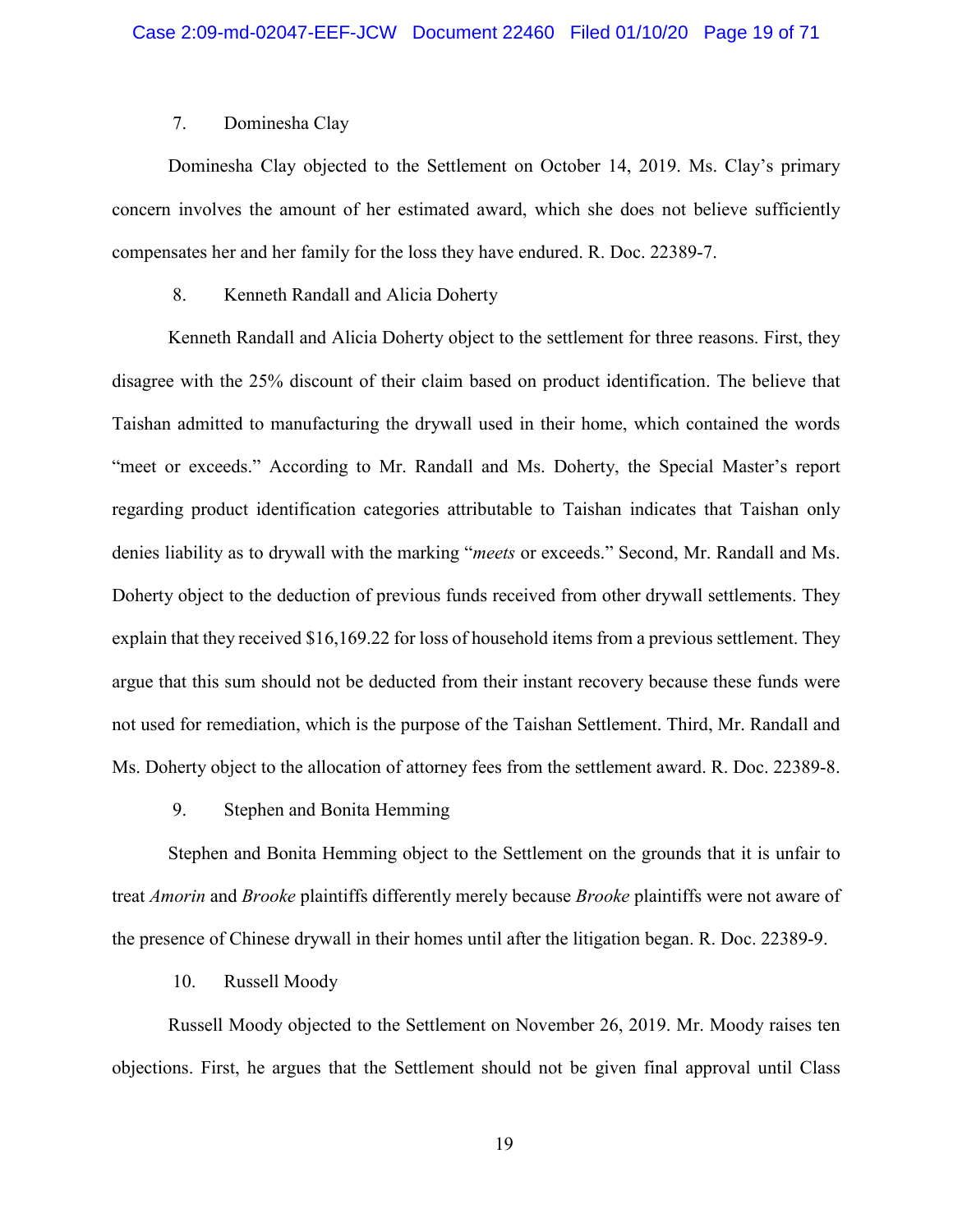7. Dominesha Clay

Dominesha Clay objected to the Settlement on October 14, 2019. Ms. Clay's primary concern involves the amount of her estimated award, which she does not believe sufficiently compensates her and her family for the loss they have endured. R. Doc. 22389-7.

8. Kenneth Randall and Alicia Doherty

Kenneth Randall and Alicia Doherty object to the settlement for three reasons. First, they disagree with the 25% discount of their claim based on product identification. The believe that Taishan admitted to manufacturing the drywall used in their home, which contained the words "meet or exceeds." According to Mr. Randall and Ms. Doherty, the Special Master's report regarding product identification categories attributable to Taishan indicates that Taishan only denies liability as to drywall with the marking "*meets* or exceeds." Second, Mr. Randall and Ms. Doherty object to the deduction of previous funds received from other drywall settlements. They explain that they received $16,169.22 for loss of household items from a previous settlement. They argue that this sum should not be deducted from their instant recovery because these funds were not used for remediation, which is the purpose of the Taishan Settlement. Third, Mr. Randall and Ms. Doherty object to the allocation of attorney fees from the settlement award. R. Doc. 22389-8.

9. Stephen and Bonita Hemming

Stephen and Bonita Hemming object to the Settlement on the grounds that it is unfair to treat *Amorin* and *Brooke* plaintiffs differently merely because *Brooke* plaintiffs were not aware of the presence of Chinese drywall in their homes until after the litigation began. R. Doc. 22389-9.

10. Russell Moody

Russell Moody objected to the Settlement on November 26, 2019. Mr. Moody raises ten objections. First, he argues that the Settlement should not be given final approval until Class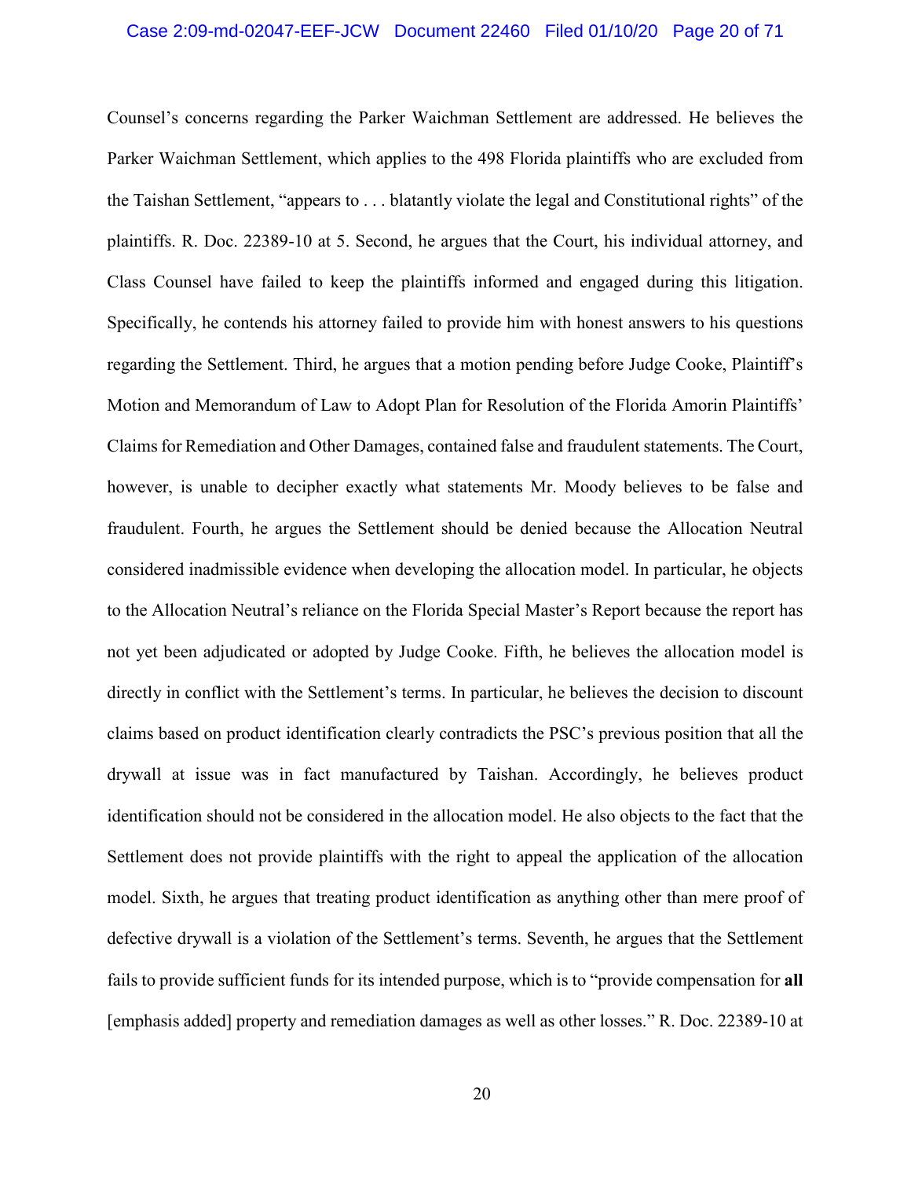Counsel's concerns regarding the Parker Waichman Settlement are addressed. He believes the Parker Waichman Settlement, which applies to the 498 Florida plaintiffs who are excluded from the Taishan Settlement, "appears to . . . blatantly violate the legal and Constitutional rights" of the plaintiffs. R. Doc. 22389-10 at 5. Second, he argues that the Court, his individual attorney, and Class Counsel have failed to keep the plaintiffs informed and engaged during this litigation. Specifically, he contends his attorney failed to provide him with honest answers to his questions regarding the Settlement. Third, he argues that a motion pending before Judge Cooke, Plaintiff's Motion and Memorandum of Law to Adopt Plan for Resolution of the Florida Amorin Plaintiffs' Claims for Remediation and Other Damages, contained false and fraudulent statements. The Court, however, is unable to decipher exactly what statements Mr. Moody believes to be false and fraudulent. Fourth, he argues the Settlement should be denied because the Allocation Neutral considered inadmissible evidence when developing the allocation model. In particular, he objects to the Allocation Neutral's reliance on the Florida Special Master's Report because the report has not yet been adjudicated or adopted by Judge Cooke. Fifth, he believes the allocation model is directly in conflict with the Settlement's terms. In particular, he believes the decision to discount claims based on product identification clearly contradicts the PSC's previous position that all the drywall at issue was in fact manufactured by Taishan. Accordingly, he believes product identification should not be considered in the allocation model. He also objects to the fact that the Settlement does not provide plaintiffs with the right to appeal the application of the allocation model. Sixth, he argues that treating product identification as anything other than mere proof of defective drywall is a violation of the Settlement's terms. Seventh, he argues that the Settlement fails to provide sufficient funds for its intended purpose, which is to "provide compensation for **all** [emphasis added] property and remediation damages as well as other losses." R. Doc. 22389-10 at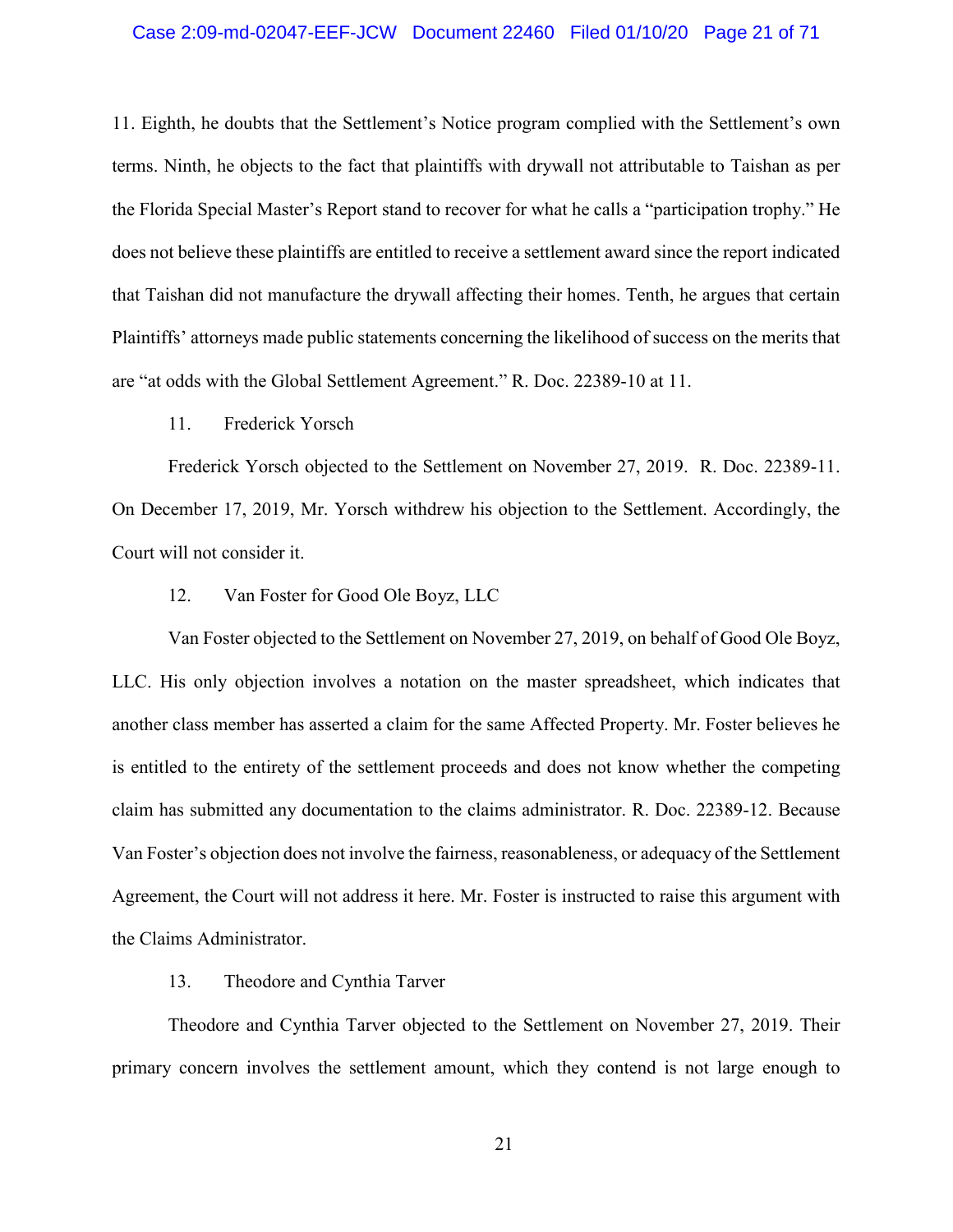11. Eighth, he doubts that the Settlement's Notice program complied with the Settlement's own terms. Ninth, he objects to the fact that plaintiffs with drywall not attributable to Taishan as per the Florida Special Master's Report stand to recover for what he calls a "participation trophy." He does not believe these plaintiffs are entitled to receive a settlement award since the report indicated that Taishan did not manufacture the drywall affecting their homes. Tenth, he argues that certain Plaintiffs' attorneys made public statements concerning the likelihood of success on the merits that are "at odds with the Global Settlement Agreement." R. Doc. 22389-10 at 11.

11. Frederick Yorsch

Frederick Yorsch objected to the Settlement on November 27, 2019. R. Doc. 22389-11. On December 17, 2019, Mr. Yorsch withdrew his objection to the Settlement. Accordingly, the Court will not consider it.

12. Van Foster for Good Ole Boyz, LLC

Van Foster objected to the Settlement on November 27, 2019, on behalf of Good Ole Boyz, LLC. His only objection involves a notation on the master spreadsheet, which indicates that another class member has asserted a claim for the same Affected Property. Mr. Foster believes he is entitled to the entirety of the settlement proceeds and does not know whether the competing claim has submitted any documentation to the claims administrator. R. Doc. 22389-12. Because Van Foster's objection does not involve the fairness, reasonableness, or adequacy of the Settlement Agreement, the Court will not address it here. Mr. Foster is instructed to raise this argument with the Claims Administrator.

13. Theodore and Cynthia Tarver

Theodore and Cynthia Tarver objected to the Settlement on November 27, 2019. Their primary concern involves the settlement amount, which they contend is not large enough to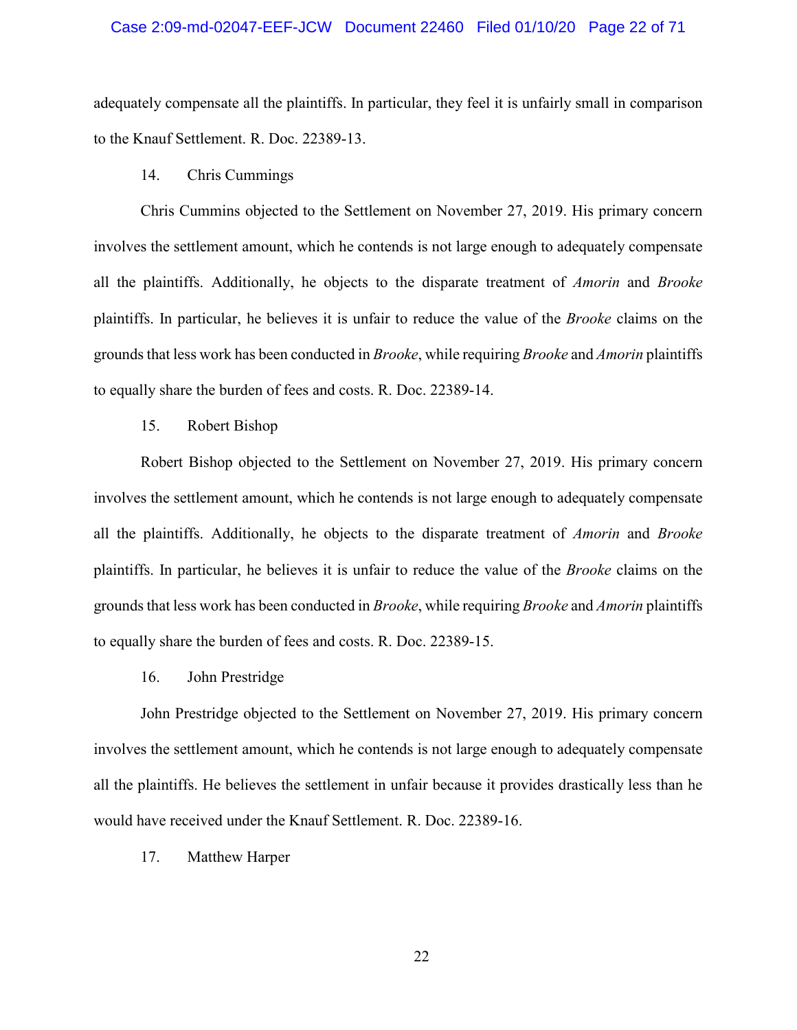adequately compensate all the plaintiffs. In particular, they feel it is unfairly small in comparison to the Knauf Settlement. R. Doc. 22389-13.

14. Chris Cummings

Chris Cummins objected to the Settlement on November 27, 2019. His primary concern involves the settlement amount, which he contends is not large enough to adequately compensate all the plaintiffs. Additionally, he objects to the disparate treatment of *Amorin* and *Brooke* plaintiffs. In particular, he believes it is unfair to reduce the value of the *Brooke* claims on the grounds that less work has been conducted in *Brooke*, while requiring *Brooke* and *Amorin* plaintiffs to equally share the burden of fees and costs. R. Doc. 22389-14.

15. Robert Bishop

Robert Bishop objected to the Settlement on November 27, 2019. His primary concern involves the settlement amount, which he contends is not large enough to adequately compensate all the plaintiffs. Additionally, he objects to the disparate treatment of *Amorin* and *Brooke* plaintiffs. In particular, he believes it is unfair to reduce the value of the *Brooke* claims on the grounds that less work has been conducted in *Brooke*, while requiring *Brooke* and *Amorin* plaintiffs to equally share the burden of fees and costs. R. Doc. 22389-15.

16. John Prestridge

John Prestridge objected to the Settlement on November 27, 2019. His primary concern involves the settlement amount, which he contends is not large enough to adequately compensate all the plaintiffs. He believes the settlement in unfair because it provides drastically less than he would have received under the Knauf Settlement. R. Doc. 22389-16.

17. Matthew Harper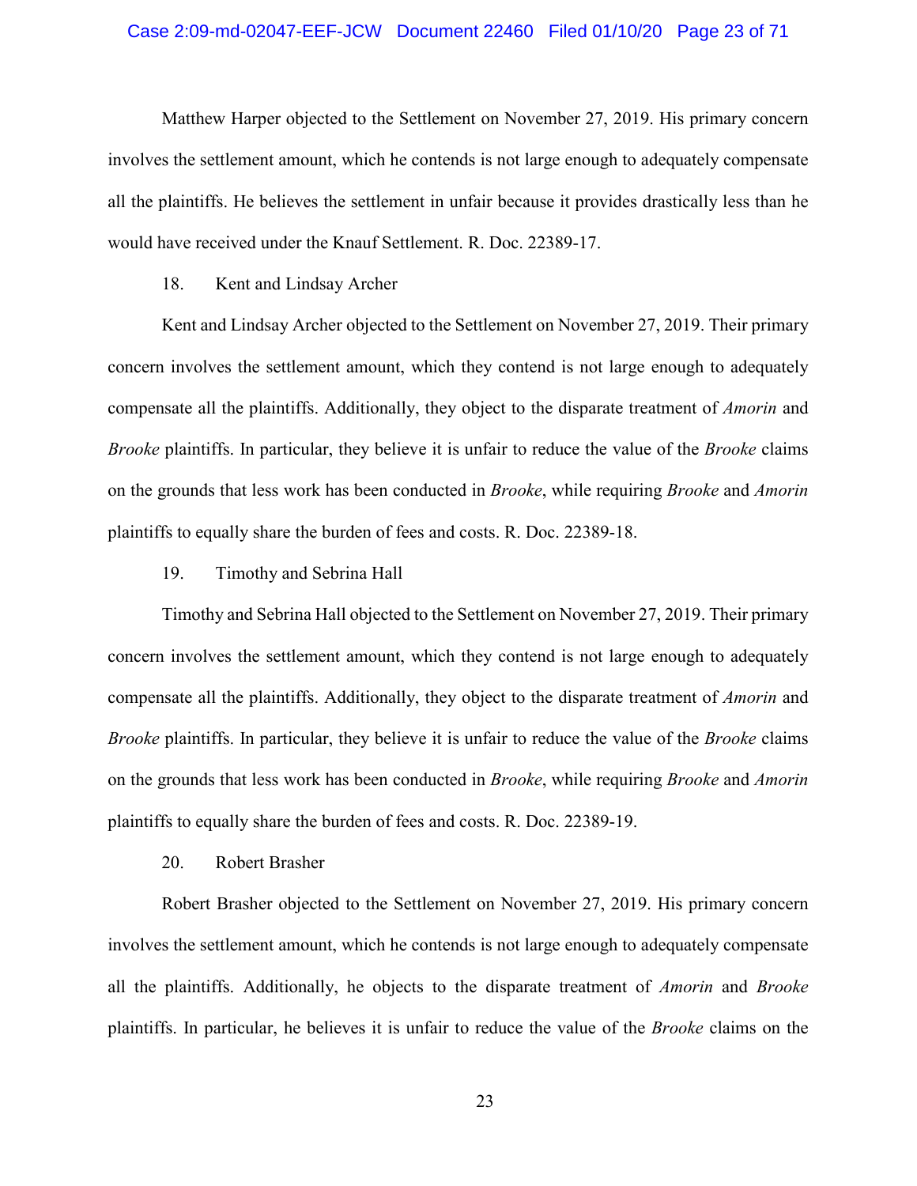Matthew Harper objected to the Settlement on November 27, 2019. His primary concern involves the settlement amount, which he contends is not large enough to adequately compensate all the plaintiffs. He believes the settlement in unfair because it provides drastically less than he would have received under the Knauf Settlement. R. Doc. 22389-17.

18. Kent and Lindsay Archer

Kent and Lindsay Archer objected to the Settlement on November 27, 2019. Their primary concern involves the settlement amount, which they contend is not large enough to adequately compensate all the plaintiffs. Additionally, they object to the disparate treatment of *Amorin* and *Brooke* plaintiffs. In particular, they believe it is unfair to reduce the value of the *Brooke* claims on the grounds that less work has been conducted in *Brooke*, while requiring *Brooke* and *Amorin* plaintiffs to equally share the burden of fees and costs. R. Doc. 22389-18.

19. Timothy and Sebrina Hall

Timothy and Sebrina Hall objected to the Settlement on November 27, 2019. Their primary concern involves the settlement amount, which they contend is not large enough to adequately compensate all the plaintiffs. Additionally, they object to the disparate treatment of *Amorin* and *Brooke* plaintiffs. In particular, they believe it is unfair to reduce the value of the *Brooke* claims on the grounds that less work has been conducted in *Brooke*, while requiring *Brooke* and *Amorin* plaintiffs to equally share the burden of fees and costs. R. Doc. 22389-19.

20. Robert Brasher

Robert Brasher objected to the Settlement on November 27, 2019. His primary concern involves the settlement amount, which he contends is not large enough to adequately compensate all the plaintiffs. Additionally, he objects to the disparate treatment of *Amorin* and *Brooke* plaintiffs. In particular, he believes it is unfair to reduce the value of the *Brooke* claims on the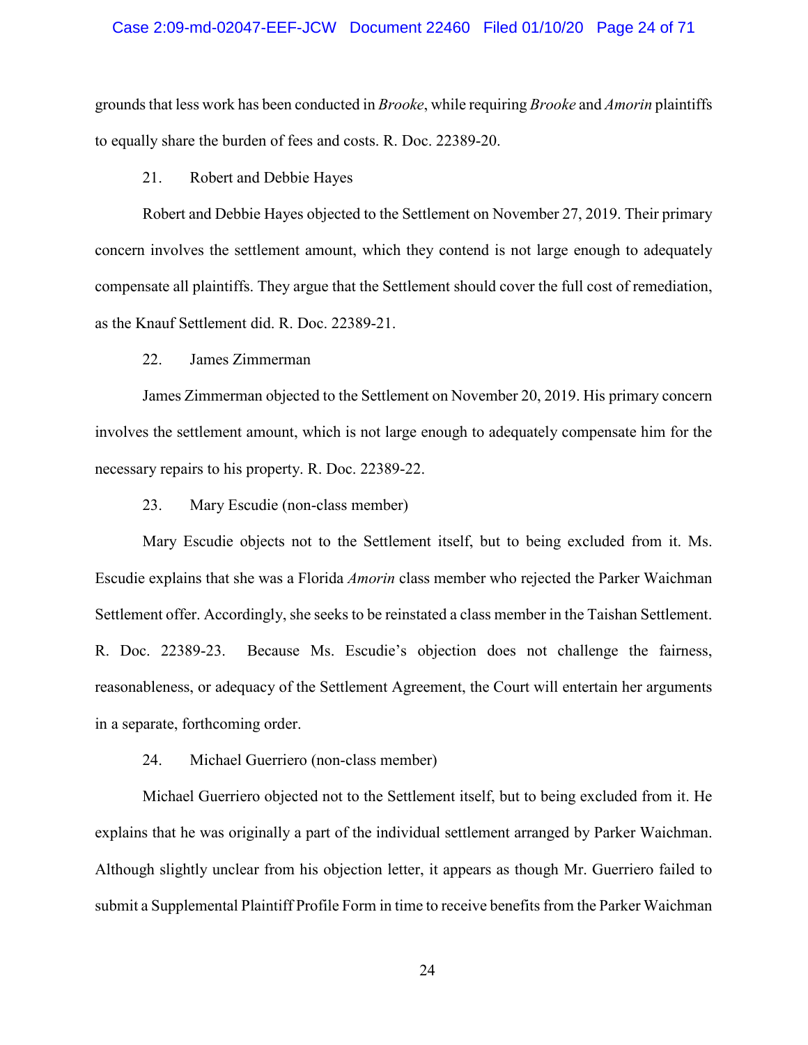grounds that less work has been conducted in *Brooke*, while requiring *Brooke* and *Amorin* plaintiffs to equally share the burden of fees and costs. R. Doc. 22389-20.

21. Robert and Debbie Hayes

Robert and Debbie Hayes objected to the Settlement on November 27, 2019. Their primary concern involves the settlement amount, which they contend is not large enough to adequately compensate all plaintiffs. They argue that the Settlement should cover the full cost of remediation, as the Knauf Settlement did. R. Doc. 22389-21.

22. James Zimmerman

James Zimmerman objected to the Settlement on November 20, 2019. His primary concern involves the settlement amount, which is not large enough to adequately compensate him for the necessary repairs to his property. R. Doc. 22389-22.

23. Mary Escudie (non-class member)

Mary Escudie objects not to the Settlement itself, but to being excluded from it. Ms. Escudie explains that she was a Florida *Amorin* class member who rejected the Parker Waichman Settlement offer. Accordingly, she seeks to be reinstated a class member in the Taishan Settlement. R. Doc. 22389-23. Because Ms. Escudie's objection does not challenge the fairness, reasonableness, or adequacy of the Settlement Agreement, the Court will entertain her arguments in a separate, forthcoming order.

24. Michael Guerriero (non-class member)

Michael Guerriero objected not to the Settlement itself, but to being excluded from it. He explains that he was originally a part of the individual settlement arranged by Parker Waichman. Although slightly unclear from his objection letter, it appears as though Mr. Guerriero failed to submit a Supplemental Plaintiff Profile Form in time to receive benefits from the Parker Waichman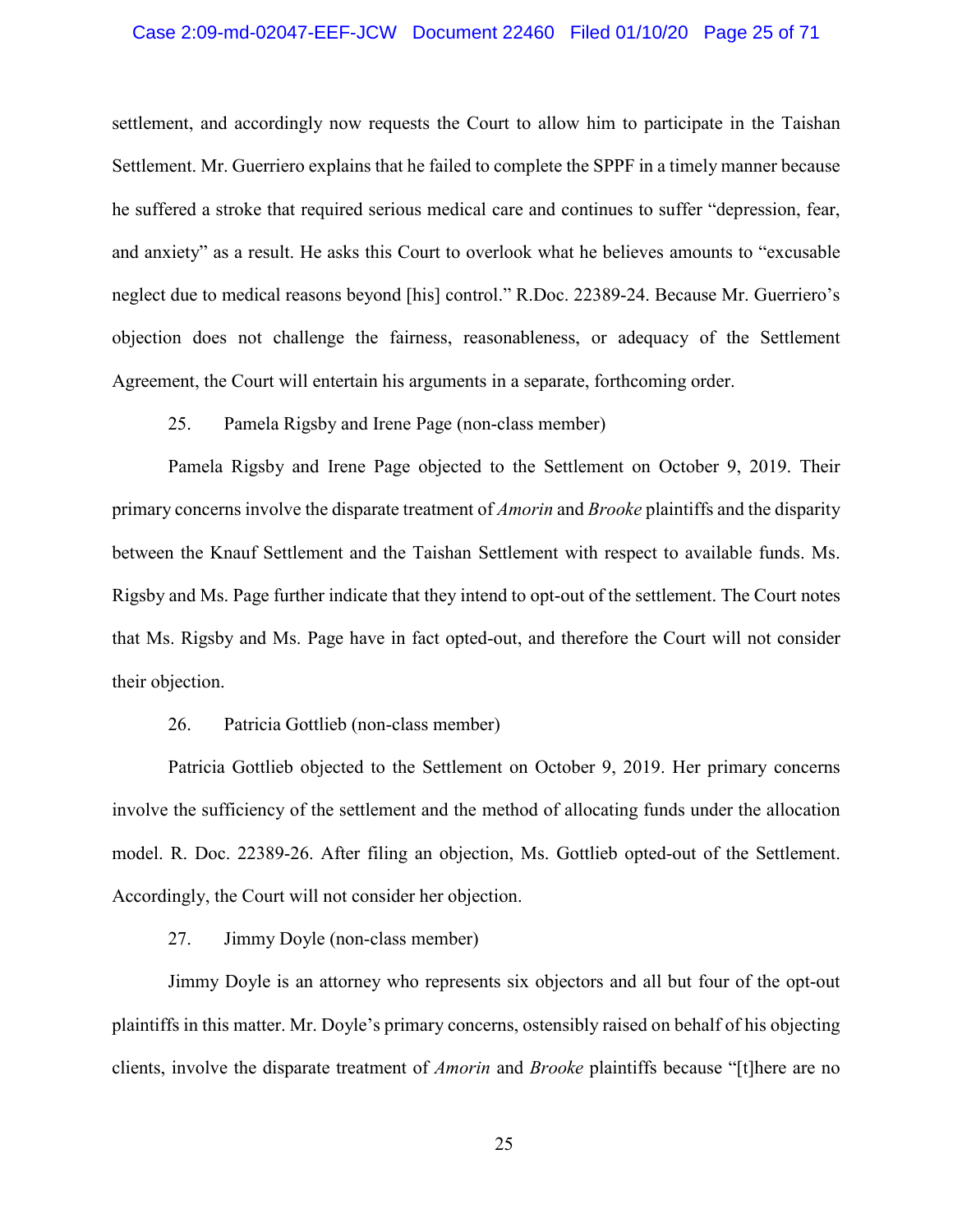settlement, and accordingly now requests the Court to allow him to participate in the Taishan Settlement. Mr. Guerriero explains that he failed to complete the SPPF in a timely manner because he suffered a stroke that required serious medical care and continues to suffer "depression, fear, and anxiety" as a result. He asks this Court to overlook what he believes amounts to "excusable neglect due to medical reasons beyond [his] control." R.Doc. 22389-24. Because Mr. Guerriero's objection does not challenge the fairness, reasonableness, or adequacy of the Settlement Agreement, the Court will entertain his arguments in a separate, forthcoming order.

25. Pamela Rigsby and Irene Page (non-class member)

Pamela Rigsby and Irene Page objected to the Settlement on October 9, 2019. Their primary concerns involve the disparate treatment of *Amorin* and *Brooke* plaintiffs and the disparity between the Knauf Settlement and the Taishan Settlement with respect to available funds. Ms. Rigsby and Ms. Page further indicate that they intend to opt-out of the settlement. The Court notes that Ms. Rigsby and Ms. Page have in fact opted-out, and therefore the Court will not consider their objection.

26. Patricia Gottlieb (non-class member)

Patricia Gottlieb objected to the Settlement on October 9, 2019. Her primary concerns involve the sufficiency of the settlement and the method of allocating funds under the allocation model. R. Doc. 22389-26. After filing an objection, Ms. Gottlieb opted-out of the Settlement. Accordingly, the Court will not consider her objection.

27. Jimmy Doyle (non-class member)

Jimmy Doyle is an attorney who represents six objectors and all but four of the opt-out plaintiffs in this matter. Mr. Doyle's primary concerns, ostensibly raised on behalf of his objecting clients, involve the disparate treatment of *Amorin* and *Brooke* plaintiffs because "[t]here are no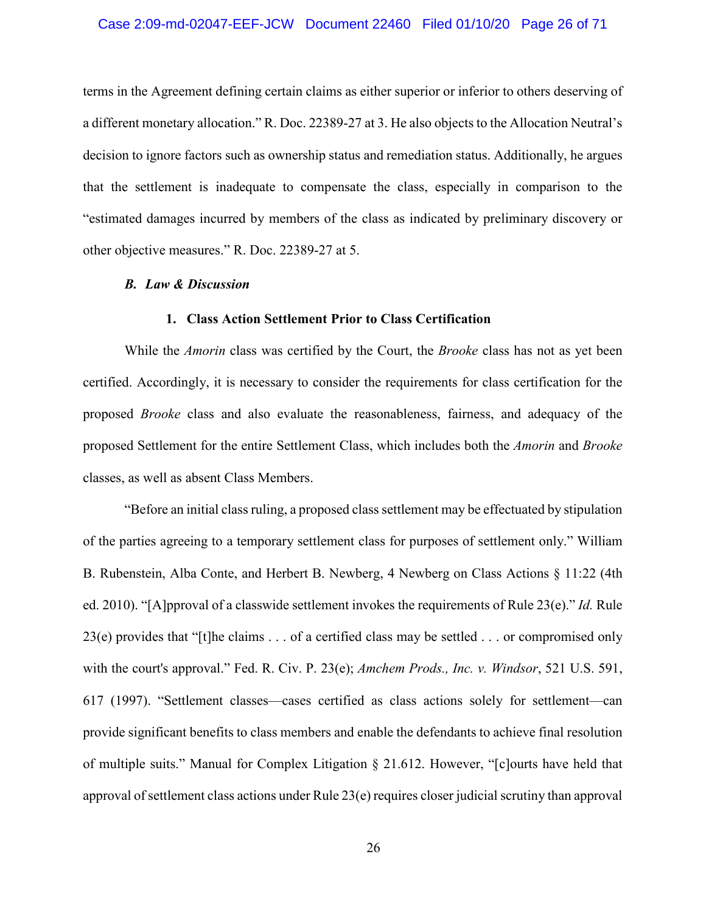terms in the Agreement defining certain claims as either superior or inferior to others deserving of a different monetary allocation." R. Doc. 22389-27 at 3. He also objects to the Allocation Neutral's decision to ignore factors such as ownership status and remediation status. Additionally, he argues that the settlement is inadequate to compensate the class, especially in comparison to the "estimated damages incurred by members of the class as indicated by preliminary discovery or other objective measures." R. Doc. 22389-27 at 5.

### *B. Law & Discussion*

#### 1. Class Action Settlement Prior to Class Certification

While the *Amorin* class was certified by the Court, the *Brooke* class has not as yet been certified. Accordingly, it is necessary to consider the requirements for class certification for the proposed *Brooke* class and also evaluate the reasonableness, fairness, and adequacy of the proposed Settlement for the entire Settlement Class, which includes both the *Amorin* and *Brooke* classes, as well as absent Class Members.

"Before an initial class ruling, a proposed class settlement may be effectuated by stipulation of the parties agreeing to a temporary settlement class for purposes of settlement only." William B. Rubenstein, Alba Conte, and Herbert B. Newberg, 4 Newberg on Class Actions § 11:22 (4th ed. 2010). "[A]pproval of a classwide settlement invokes the requirements of Rule 23(e)." *Id.* Rule 23(e) provides that "[t]he claims . . . of a certified class may be settled . . . or compromised only with the court's approval." Fed. R. Civ. P. 23(e); *Amchem Prods., Inc. v. Windsor*, 521 U.S. 591, 617 (1997). "Settlement classes—cases certified as class actions solely for settlement—can provide significant benefits to class members and enable the defendants to achieve final resolution of multiple suits." Manual for Complex Litigation § 21.612. However, "[c]ourts have held that approval of settlement class actions under Rule 23(e) requires closer judicial scrutiny than approval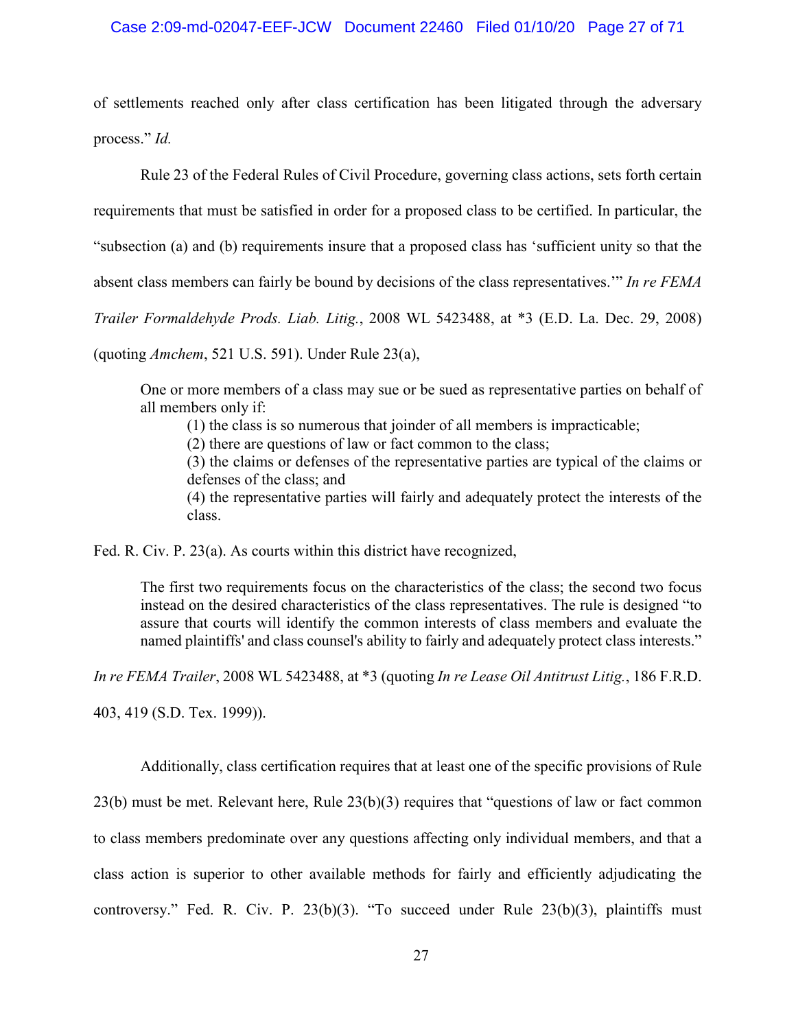of settlements reached only after class certification has been litigated through the adversary process." *Id.*

Rule 23 of the Federal Rules of Civil Procedure, governing class actions, sets forth certain requirements that must be satisfied in order for a proposed class to be certified. In particular, the "subsection (a) and (b) requirements insure that a proposed class has 'sufficient unity so that the absent class members can fairly be bound by decisions of the class representatives.'" *In re FEMA Trailer Formaldehyde Prods. Liab. Litig.*, 2008 WL 5423488, at *3 (E.D. La. Dec. 29, 2008) (quoting *Amchem*, 521 U.S. 591). Under Rule 23(a),

> One or more members of a class may sue or be sued as representative parties on behalf of all members only if:
>
> (1) the class is so numerous that joinder of all members is impracticable;
>
> (2) there are questions of law or fact common to the class;
>
> (3) the claims or defenses of the representative parties are typical of the claims or defenses of the class; and
>
> (4) the representative parties will fairly and adequately protect the interests of the class.

Fed. R. Civ. P. 23(a). As courts within this district have recognized,

> The first two requirements focus on the characteristics of the class; the second two focus instead on the desired characteristics of the class representatives. The rule is designed "to assure that courts will identify the common interests of class members and evaluate the named plaintiffs' and class counsel's ability to fairly and adequately protect class interests."

*In re FEMA Trailer*, 2008 WL 5423488, at *3 (quoting *In re Lease Oil Antitrust Litig.*, 186 F.R.D. 403, 419 (S.D. Tex. 1999)).

Additionally, class certification requires that at least one of the specific provisions of Rule 23(b) must be met. Relevant here, Rule 23(b)(3) requires that "questions of law or fact common to class members predominate over any questions affecting only individual members, and that a class action is superior to other available methods for fairly and efficiently adjudicating the controversy." Fed. R. Civ. P. 23(b)(3). "To succeed under Rule 23(b)(3), plaintiffs must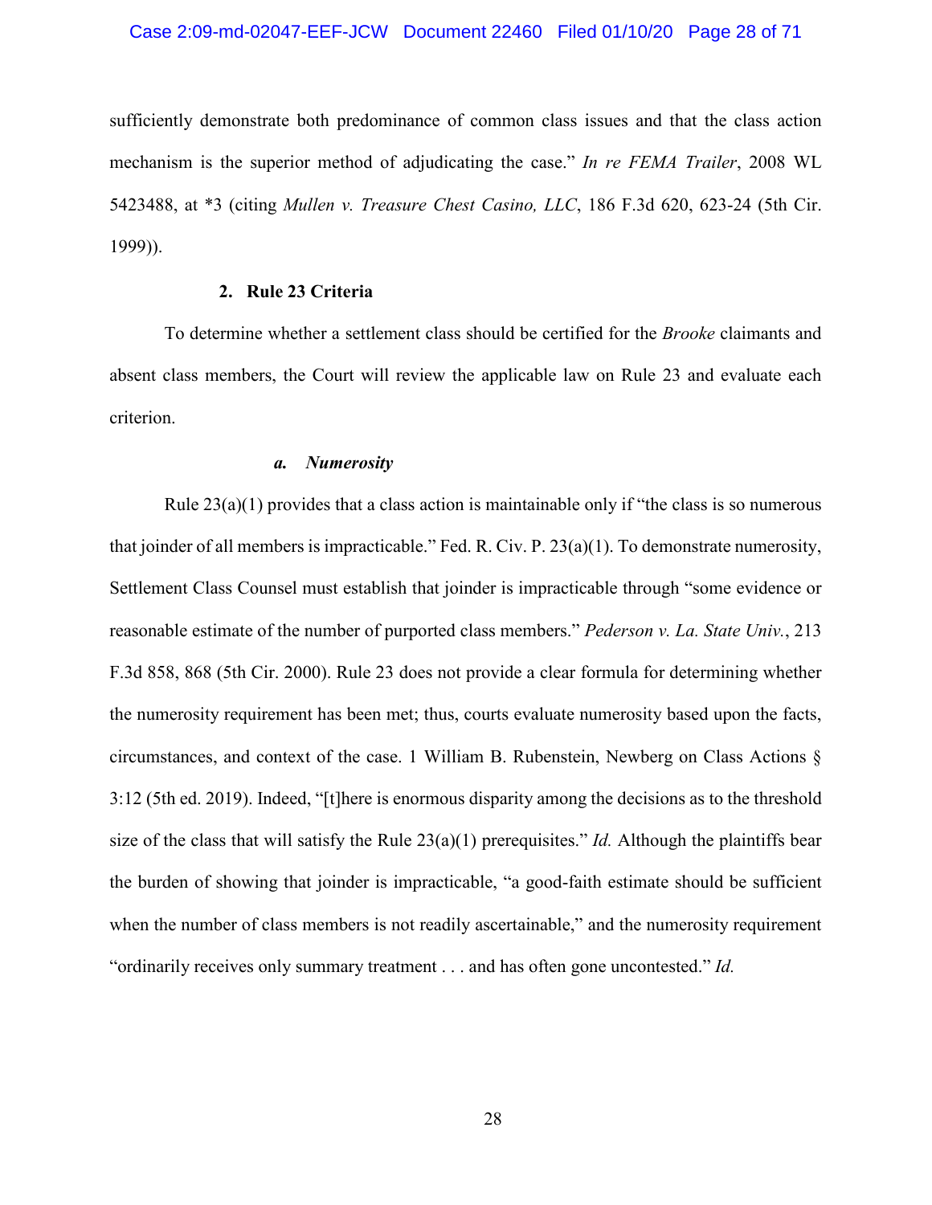sufficiently demonstrate both predominance of common class issues and that the class action mechanism is the superior method of adjudicating the case." *In re FEMA Trailer*, 2008 WL 5423488, at *3 (citing *Mullen v. Treasure Chest Casino, LLC*, 186 F.3d 620, 623-24 (5th Cir. 1999)).

### 2. Rule 23 Criteria

To determine whether a settlement class should be certified for the *Brooke* claimants and absent class members, the Court will review the applicable law on Rule 23 and evaluate each criterion.

#### ***a. Numerosity***

Rule 23(a)(1) provides that a class action is maintainable only if "the class is so numerous that joinder of all members is impracticable." Fed. R. Civ. P. 23(a)(1). To demonstrate numerosity, Settlement Class Counsel must establish that joinder is impracticable through "some evidence or reasonable estimate of the number of purported class members." *Pederson v. La. State Univ.*, 213 F.3d 858, 868 (5th Cir. 2000). Rule 23 does not provide a clear formula for determining whether the numerosity requirement has been met; thus, courts evaluate numerosity based upon the facts, circumstances, and context of the case. 1 William B. Rubenstein, Newberg on Class Actions § 3:12 (5th ed. 2019). Indeed, "[t]here is enormous disparity among the decisions as to the threshold size of the class that will satisfy the Rule 23(a)(1) prerequisites." *Id.* Although the plaintiffs bear the burden of showing that joinder is impracticable, "a good-faith estimate should be sufficient when the number of class members is not readily ascertainable," and the numerosity requirement "ordinarily receives only summary treatment . . . and has often gone uncontested." *Id.*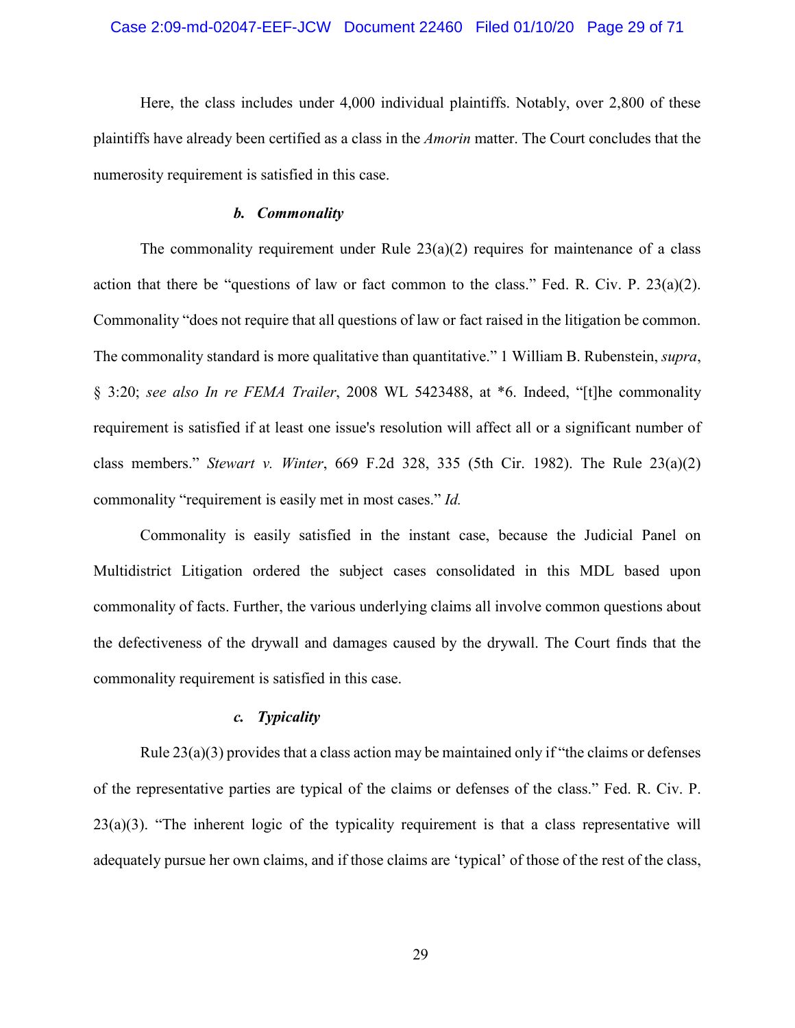Here, the class includes under 4,000 individual plaintiffs. Notably, over 2,800 of these plaintiffs have already been certified as a class in the *Amorin* matter. The Court concludes that the numerosity requirement is satisfied in this case.

#### *b. Commonality*

The commonality requirement under Rule 23(a)(2) requires for maintenance of a class action that there be "questions of law or fact common to the class." Fed. R. Civ. P. 23(a)(2). Commonality "does not require that all questions of law or fact raised in the litigation be common. The commonality standard is more qualitative than quantitative." 1 William B. Rubenstein, *supra*, § 3:20; *see also In re FEMA Trailer*, 2008 WL 5423488, at *6. Indeed, "[t]he commonality requirement is satisfied if at least one issue's resolution will affect all or a significant number of class members." *Stewart v. Winter*, 669 F.2d 328, 335 (5th Cir. 1982). The Rule 23(a)(2) commonality "requirement is easily met in most cases." *Id.*

Commonality is easily satisfied in the instant case, because the Judicial Panel on Multidistrict Litigation ordered the subject cases consolidated in this MDL based upon commonality of facts. Further, the various underlying claims all involve common questions about the defectiveness of the drywall and damages caused by the drywall. The Court finds that the commonality requirement is satisfied in this case.

#### *c. Typicality*

Rule 23(a)(3) provides that a class action may be maintained only if "the claims or defenses of the representative parties are typical of the claims or defenses of the class." Fed. R. Civ. P. 23(a)(3). "The inherent logic of the typicality requirement is that a class representative will adequately pursue her own claims, and if those claims are 'typical' of those of the rest of the class,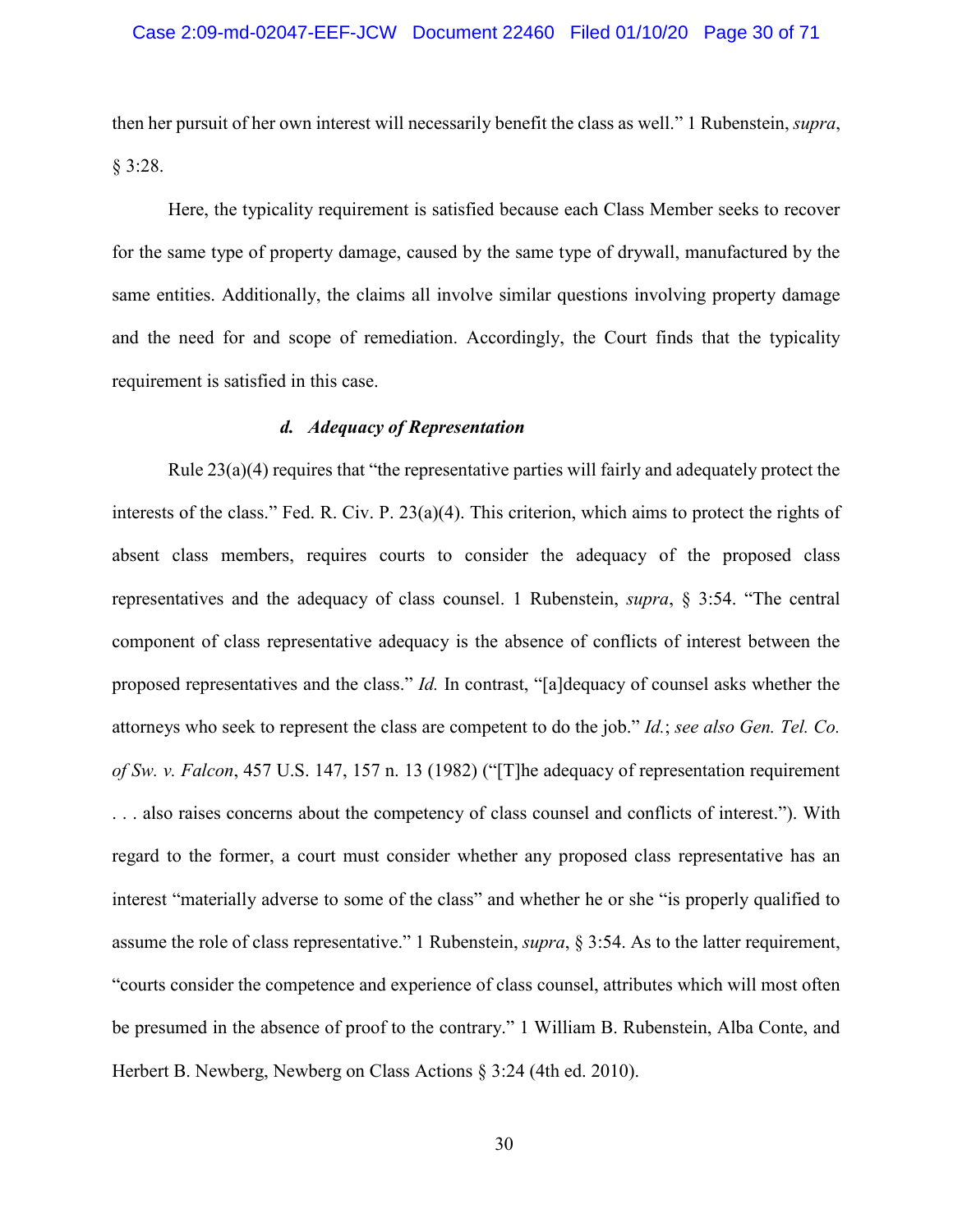then her pursuit of her own interest will necessarily benefit the class as well." 1 Rubenstein, *supra*, § 3:28.

Here, the typicality requirement is satisfied because each Class Member seeks to recover for the same type of property damage, caused by the same type of drywall, manufactured by the same entities. Additionally, the claims all involve similar questions involving property damage and the need for and scope of remediation. Accordingly, the Court finds that the typicality requirement is satisfied in this case.

#### *d. Adequacy of Representation*

Rule 23(a)(4) requires that "the representative parties will fairly and adequately protect the interests of the class." Fed. R. Civ. P. 23(a)(4). This criterion, which aims to protect the rights of absent class members, requires courts to consider the adequacy of the proposed class representatives and the adequacy of class counsel. 1 Rubenstein, *supra*, § 3:54. "The central component of class representative adequacy is the absence of conflicts of interest between the proposed representatives and the class." *Id.* In contrast, "[a]dequacy of counsel asks whether the attorneys who seek to represent the class are competent to do the job." *Id.*; *see also Gen. Tel. Co. of Sw. v. Falcon*, 457 U.S. 147, 157 n. 13 (1982) ("[T]he adequacy of representation requirement . . . also raises concerns about the competency of class counsel and conflicts of interest."). With regard to the former, a court must consider whether any proposed class representative has an interest "materially adverse to some of the class" and whether he or she "is properly qualified to assume the role of class representative." 1 Rubenstein, *supra*, § 3:54. As to the latter requirement, "courts consider the competence and experience of class counsel, attributes which will most often be presumed in the absence of proof to the contrary." 1 William B. Rubenstein, Alba Conte, and Herbert B. Newberg, Newberg on Class Actions § 3:24 (4th ed. 2010).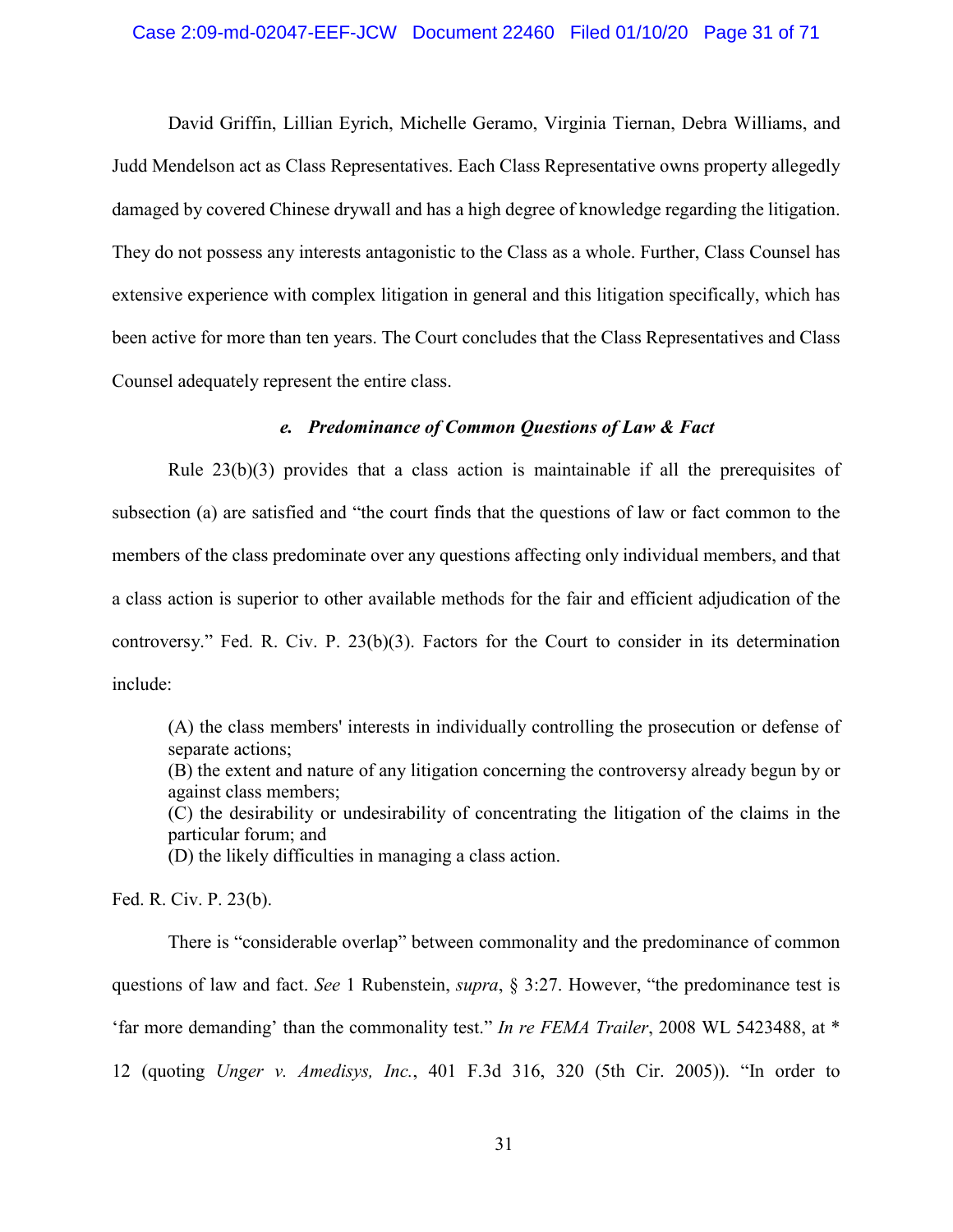David Griffin, Lillian Eyrich, Michelle Geramo, Virginia Tiernan, Debra Williams, and Judd Mendelson act as Class Representatives. Each Class Representative owns property allegedly damaged by covered Chinese drywall and has a high degree of knowledge regarding the litigation. They do not possess any interests antagonistic to the Class as a whole. Further, Class Counsel has extensive experience with complex litigation in general and this litigation specifically, which has been active for more than ten years. The Court concludes that the Class Representatives and Class Counsel adequately represent the entire class.

#### *e. Predominance of Common Questions of Law & Fact*

Rule 23(b)(3) provides that a class action is maintainable if all the prerequisites of subsection (a) are satisfied and "the court finds that the questions of law or fact common to the members of the class predominate over any questions affecting only individual members, and that a class action is superior to other available methods for the fair and efficient adjudication of the controversy." Fed. R. Civ. P. 23(b)(3). Factors for the Court to consider in its determination include:

> (A) the class members' interests in individually controlling the prosecution or defense of separate actions;
> (B) the extent and nature of any litigation concerning the controversy already begun by or against class members;
> (C) the desirability or undesirability of concentrating the litigation of the claims in the particular forum; and
> (D) the likely difficulties in managing a class action.

Fed. R. Civ. P. 23(b).

There is "considerable overlap" between commonality and the predominance of common questions of law and fact. *See* 1 Rubenstein, *supra*, § 3:27. However, "the predominance test is 'far more demanding' than the commonality test." *In re FEMA Trailer*, 2008 WL 5423488, at * 12 (quoting *Unger v. Amedisys, Inc.*, 401 F.3d 316, 320 (5th Cir. 2005)). "In order to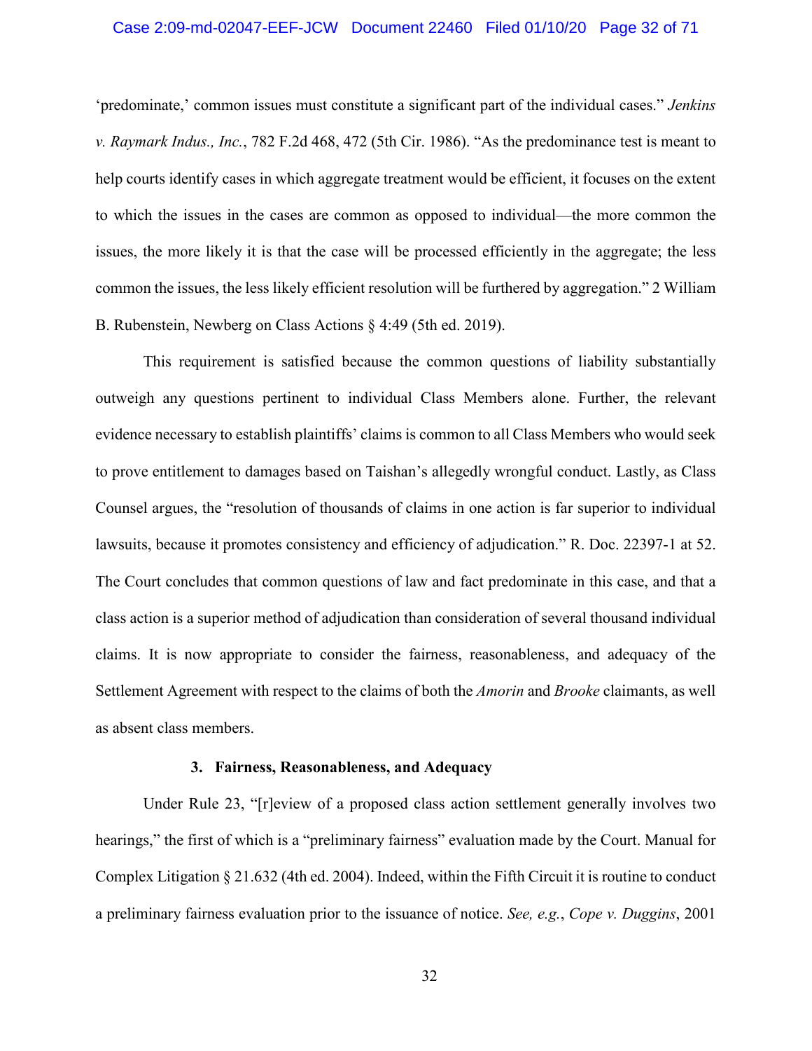'predominate,' common issues must constitute a significant part of the individual cases." *Jenkins v. Raymark Indus., Inc.*, 782 F.2d 468, 472 (5th Cir. 1986). "As the predominance test is meant to help courts identify cases in which aggregate treatment would be efficient, it focuses on the extent to which the issues in the cases are common as opposed to individual—the more common the issues, the more likely it is that the case will be processed efficiently in the aggregate; the less common the issues, the less likely efficient resolution will be furthered by aggregation." 2 William B. Rubenstein, Newberg on Class Actions § 4:49 (5th ed. 2019).

This requirement is satisfied because the common questions of liability substantially outweigh any questions pertinent to individual Class Members alone. Further, the relevant evidence necessary to establish plaintiffs' claims is common to all Class Members who would seek to prove entitlement to damages based on Taishan's allegedly wrongful conduct. Lastly, as Class Counsel argues, the "resolution of thousands of claims in one action is far superior to individual lawsuits, because it promotes consistency and efficiency of adjudication." R. Doc. 22397-1 at 52. The Court concludes that common questions of law and fact predominate in this case, and that a class action is a superior method of adjudication than consideration of several thousand individual claims. It is now appropriate to consider the fairness, reasonableness, and adequacy of the Settlement Agreement with respect to the claims of both the *Amorin* and *Brooke* claimants, as well as absent class members.

### 3. Fairness, Reasonableness, and Adequacy

Under Rule 23, "[r]eview of a proposed class action settlement generally involves two hearings," the first of which is a "preliminary fairness" evaluation made by the Court. Manual for Complex Litigation § 21.632 (4th ed. 2004). Indeed, within the Fifth Circuit it is routine to conduct a preliminary fairness evaluation prior to the issuance of notice. *See, e.g.*, *Cope v. Duggins*, 2001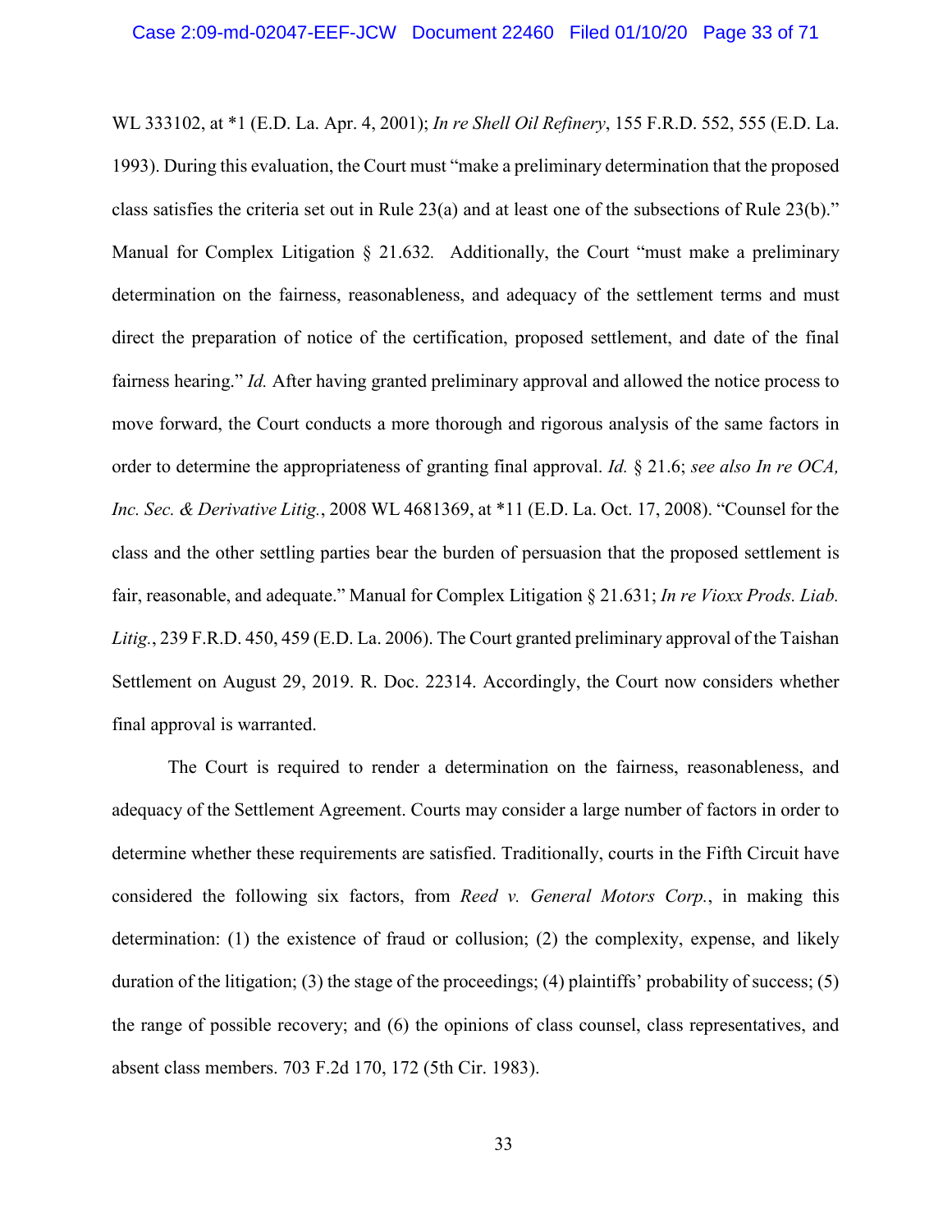WL 333102, at *1 (E.D. La. Apr. 4, 2001); *In re Shell Oil Refinery*, 155 F.R.D. 552, 555 (E.D. La. 1993). During this evaluation, the Court must "make a preliminary determination that the proposed class satisfies the criteria set out in Rule 23(a) and at least one of the subsections of Rule 23(b)." Manual for Complex Litigation § 21.632. Additionally, the Court "must make a preliminary determination on the fairness, reasonableness, and adequacy of the settlement terms and must direct the preparation of notice of the certification, proposed settlement, and date of the final fairness hearing." *Id.* After having granted preliminary approval and allowed the notice process to move forward, the Court conducts a more thorough and rigorous analysis of the same factors in order to determine the appropriateness of granting final approval. *Id.* § 21.6; *see also In re OCA, Inc. Sec. & Derivative Litig.*, 2008 WL 4681369, at *11 (E.D. La. Oct. 17, 2008). "Counsel for the class and the other settling parties bear the burden of persuasion that the proposed settlement is fair, reasonable, and adequate." Manual for Complex Litigation § 21.631; *In re Vioxx Prods. Liab. Litig.*, 239 F.R.D. 450, 459 (E.D. La. 2006). The Court granted preliminary approval of the Taishan Settlement on August 29, 2019. R. Doc. 22314. Accordingly, the Court now considers whether final approval is warranted.

The Court is required to render a determination on the fairness, reasonableness, and adequacy of the Settlement Agreement. Courts may consider a large number of factors in order to determine whether these requirements are satisfied. Traditionally, courts in the Fifth Circuit have considered the following six factors, from *Reed v. General Motors Corp.*, in making this determination: (1) the existence of fraud or collusion; (2) the complexity, expense, and likely duration of the litigation; (3) the stage of the proceedings; (4) plaintiffs' probability of success; (5) the range of possible recovery; and (6) the opinions of class counsel, class representatives, and absent class members. 703 F.2d 170, 172 (5th Cir. 1983).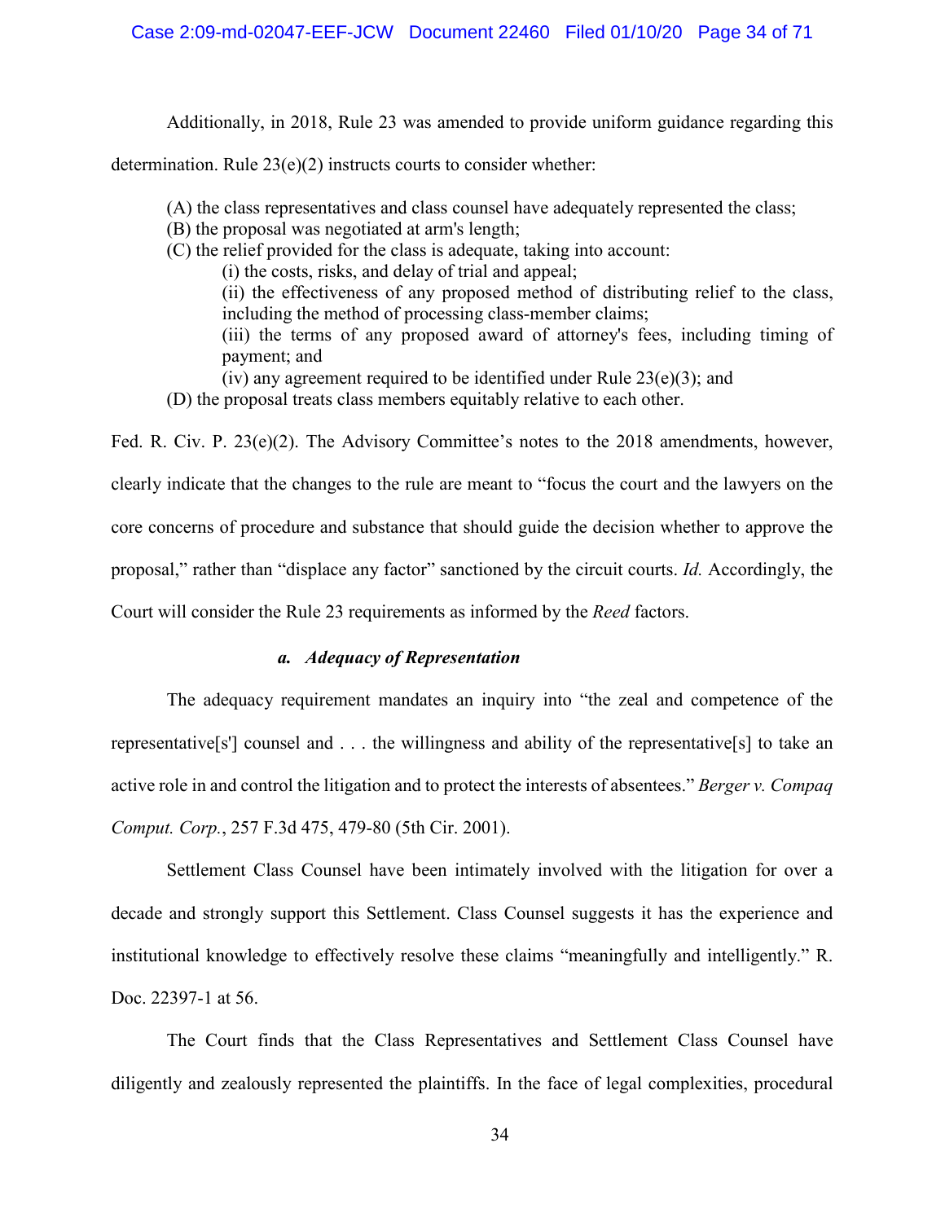Additionally, in 2018, Rule 23 was amended to provide uniform guidance regarding this determination. Rule 23(e)(2) instructs courts to consider whether:

> (A) the class representatives and class counsel have adequately represented the class;
> (B) the proposal was negotiated at arm's length;
> (C) the relief provided for the class is adequate, taking into account:
>> (i) the costs, risks, and delay of trial and appeal;
>> (ii) the effectiveness of any proposed method of distributing relief to the class, including the method of processing class-member claims;
>> (iii) the terms of any proposed award of attorney's fees, including timing of payment; and
>> (iv) any agreement required to be identified under Rule 23(e)(3); and
>
> (D) the proposal treats class members equitably relative to each other.

Fed. R. Civ. P. 23(e)(2). The Advisory Committee's notes to the 2018 amendments, however, clearly indicate that the changes to the rule are meant to "focus the court and the lawyers on the core concerns of procedure and substance that should guide the decision whether to approve the proposal," rather than "displace any factor" sanctioned by the circuit courts. *Id.* Accordingly, the Court will consider the Rule 23 requirements as informed by the *Reed* factors.

#### *a. Adequacy of Representation*

The adequacy requirement mandates an inquiry into "the zeal and competence of the representative[s'] counsel and . . . the willingness and ability of the representative[s] to take an active role in and control the litigation and to protect the interests of absentees." *Berger v. Compaq Comput. Corp.*, 257 F.3d 475, 479-80 (5th Cir. 2001).

Settlement Class Counsel have been intimately involved with the litigation for over a decade and strongly support this Settlement. Class Counsel suggests it has the experience and institutional knowledge to effectively resolve these claims "meaningfully and intelligently." R. Doc. 22397-1 at 56.

The Court finds that the Class Representatives and Settlement Class Counsel have diligently and zealously represented the plaintiffs. In the face of legal complexities, procedural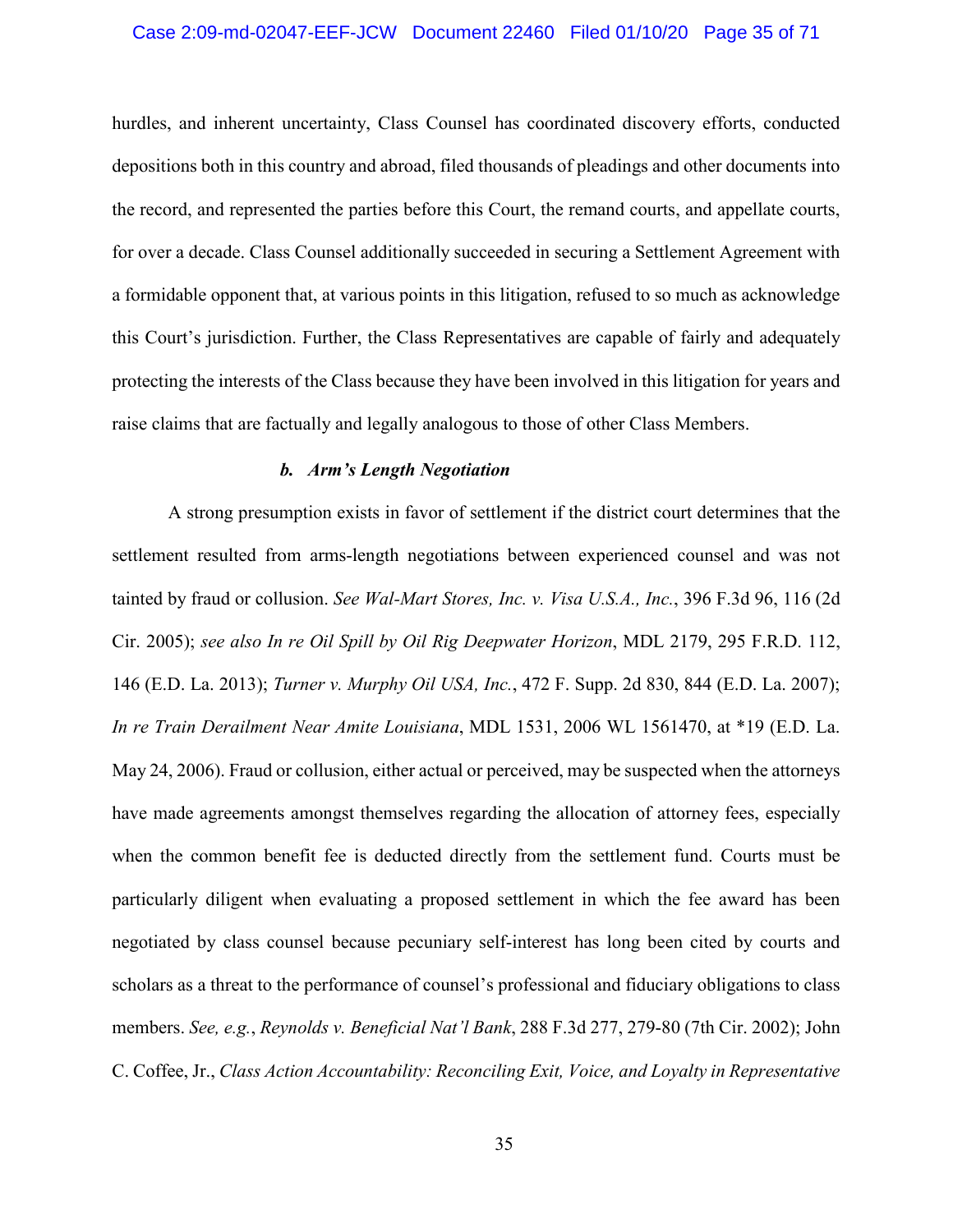hurdles, and inherent uncertainty, Class Counsel has coordinated discovery efforts, conducted depositions both in this country and abroad, filed thousands of pleadings and other documents into the record, and represented the parties before this Court, the remand courts, and appellate courts, for over a decade. Class Counsel additionally succeeded in securing a Settlement Agreement with a formidable opponent that, at various points in this litigation, refused to so much as acknowledge this Court's jurisdiction. Further, the Class Representatives are capable of fairly and adequately protecting the interests of the Class because they have been involved in this litigation for years and raise claims that are factually and legally analogous to those of other Class Members.

***b. Arm's Length Negotiation***

A strong presumption exists in favor of settlement if the district court determines that the settlement resulted from arms-length negotiations between experienced counsel and was not tainted by fraud or collusion. *See Wal-Mart Stores, Inc. v. Visa U.S.A., Inc.*, 396 F.3d 96, 116 (2d Cir. 2005); *see also In re Oil Spill by Oil Rig Deepwater Horizon*, MDL 2179, 295 F.R.D. 112, 146 (E.D. La. 2013); *Turner v. Murphy Oil USA, Inc.*, 472 F. Supp. 2d 830, 844 (E.D. La. 2007); *In re Train Derailment Near Amite Louisiana*, MDL 1531, 2006 WL 1561470, at *19 (E.D. La. May 24, 2006). Fraud or collusion, either actual or perceived, may be suspected when the attorneys have made agreements amongst themselves regarding the allocation of attorney fees, especially when the common benefit fee is deducted directly from the settlement fund. Courts must be particularly diligent when evaluating a proposed settlement in which the fee award has been negotiated by class counsel because pecuniary self-interest has long been cited by courts and scholars as a threat to the performance of counsel's professional and fiduciary obligations to class members. *See, e.g.*, *Reynolds v. Beneficial Nat'l Bank*, 288 F.3d 277, 279-80 (7th Cir. 2002); John C. Coffee, Jr., *Class Action Accountability: Reconciling Exit, Voice, and Loyalty in Representative*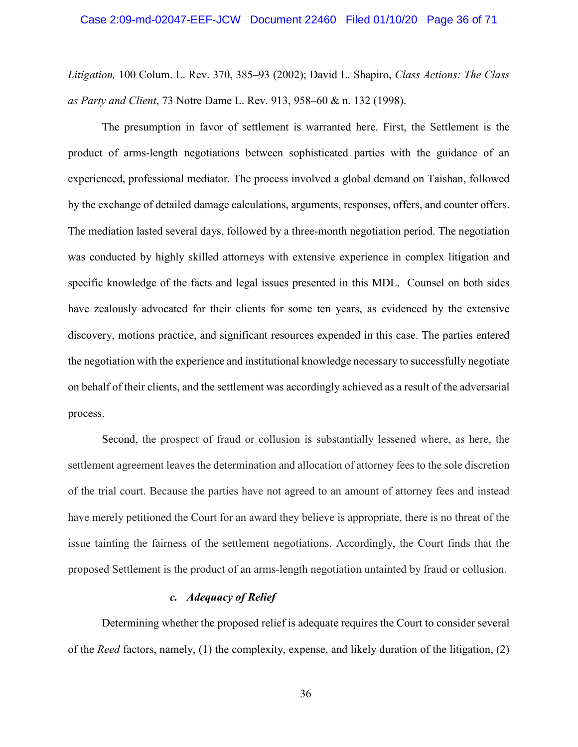*Litigation,* 100 Colum. L. Rev. 370, 385–93 (2002); David L. Shapiro, *Class Actions: The Class as Party and Client*, 73 Notre Dame L. Rev. 913, 958–60 & n. 132 (1998).

The presumption in favor of settlement is warranted here. First, the Settlement is the product of arms-length negotiations between sophisticated parties with the guidance of an experienced, professional mediator. The process involved a global demand on Taishan, followed by the exchange of detailed damage calculations, arguments, responses, offers, and counter offers. The mediation lasted several days, followed by a three-month negotiation period. The negotiation was conducted by highly skilled attorneys with extensive experience in complex litigation and specific knowledge of the facts and legal issues presented in this MDL. Counsel on both sides have zealously advocated for their clients for some ten years, as evidenced by the extensive discovery, motions practice, and significant resources expended in this case. The parties entered the negotiation with the experience and institutional knowledge necessary to successfully negotiate on behalf of their clients, and the settlement was accordingly achieved as a result of the adversarial process.

Second, the prospect of fraud or collusion is substantially lessened where, as here, the settlement agreement leaves the determination and allocation of attorney fees to the sole discretion of the trial court. Because the parties have not agreed to an amount of attorney fees and instead have merely petitioned the Court for an award they believe is appropriate, there is no threat of the issue tainting the fairness of the settlement negotiations. Accordingly, the Court finds that the proposed Settlement is the product of an arms-length negotiation untainted by fraud or collusion.

### *c. Adequacy of Relief*

Determining whether the proposed relief is adequate requires the Court to consider several of the *Reed* factors, namely, (1) the complexity, expense, and likely duration of the litigation, (2)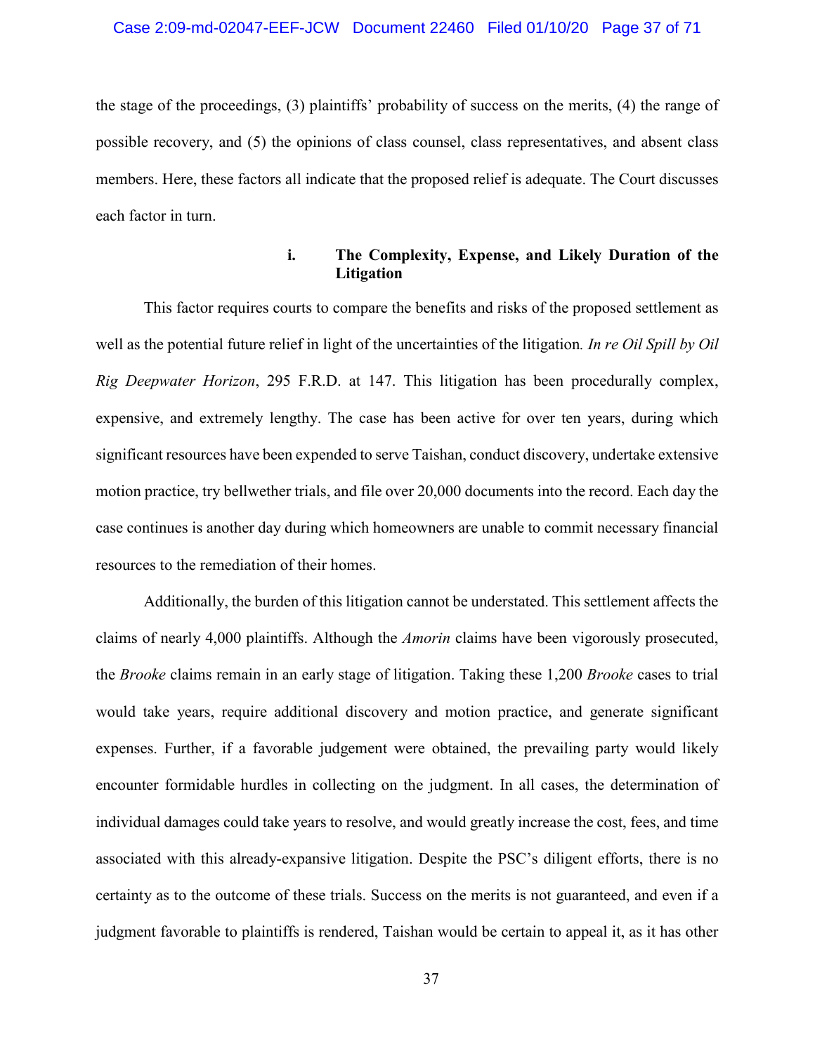the stage of the proceedings, (3) plaintiffs' probability of success on the merits, (4) the range of possible recovery, and (5) the opinions of class counsel, class representatives, and absent class members. Here, these factors all indicate that the proposed relief is adequate. The Court discusses each factor in turn.

#### i. The Complexity, Expense, and Likely Duration of the Litigation

This factor requires courts to compare the benefits and risks of the proposed settlement as well as the potential future relief in light of the uncertainties of the litigation. *In re Oil Spill by Oil Rig Deepwater Horizon*, 295 F.R.D. at 147. This litigation has been procedurally complex, expensive, and extremely lengthy. The case has been active for over ten years, during which significant resources have been expended to serve Taishan, conduct discovery, undertake extensive motion practice, try bellwether trials, and file over 20,000 documents into the record. Each day the case continues is another day during which homeowners are unable to commit necessary financial resources to the remediation of their homes.

Additionally, the burden of this litigation cannot be understated. This settlement affects the claims of nearly 4,000 plaintiffs. Although the *Amorin* claims have been vigorously prosecuted, the *Brooke* claims remain in an early stage of litigation. Taking these 1,200 *Brooke* cases to trial would take years, require additional discovery and motion practice, and generate significant expenses. Further, if a favorable judgement were obtained, the prevailing party would likely encounter formidable hurdles in collecting on the judgment. In all cases, the determination of individual damages could take years to resolve, and would greatly increase the cost, fees, and time associated with this already-expansive litigation. Despite the PSC's diligent efforts, there is no certainty as to the outcome of these trials. Success on the merits is not guaranteed, and even if a judgment favorable to plaintiffs is rendered, Taishan would be certain to appeal it, as it has other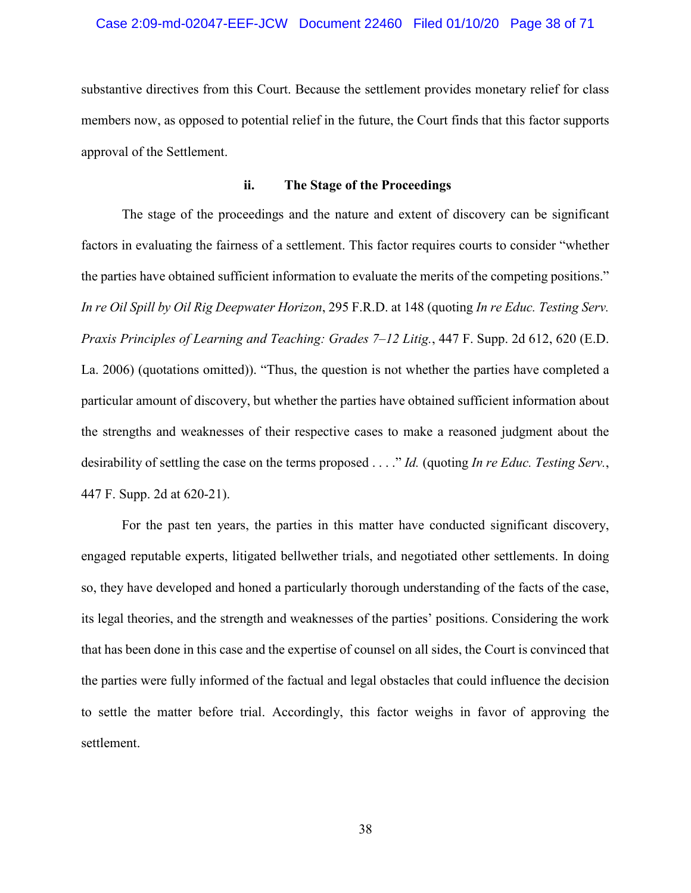substantive directives from this Court. Because the settlement provides monetary relief for class members now, as opposed to potential relief in the future, the Court finds that this factor supports approval of the Settlement.

### ii. The Stage of the Proceedings

The stage of the proceedings and the nature and extent of discovery can be significant factors in evaluating the fairness of a settlement. This factor requires courts to consider "whether the parties have obtained sufficient information to evaluate the merits of the competing positions." *In re Oil Spill by Oil Rig Deepwater Horizon*, 295 F.R.D. at 148 (quoting *In re Educ. Testing Serv. Praxis Principles of Learning and Teaching: Grades 7–12 Litig.*, 447 F. Supp. 2d 612, 620 (E.D. La. 2006) (quotations omitted)). "Thus, the question is not whether the parties have completed a particular amount of discovery, but whether the parties have obtained sufficient information about the strengths and weaknesses of their respective cases to make a reasoned judgment about the desirability of settling the case on the terms proposed . . . ." *Id.* (quoting *In re Educ. Testing Serv.*, 447 F. Supp. 2d at 620-21).

For the past ten years, the parties in this matter have conducted significant discovery, engaged reputable experts, litigated bellwether trials, and negotiated other settlements. In doing so, they have developed and honed a particularly thorough understanding of the facts of the case, its legal theories, and the strength and weaknesses of the parties' positions. Considering the work that has been done in this case and the expertise of counsel on all sides, the Court is convinced that the parties were fully informed of the factual and legal obstacles that could influence the decision to settle the matter before trial. Accordingly, this factor weighs in favor of approving the settlement.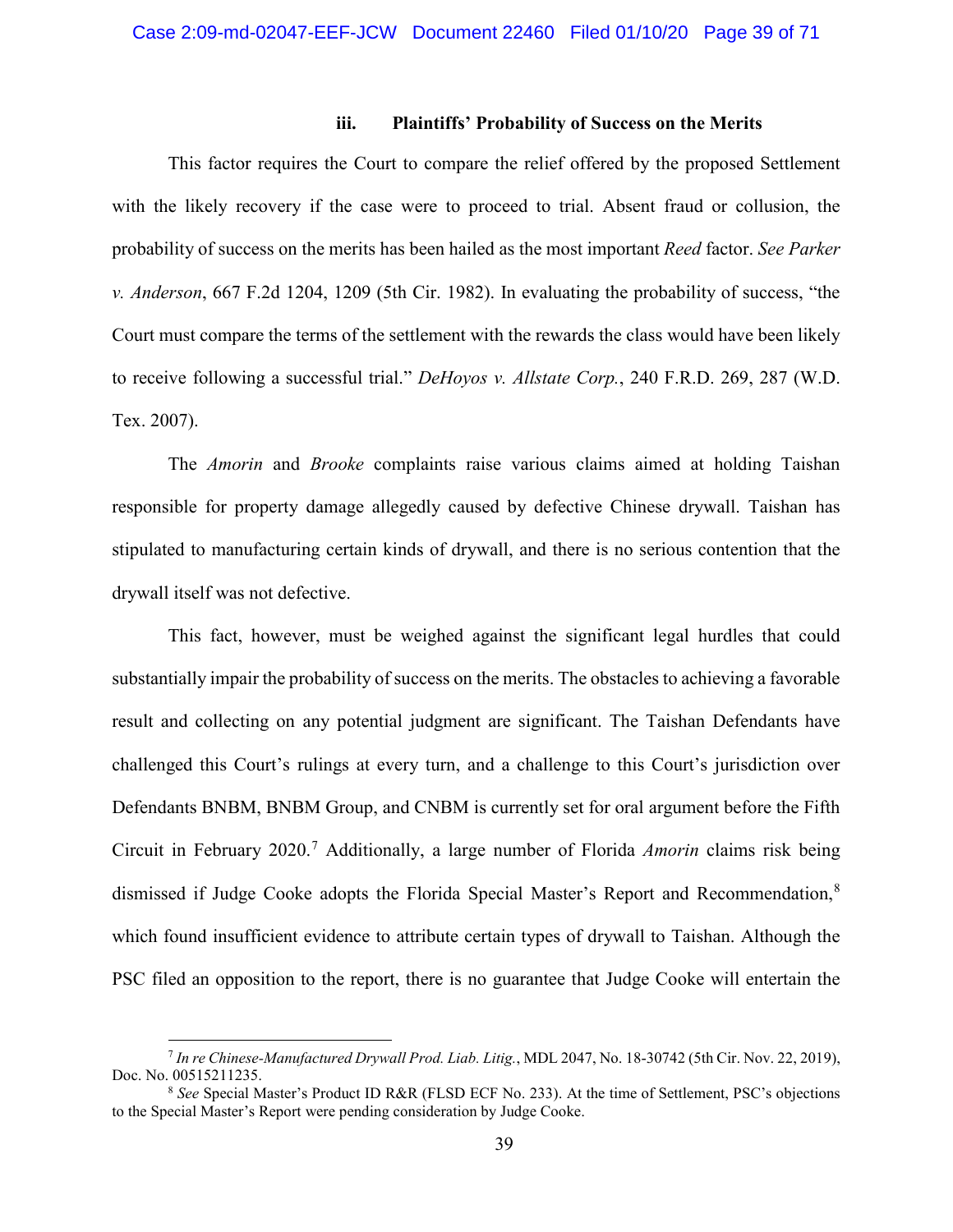### iii. Plaintiffs' Probability of Success on the Merits

This factor requires the Court to compare the relief offered by the proposed Settlement with the likely recovery if the case were to proceed to trial. Absent fraud or collusion, the probability of success on the merits has been hailed as the most important *Reed* factor. *See Parker v. Anderson*, 667 F.2d 1204, 1209 (5th Cir. 1982). In evaluating the probability of success, "the Court must compare the terms of the settlement with the rewards the class would have been likely to receive following a successful trial." *DeHoyos v. Allstate Corp.*, 240 F.R.D. 269, 287 (W.D. Tex. 2007).

The *Amorin* and *Brooke* complaints raise various claims aimed at holding Taishan responsible for property damage allegedly caused by defective Chinese drywall. Taishan has stipulated to manufacturing certain kinds of drywall, and there is no serious contention that the drywall itself was not defective.

This fact, however, must be weighed against the significant legal hurdles that could substantially impair the probability of success on the merits. The obstacles to achieving a favorable result and collecting on any potential judgment are significant. The Taishan Defendants have challenged this Court's rulings at every turn, and a challenge to this Court's jurisdiction over Defendants BNBM, BNBM Group, and CNBM is currently set for oral argument before the Fifth Circuit in February 2020.[7] Additionally, a large number of Florida *Amorin* claims risk being dismissed if Judge Cooke adopts the Florida Special Master's Report and Recommendation,[8] which found insufficient evidence to attribute certain types of drywall to Taishan. Although the PSC filed an opposition to the report, there is no guarantee that Judge Cooke will entertain the

[7] *In re Chinese-Manufactured Drywall Prod. Liab. Litig.*, MDL 2047, No. 18-30742 (5th Cir. Nov. 22, 2019), Doc. No. 00515211235.

[8] *See* Special Master's Product ID R&R (FLSD ECF No. 233). At the time of Settlement, PSC's objections to the Special Master's Report were pending consideration by Judge Cooke.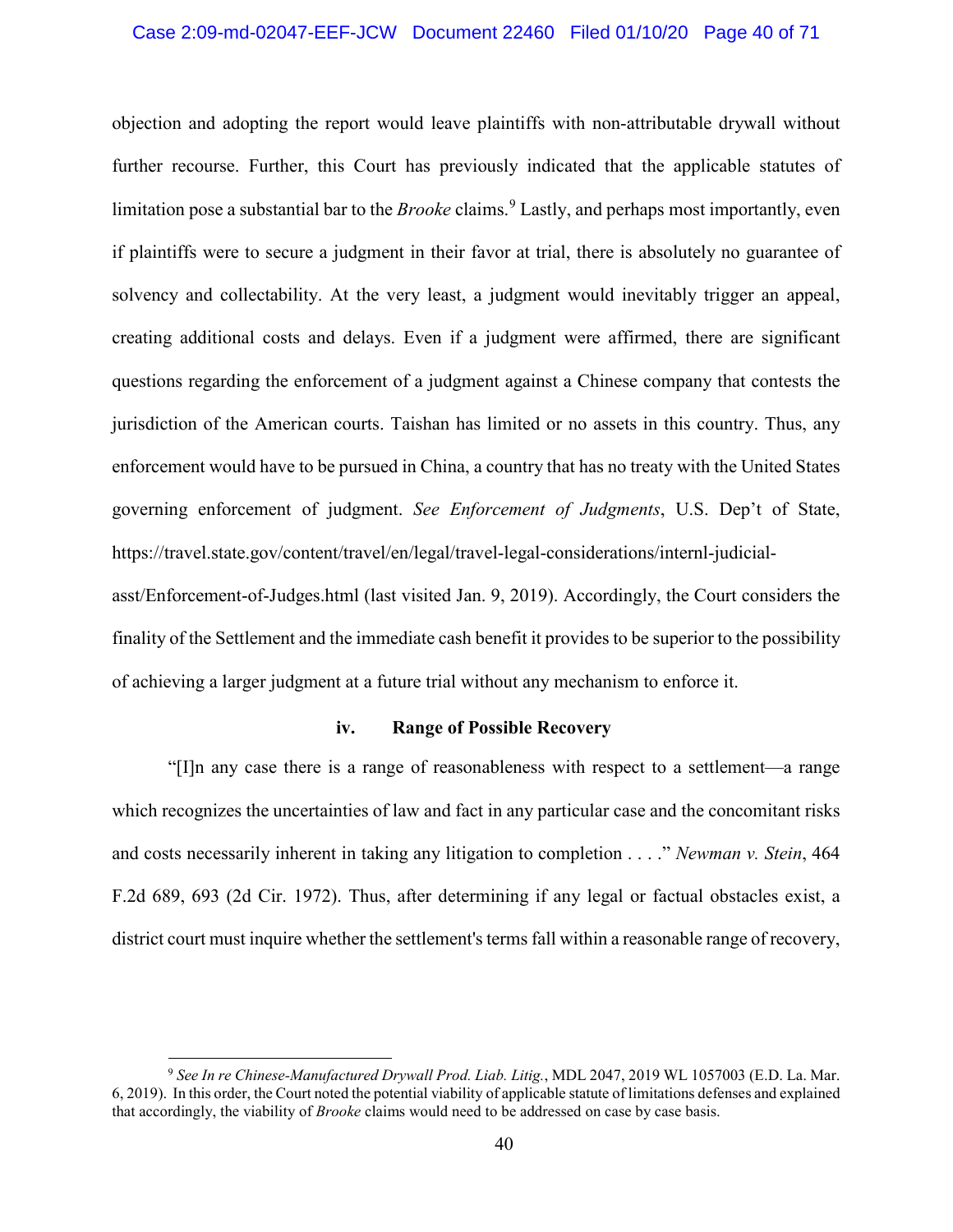objection and adopting the report would leave plaintiffs with non-attributable drywall without further recourse. Further, this Court has previously indicated that the applicable statutes of limitation pose a substantial bar to the *Brooke* claims.[9] Lastly, and perhaps most importantly, even if plaintiffs were to secure a judgment in their favor at trial, there is absolutely no guarantee of solvency and collectability. At the very least, a judgment would inevitably trigger an appeal, creating additional costs and delays. Even if a judgment were affirmed, there are significant questions regarding the enforcement of a judgment against a Chinese company that contests the jurisdiction of the American courts. Taishan has limited or no assets in this country. Thus, any enforcement would have to be pursued in China, a country that has no treaty with the United States governing enforcement of judgment. *See Enforcement of Judgments*, U.S. Dep't of State, https://travel.state.gov/content/travel/en/legal/travel-legal-considerations/internl-judicial-asst/Enforcement-of-Judges.html (last visited Jan. 9, 2019). Accordingly, the Court considers the finality of the Settlement and the immediate cash benefit it provides to be superior to the possibility of achieving a larger judgment at a future trial without any mechanism to enforce it.

**iv. Range of Possible Recovery**

"[I]n any case there is a range of reasonableness with respect to a settlement—a range which recognizes the uncertainties of law and fact in any particular case and the concomitant risks and costs necessarily inherent in taking any litigation to completion . . . ." *Newman v. Stein*, 464 F.2d 689, 693 (2d Cir. 1972). Thus, after determining if any legal or factual obstacles exist, a district court must inquire whether the settlement's terms fall within a reasonable range of recovery,

---

[9] *See In re Chinese-Manufactured Drywall Prod. Liab. Litig.*, MDL 2047, 2019 WL 1057003 (E.D. La. Mar. 6, 2019). In this order, the Court noted the potential viability of applicable statute of limitations defenses and explained that accordingly, the viability of *Brooke* claims would need to be addressed on case by case basis.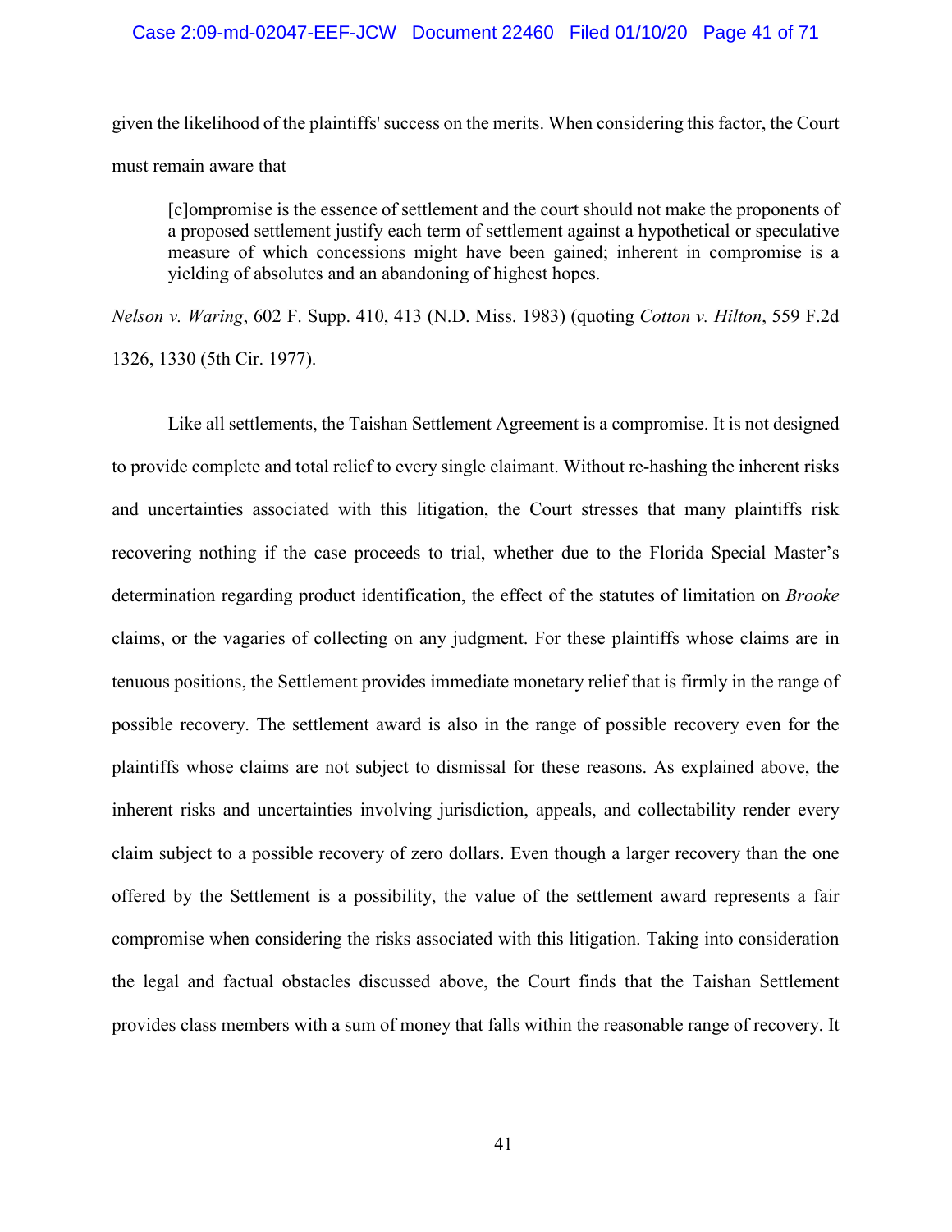given the likelihood of the plaintiffs' success on the merits. When considering this factor, the Court must remain aware that

> [c]ompromise is the essence of settlement and the court should not make the proponents of a proposed settlement justify each term of settlement against a hypothetical or speculative measure of which concessions might have been gained; inherent in compromise is a yielding of absolutes and an abandoning of highest hopes.

*Nelson v. Waring*, 602 F. Supp. 410, 413 (N.D. Miss. 1983) (quoting *Cotton v. Hilton*, 559 F.2d 1326, 1330 (5th Cir. 1977).

Like all settlements, the Taishan Settlement Agreement is a compromise. It is not designed to provide complete and total relief to every single claimant. Without re-hashing the inherent risks and uncertainties associated with this litigation, the Court stresses that many plaintiffs risk recovering nothing if the case proceeds to trial, whether due to the Florida Special Master's determination regarding product identification, the effect of the statutes of limitation on *Brooke* claims, or the vagaries of collecting on any judgment. For these plaintiffs whose claims are in tenuous positions, the Settlement provides immediate monetary relief that is firmly in the range of possible recovery. The settlement award is also in the range of possible recovery even for the plaintiffs whose claims are not subject to dismissal for these reasons. As explained above, the inherent risks and uncertainties involving jurisdiction, appeals, and collectability render every claim subject to a possible recovery of zero dollars. Even though a larger recovery than the one offered by the Settlement is a possibility, the value of the settlement award represents a fair compromise when considering the risks associated with this litigation. Taking into consideration the legal and factual obstacles discussed above, the Court finds that the Taishan Settlement provides class members with a sum of money that falls within the reasonable range of recovery. It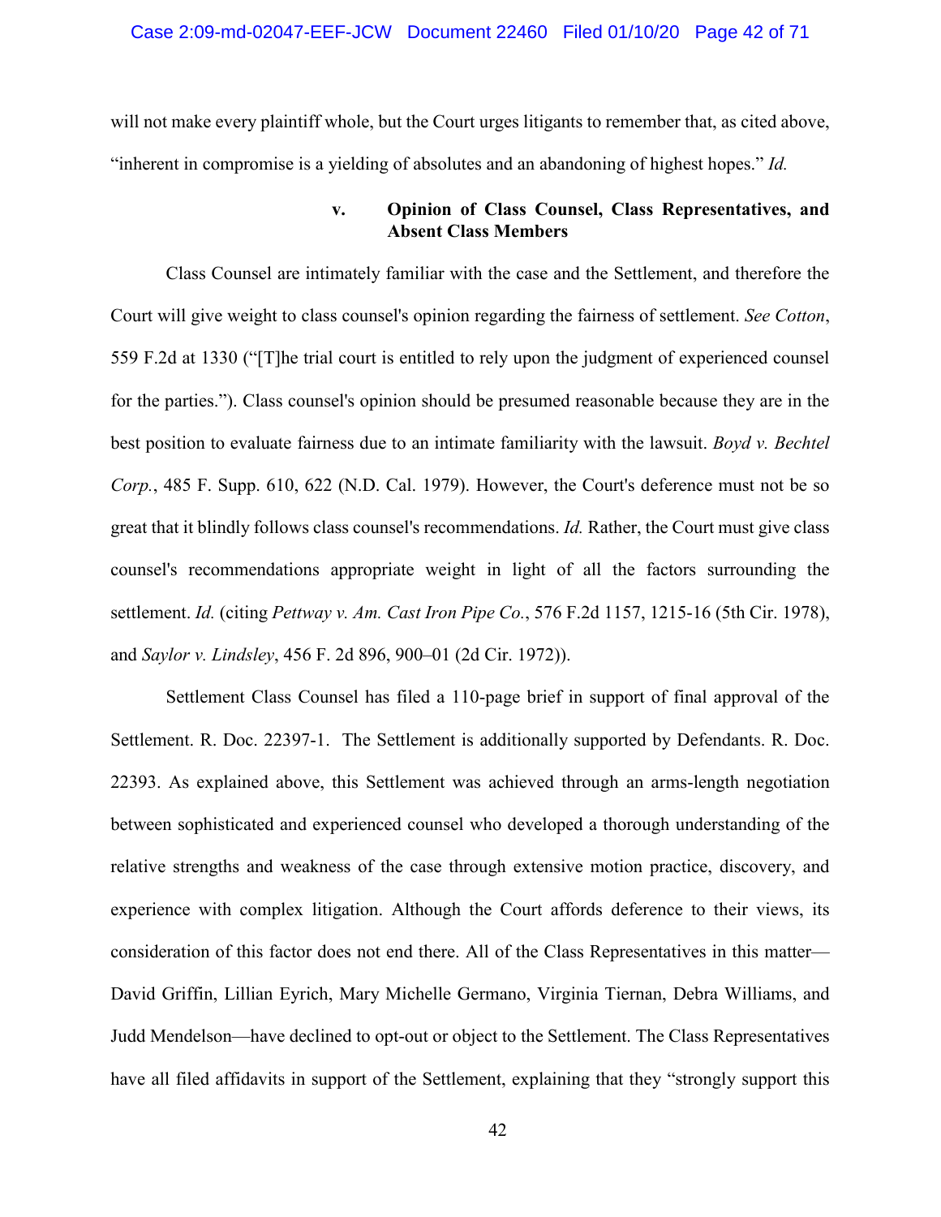will not make every plaintiff whole, but the Court urges litigants to remember that, as cited above, "inherent in compromise is a yielding of absolutes and an abandoning of highest hopes." *Id.*

#### v. Opinion of Class Counsel, Class Representatives, and Absent Class Members

Class Counsel are intimately familiar with the case and the Settlement, and therefore the Court will give weight to class counsel's opinion regarding the fairness of settlement. *See Cotton*, 559 F.2d at 1330 ("[T]he trial court is entitled to rely upon the judgment of experienced counsel for the parties."). Class counsel's opinion should be presumed reasonable because they are in the best position to evaluate fairness due to an intimate familiarity with the lawsuit. *Boyd v. Bechtel Corp.*, 485 F. Supp. 610, 622 (N.D. Cal. 1979). However, the Court's deference must not be so great that it blindly follows class counsel's recommendations. *Id.* Rather, the Court must give class counsel's recommendations appropriate weight in light of all the factors surrounding the settlement. *Id.* (citing *Pettway v. Am. Cast Iron Pipe Co.*, 576 F.2d 1157, 1215-16 (5th Cir. 1978), and *Saylor v. Lindsley*, 456 F. 2d 896, 900–01 (2d Cir. 1972)).

Settlement Class Counsel has filed a 110-page brief in support of final approval of the Settlement. R. Doc. 22397-1. The Settlement is additionally supported by Defendants. R. Doc. 22393. As explained above, this Settlement was achieved through an arms-length negotiation between sophisticated and experienced counsel who developed a thorough understanding of the relative strengths and weakness of the case through extensive motion practice, discovery, and experience with complex litigation. Although the Court affords deference to their views, its consideration of this factor does not end there. All of the Class Representatives in this matter—David Griffin, Lillian Eyrich, Mary Michelle Germano, Virginia Tiernan, Debra Williams, and Judd Mendelson—have declined to opt-out or object to the Settlement. The Class Representatives have all filed affidavits in support of the Settlement, explaining that they "strongly support this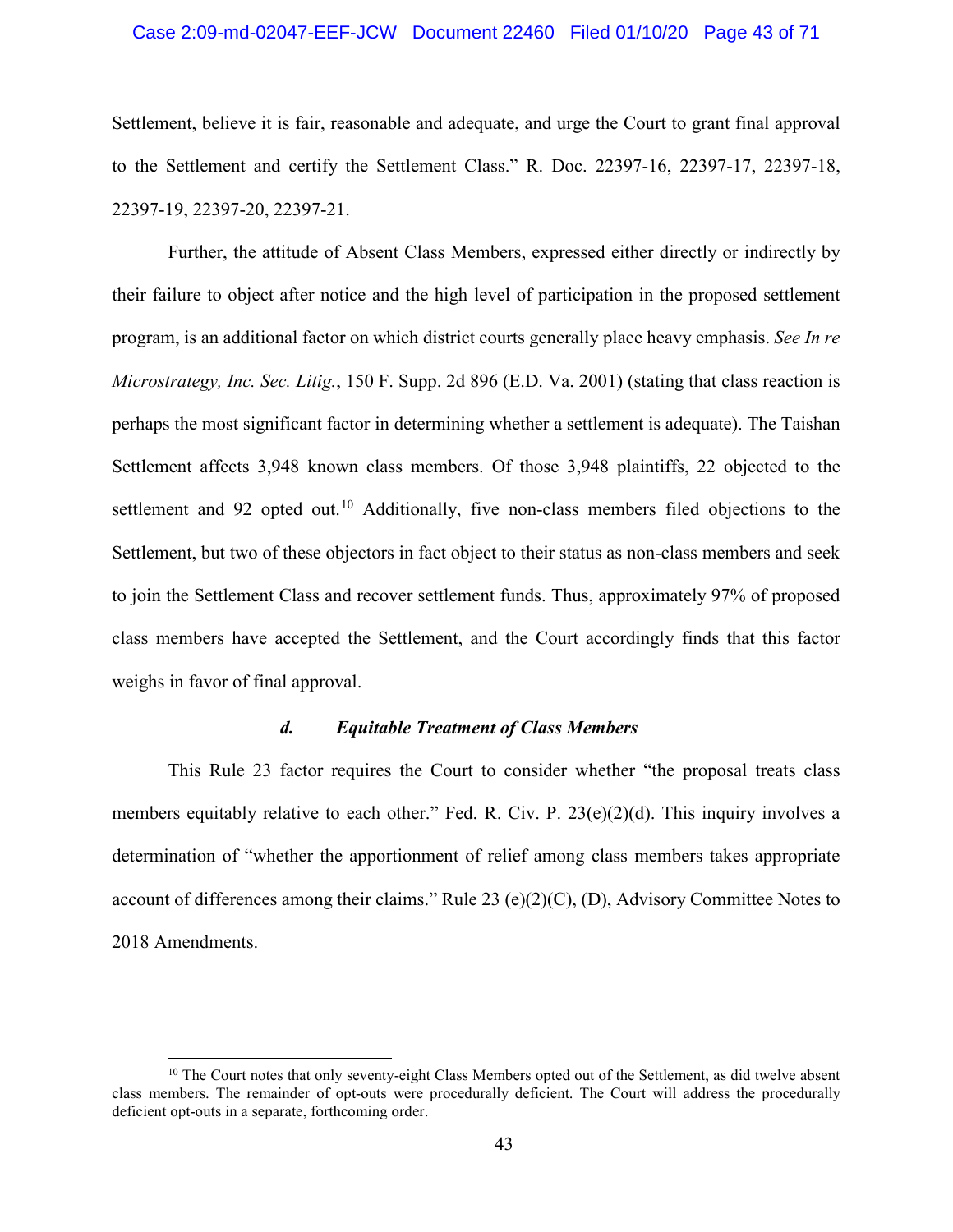Settlement, believe it is fair, reasonable and adequate, and urge the Court to grant final approval to the Settlement and certify the Settlement Class." R. Doc. 22397-16, 22397-17, 22397-18, 22397-19, 22397-20, 22397-21.

Further, the attitude of Absent Class Members, expressed either directly or indirectly by their failure to object after notice and the high level of participation in the proposed settlement program, is an additional factor on which district courts generally place heavy emphasis. *See In re Microstrategy, Inc. Sec. Litig.*, 150 F. Supp. 2d 896 (E.D. Va. 2001) (stating that class reaction is perhaps the most significant factor in determining whether a settlement is adequate). The Taishan Settlement affects 3,948 known class members. Of those 3,948 plaintiffs, 22 objected to the settlement and 92 opted out.[10] Additionally, five non-class members filed objections to the Settlement, but two of these objectors in fact object to their status as non-class members and seek to join the Settlement Class and recover settlement funds. Thus, approximately 97% of proposed class members have accepted the Settlement, and the Court accordingly finds that this factor weighs in favor of final approval.

#### ***d. Equitable Treatment of Class Members***

This Rule 23 factor requires the Court to consider whether "the proposal treats class members equitably relative to each other." Fed. R. Civ. P. 23(e)(2)(d). This inquiry involves a determination of "whether the apportionment of relief among class members takes appropriate account of differences among their claims." Rule 23 (e)(2)(C), (D), Advisory Committee Notes to 2018 Amendments.

---

[10] The Court notes that only seventy-eight Class Members opted out of the Settlement, as did twelve absent class members. The remainder of opt-outs were procedurally deficient. The Court will address the procedurally deficient opt-outs in a separate, forthcoming order.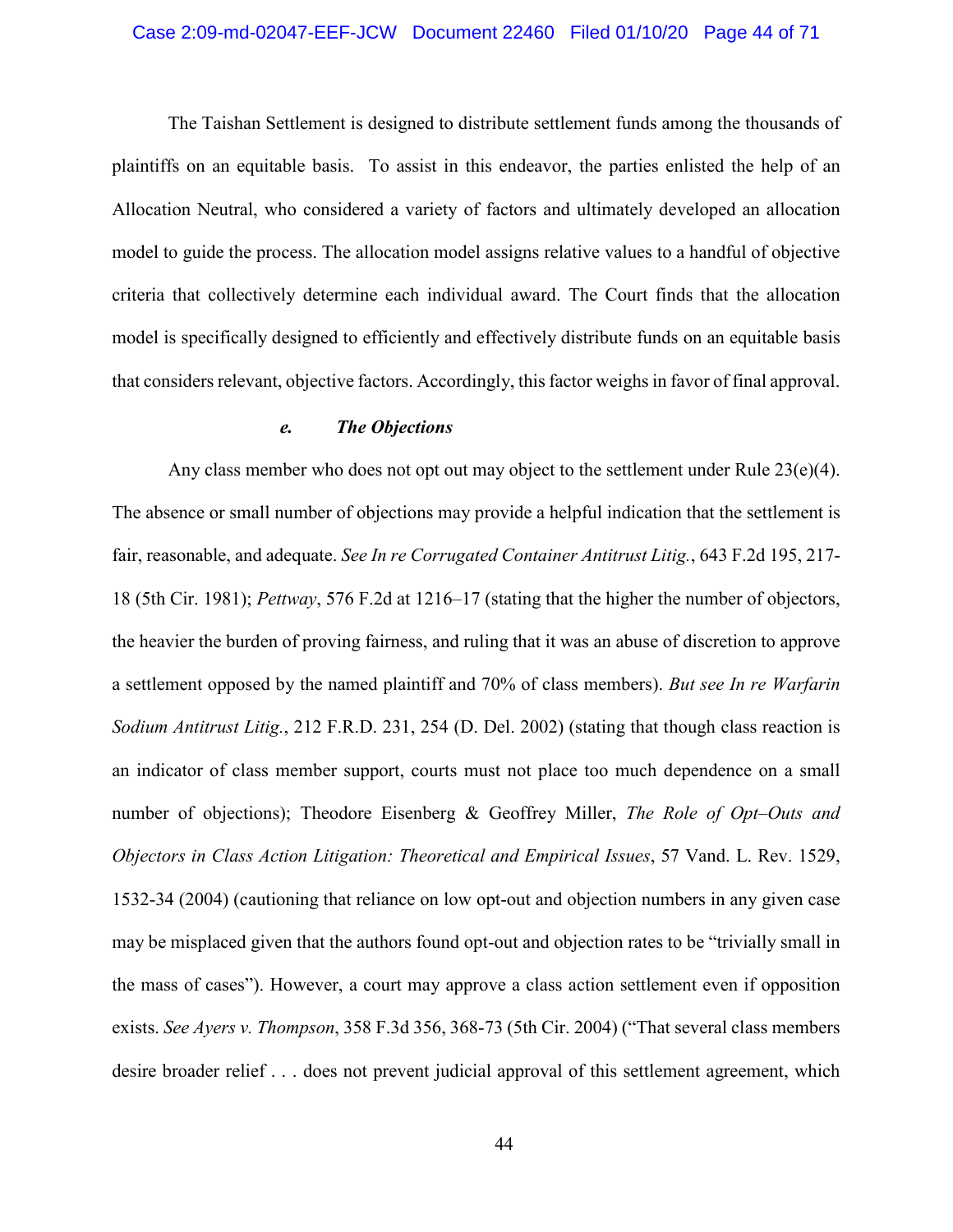The Taishan Settlement is designed to distribute settlement funds among the thousands of plaintiffs on an equitable basis. To assist in this endeavor, the parties enlisted the help of an Allocation Neutral, who considered a variety of factors and ultimately developed an allocation model to guide the process. The allocation model assigns relative values to a handful of objective criteria that collectively determine each individual award. The Court finds that the allocation model is specifically designed to efficiently and effectively distribute funds on an equitable basis that considers relevant, objective factors. Accordingly, this factor weighs in favor of final approval.

#### *e. The Objections*

Any class member who does not opt out may object to the settlement under Rule 23(e)(4). The absence or small number of objections may provide a helpful indication that the settlement is fair, reasonable, and adequate. *See In re Corrugated Container Antitrust Litig.*, 643 F.2d 195, 217-18 (5th Cir. 1981); *Pettway*, 576 F.2d at 1216–17 (stating that the higher the number of objectors, the heavier the burden of proving fairness, and ruling that it was an abuse of discretion to approve a settlement opposed by the named plaintiff and 70% of class members). *But see In re Warfarin Sodium Antitrust Litig.*, 212 F.R.D. 231, 254 (D. Del. 2002) (stating that though class reaction is an indicator of class member support, courts must not place too much dependence on a small number of objections); Theodore Eisenberg & Geoffrey Miller, *The Role of Opt–Outs and Objectors in Class Action Litigation: Theoretical and Empirical Issues*, 57 Vand. L. Rev. 1529, 1532-34 (2004) (cautioning that reliance on low opt-out and objection numbers in any given case may be misplaced given that the authors found opt-out and objection rates to be "trivially small in the mass of cases"). However, a court may approve a class action settlement even if opposition exists. *See Ayers v. Thompson*, 358 F.3d 356, 368-73 (5th Cir. 2004) ("That several class members desire broader relief . . . does not prevent judicial approval of this settlement agreement, which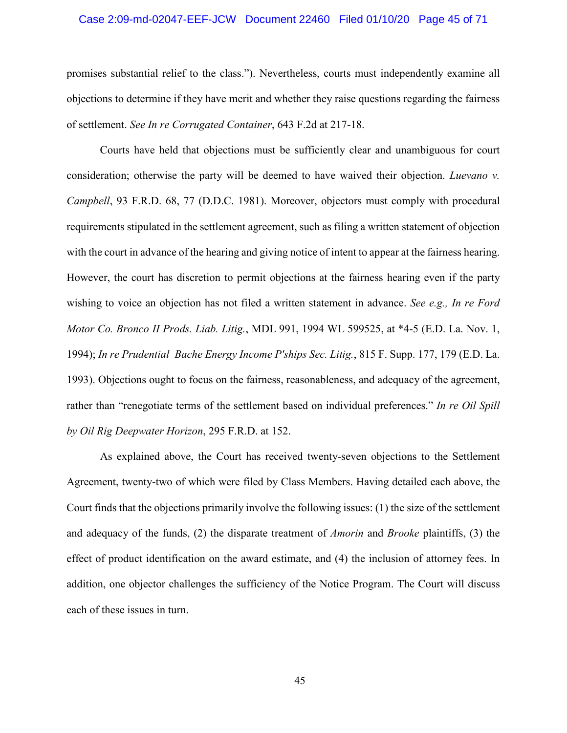promises substantial relief to the class."). Nevertheless, courts must independently examine all objections to determine if they have merit and whether they raise questions regarding the fairness of settlement. *See In re Corrugated Container*, 643 F.2d at 217-18.

Courts have held that objections must be sufficiently clear and unambiguous for court consideration; otherwise the party will be deemed to have waived their objection. *Luevano v. Campbell*, 93 F.R.D. 68, 77 (D.D.C. 1981). Moreover, objectors must comply with procedural requirements stipulated in the settlement agreement, such as filing a written statement of objection with the court in advance of the hearing and giving notice of intent to appear at the fairness hearing. However, the court has discretion to permit objections at the fairness hearing even if the party wishing to voice an objection has not filed a written statement in advance. *See e.g., In re Ford Motor Co. Bronco II Prods. Liab. Litig.*, MDL 991, 1994 WL 599525, at *4-5 (E.D. La. Nov. 1, 1994); *In re Prudential–Bache Energy Income P'ships Sec. Litig.*, 815 F. Supp. 177, 179 (E.D. La. 1993). Objections ought to focus on the fairness, reasonableness, and adequacy of the agreement, rather than "renegotiate terms of the settlement based on individual preferences." *In re Oil Spill by Oil Rig Deepwater Horizon*, 295 F.R.D. at 152.

As explained above, the Court has received twenty-seven objections to the Settlement Agreement, twenty-two of which were filed by Class Members. Having detailed each above, the Court finds that the objections primarily involve the following issues: (1) the size of the settlement and adequacy of the funds, (2) the disparate treatment of *Amorin* and *Brooke* plaintiffs, (3) the effect of product identification on the award estimate, and (4) the inclusion of attorney fees. In addition, one objector challenges the sufficiency of the Notice Program. The Court will discuss each of these issues in turn.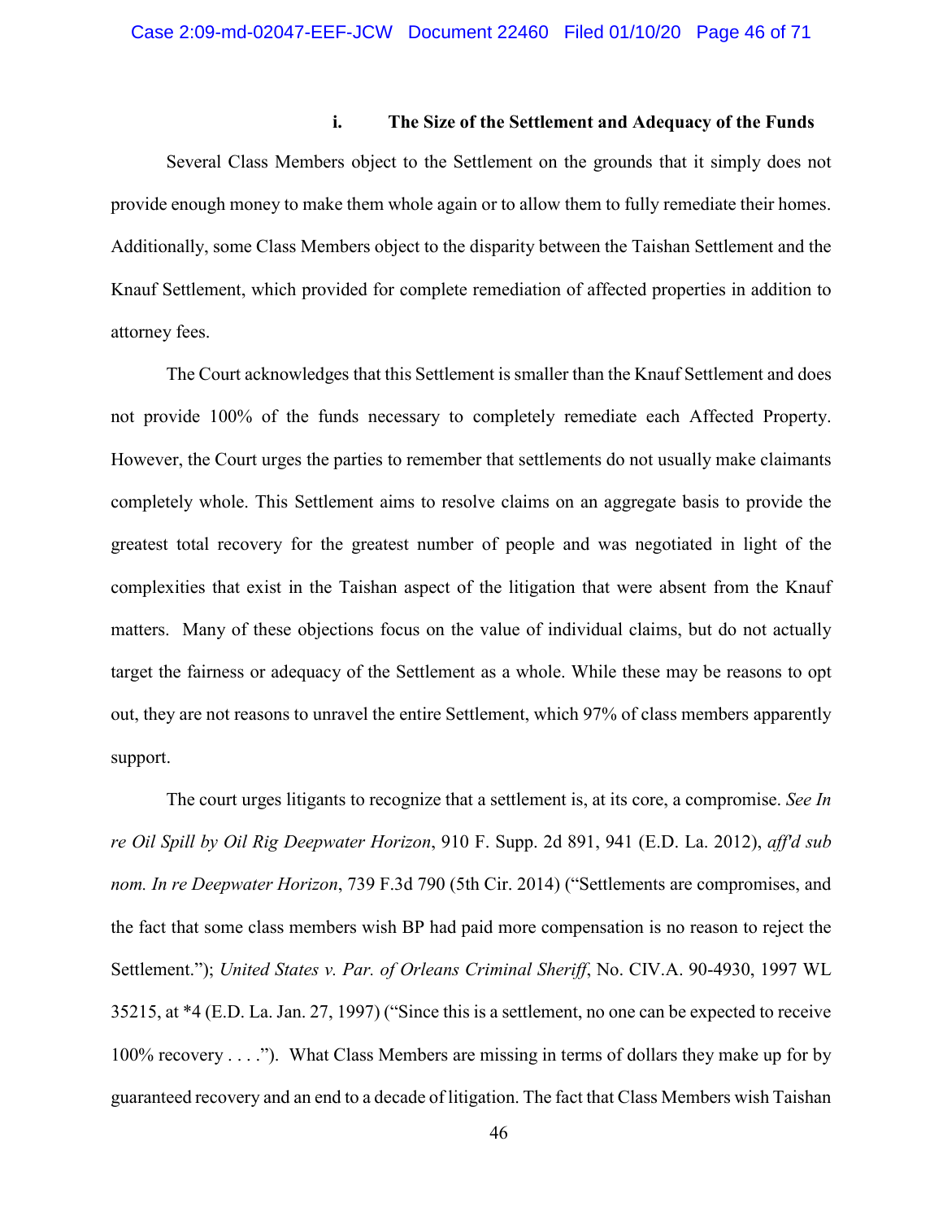#### i. The Size of the Settlement and Adequacy of the Funds

Several Class Members object to the Settlement on the grounds that it simply does not provide enough money to make them whole again or to allow them to fully remediate their homes. Additionally, some Class Members object to the disparity between the Taishan Settlement and the Knauf Settlement, which provided for complete remediation of affected properties in addition to attorney fees.

The Court acknowledges that this Settlement is smaller than the Knauf Settlement and does not provide 100% of the funds necessary to completely remediate each Affected Property. However, the Court urges the parties to remember that settlements do not usually make claimants completely whole. This Settlement aims to resolve claims on an aggregate basis to provide the greatest total recovery for the greatest number of people and was negotiated in light of the complexities that exist in the Taishan aspect of the litigation that were absent from the Knauf matters. Many of these objections focus on the value of individual claims, but do not actually target the fairness or adequacy of the Settlement as a whole. While these may be reasons to opt out, they are not reasons to unravel the entire Settlement, which 97% of class members apparently support.

The court urges litigants to recognize that a settlement is, at its core, a compromise. *See In re Oil Spill by Oil Rig Deepwater Horizon*, 910 F. Supp. 2d 891, 941 (E.D. La. 2012), *aff'd sub nom. In re Deepwater Horizon*, 739 F.3d 790 (5th Cir. 2014) ("Settlements are compromises, and the fact that some class members wish BP had paid more compensation is no reason to reject the Settlement."); *United States v. Par. of Orleans Criminal Sheriff*, No. CIV.A. 90-4930, 1997 WL 35215, at *4 (E.D. La. Jan. 27, 1997) ("Since this is a settlement, no one can be expected to receive 100% recovery . . . ."). What Class Members are missing in terms of dollars they make up for by guaranteed recovery and an end to a decade of litigation. The fact that Class Members wish Taishan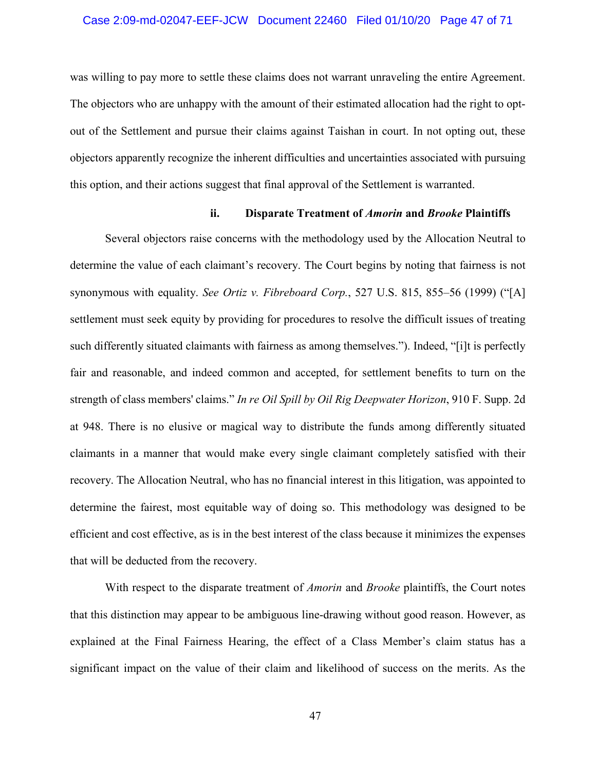was willing to pay more to settle these claims does not warrant unraveling the entire Agreement. The objectors who are unhappy with the amount of their estimated allocation had the right to opt-out of the Settlement and pursue their claims against Taishan in court. In not opting out, these objectors apparently recognize the inherent difficulties and uncertainties associated with pursuing this option, and their actions suggest that final approval of the Settlement is warranted.

#### ii. Disparate Treatment of *Amorin* and *Brooke* Plaintiffs

Several objectors raise concerns with the methodology used by the Allocation Neutral to determine the value of each claimant's recovery. The Court begins by noting that fairness is not synonymous with equality. *See Ortiz v. Fibreboard Corp.*, 527 U.S. 815, 855–56 (1999) ("[A] settlement must seek equity by providing for procedures to resolve the difficult issues of treating such differently situated claimants with fairness as among themselves."). Indeed, "[i]t is perfectly fair and reasonable, and indeed common and accepted, for settlement benefits to turn on the strength of class members' claims." *In re Oil Spill by Oil Rig Deepwater Horizon*, 910 F. Supp. 2d at 948. There is no elusive or magical way to distribute the funds among differently situated claimants in a manner that would make every single claimant completely satisfied with their recovery. The Allocation Neutral, who has no financial interest in this litigation, was appointed to determine the fairest, most equitable way of doing so. This methodology was designed to be efficient and cost effective, as is in the best interest of the class because it minimizes the expenses that will be deducted from the recovery.

With respect to the disparate treatment of *Amorin* and *Brooke* plaintiffs, the Court notes that this distinction may appear to be ambiguous line-drawing without good reason. However, as explained at the Final Fairness Hearing, the effect of a Class Member's claim status has a significant impact on the value of their claim and likelihood of success on the merits. As the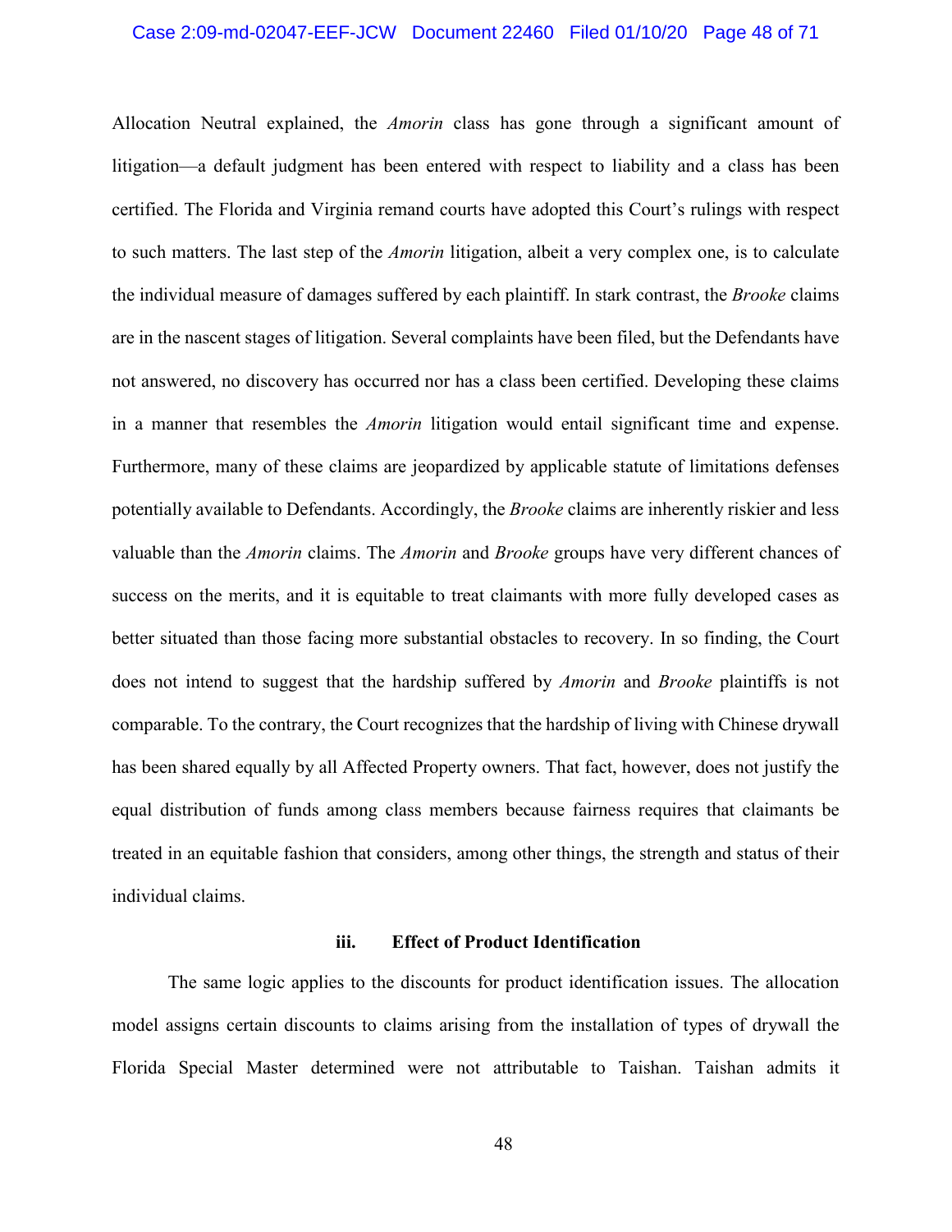Allocation Neutral explained, the *Amorin* class has gone through a significant amount of litigation—a default judgment has been entered with respect to liability and a class has been certified. The Florida and Virginia remand courts have adopted this Court's rulings with respect to such matters. The last step of the *Amorin* litigation, albeit a very complex one, is to calculate the individual measure of damages suffered by each plaintiff. In stark contrast, the *Brooke* claims are in the nascent stages of litigation. Several complaints have been filed, but the Defendants have not answered, no discovery has occurred nor has a class been certified. Developing these claims in a manner that resembles the *Amorin* litigation would entail significant time and expense. Furthermore, many of these claims are jeopardized by applicable statute of limitations defenses potentially available to Defendants. Accordingly, the *Brooke* claims are inherently riskier and less valuable than the *Amorin* claims. The *Amorin* and *Brooke* groups have very different chances of success on the merits, and it is equitable to treat claimants with more fully developed cases as better situated than those facing more substantial obstacles to recovery. In so finding, the Court does not intend to suggest that the hardship suffered by *Amorin* and *Brooke* plaintiffs is not comparable. To the contrary, the Court recognizes that the hardship of living with Chinese drywall has been shared equally by all Affected Property owners. That fact, however, does not justify the equal distribution of funds among class members because fairness requires that claimants be treated in an equitable fashion that considers, among other things, the strength and status of their individual claims.

**iii. Effect of Product Identification**

The same logic applies to the discounts for product identification issues. The allocation model assigns certain discounts to claims arising from the installation of types of drywall the Florida Special Master determined were not attributable to Taishan. Taishan admits it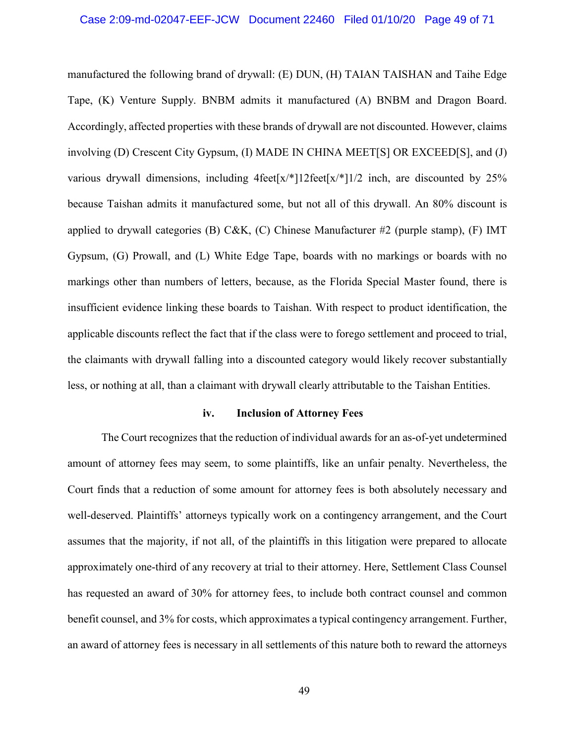manufactured the following brand of drywall: (E) DUN, (H) TAIAN TAISHAN and Taihe Edge Tape, (K) Venture Supply. BNBM admits it manufactured (A) BNBM and Dragon Board. Accordingly, affected properties with these brands of drywall are not discounted. However, claims involving (D) Crescent City Gypsum, (I) MADE IN CHINA MEET[S] OR EXCEED[S], and (J) various drywall dimensions, including 4feet[x/*]12feet[x/*]1/2 inch, are discounted by 25% because Taishan admits it manufactured some, but not all of this drywall. An 80% discount is applied to drywall categories (B) C&K, (C) Chinese Manufacturer #2 (purple stamp), (F) IMT Gypsum, (G) Prowall, and (L) White Edge Tape, boards with no markings or boards with no markings other than numbers of letters, because, as the Florida Special Master found, there is insufficient evidence linking these boards to Taishan. With respect to product identification, the applicable discounts reflect the fact that if the class were to forego settlement and proceed to trial, the claimants with drywall falling into a discounted category would likely recover substantially less, or nothing at all, than a claimant with drywall clearly attributable to the Taishan Entities.

**iv. Inclusion of Attorney Fees**

The Court recognizes that the reduction of individual awards for an as-of-yet undetermined amount of attorney fees may seem, to some plaintiffs, like an unfair penalty. Nevertheless, the Court finds that a reduction of some amount for attorney fees is both absolutely necessary and well-deserved. Plaintiffs' attorneys typically work on a contingency arrangement, and the Court assumes that the majority, if not all, of the plaintiffs in this litigation were prepared to allocate approximately one-third of any recovery at trial to their attorney. Here, Settlement Class Counsel has requested an award of 30% for attorney fees, to include both contract counsel and common benefit counsel, and 3% for costs, which approximates a typical contingency arrangement. Further, an award of attorney fees is necessary in all settlements of this nature both to reward the attorneys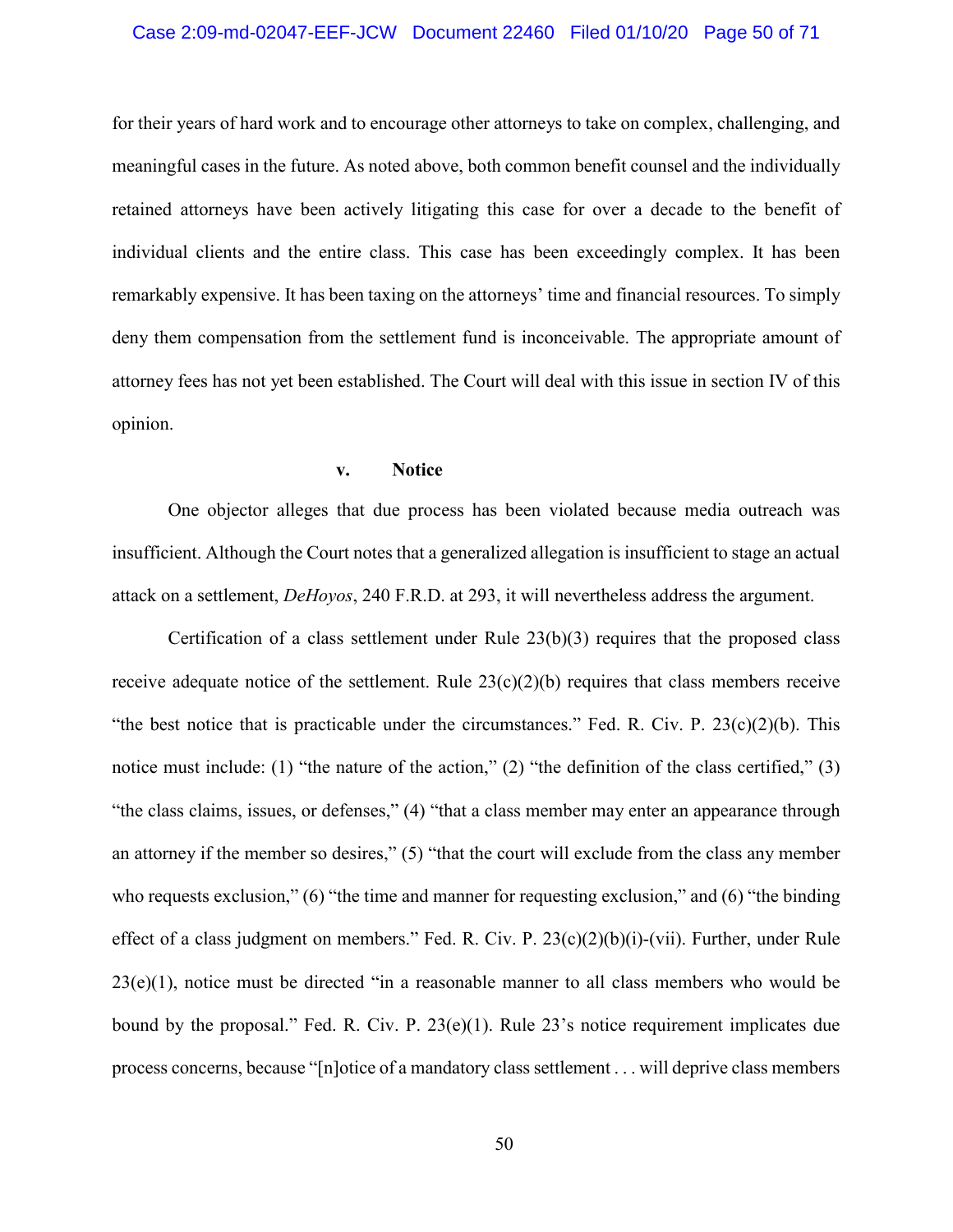for their years of hard work and to encourage other attorneys to take on complex, challenging, and meaningful cases in the future. As noted above, both common benefit counsel and the individually retained attorneys have been actively litigating this case for over a decade to the benefit of individual clients and the entire class. This case has been exceedingly complex. It has been remarkably expensive. It has been taxing on the attorneys' time and financial resources. To simply deny them compensation from the settlement fund is inconceivable. The appropriate amount of attorney fees has not yet been established. The Court will deal with this issue in section IV of this opinion.

### v. Notice

One objector alleges that due process has been violated because media outreach was insufficient. Although the Court notes that a generalized allegation is insufficient to stage an actual attack on a settlement, *DeHoyos*, 240 F.R.D. at 293, it will nevertheless address the argument.

Certification of a class settlement under Rule 23(b)(3) requires that the proposed class receive adequate notice of the settlement. Rule 23(c)(2)(b) requires that class members receive "the best notice that is practicable under the circumstances." Fed. R. Civ. P. 23(c)(2)(b). This notice must include: (1) "the nature of the action," (2) "the definition of the class certified," (3) "the class claims, issues, or defenses," (4) "that a class member may enter an appearance through an attorney if the member so desires," (5) "that the court will exclude from the class any member who requests exclusion," (6) "the time and manner for requesting exclusion," and (6) "the binding effect of a class judgment on members." Fed. R. Civ. P. 23(c)(2)(b)(i)-(vii). Further, under Rule 23(e)(1), notice must be directed "in a reasonable manner to all class members who would be bound by the proposal." Fed. R. Civ. P. 23(e)(1). Rule 23's notice requirement implicates due process concerns, because "[n]otice of a mandatory class settlement . . . will deprive class members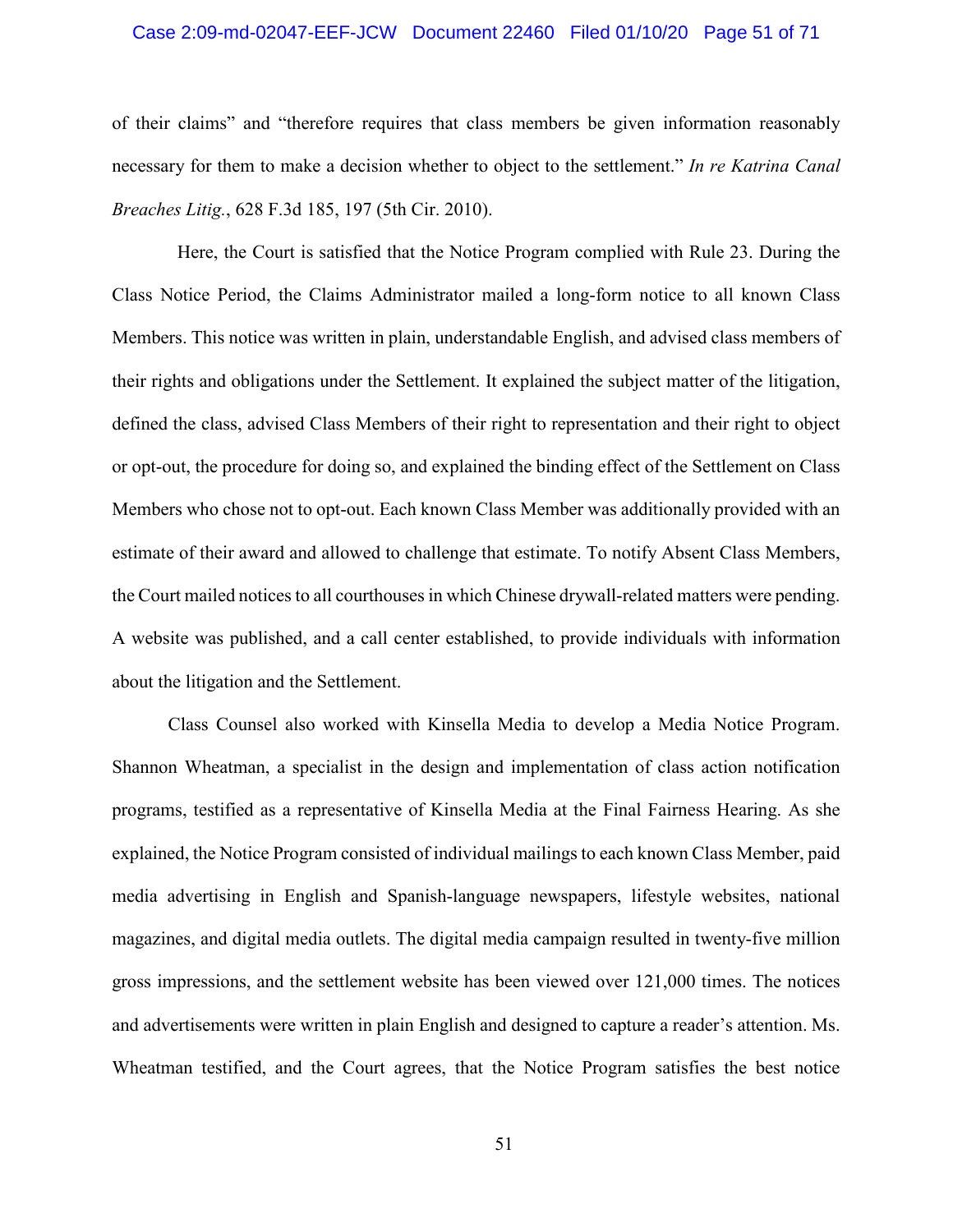of their claims" and "therefore requires that class members be given information reasonably necessary for them to make a decision whether to object to the settlement." *In re Katrina Canal Breaches Litig.*, 628 F.3d 185, 197 (5th Cir. 2010).

Here, the Court is satisfied that the Notice Program complied with Rule 23. During the Class Notice Period, the Claims Administrator mailed a long-form notice to all known Class Members. This notice was written in plain, understandable English, and advised class members of their rights and obligations under the Settlement. It explained the subject matter of the litigation, defined the class, advised Class Members of their right to representation and their right to object or opt-out, the procedure for doing so, and explained the binding effect of the Settlement on Class Members who chose not to opt-out. Each known Class Member was additionally provided with an estimate of their award and allowed to challenge that estimate. To notify Absent Class Members, the Court mailed notices to all courthouses in which Chinese drywall-related matters were pending. A website was published, and a call center established, to provide individuals with information about the litigation and the Settlement.

Class Counsel also worked with Kinsella Media to develop a Media Notice Program. Shannon Wheatman, a specialist in the design and implementation of class action notification programs, testified as a representative of Kinsella Media at the Final Fairness Hearing. As she explained, the Notice Program consisted of individual mailings to each known Class Member, paid media advertising in English and Spanish-language newspapers, lifestyle websites, national magazines, and digital media outlets. The digital media campaign resulted in twenty-five million gross impressions, and the settlement website has been viewed over 121,000 times. The notices and advertisements were written in plain English and designed to capture a reader's attention. Ms. Wheatman testified, and the Court agrees, that the Notice Program satisfies the best notice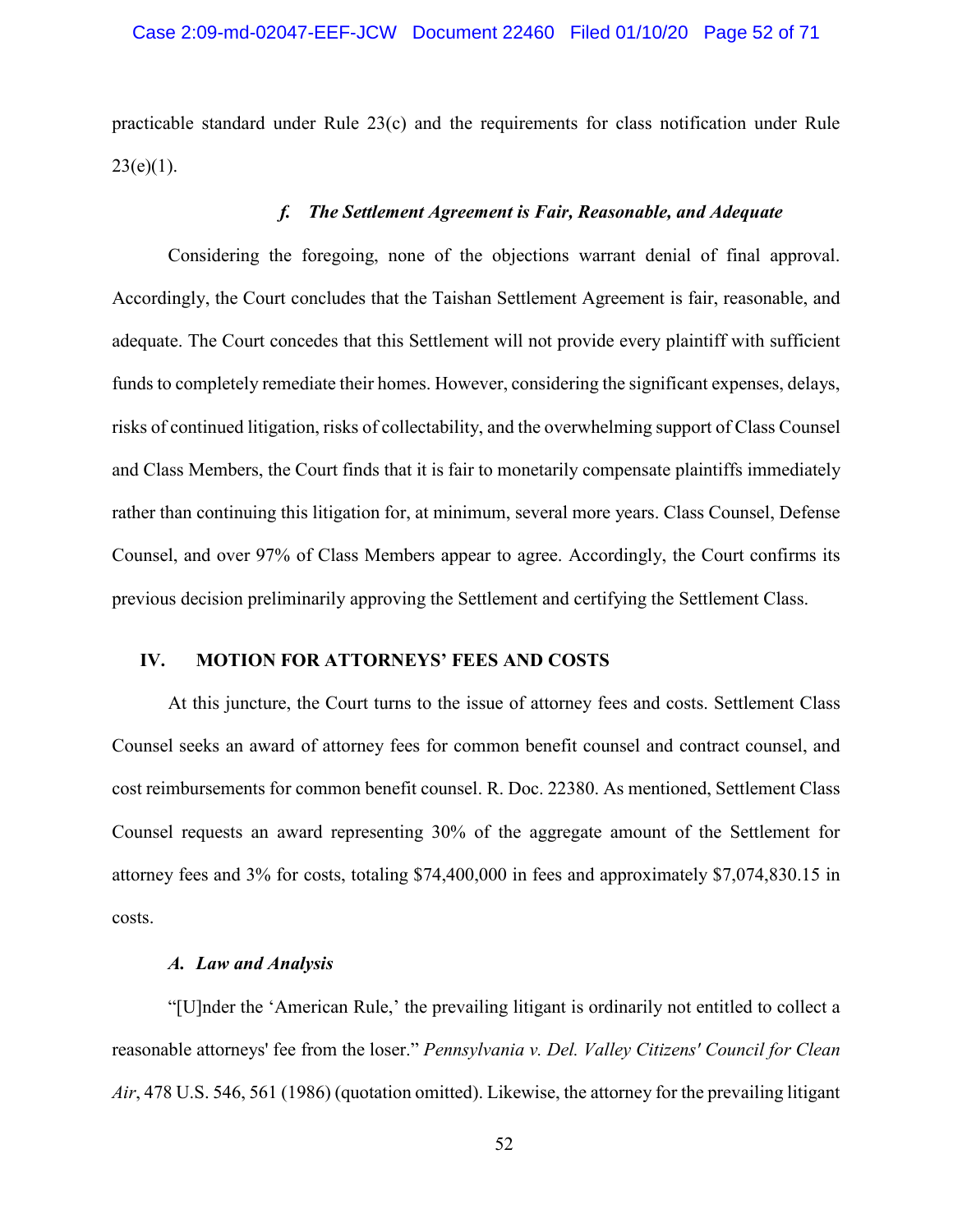practicable standard under Rule 23(c) and the requirements for class notification under Rule 23(e)(1).

#### *f. The Settlement Agreement is Fair, Reasonable, and Adequate*

Considering the foregoing, none of the objections warrant denial of final approval. Accordingly, the Court concludes that the Taishan Settlement Agreement is fair, reasonable, and adequate. The Court concedes that this Settlement will not provide every plaintiff with sufficient funds to completely remediate their homes. However, considering the significant expenses, delays, risks of continued litigation, risks of collectability, and the overwhelming support of Class Counsel and Class Members, the Court finds that it is fair to monetarily compensate plaintiffs immediately rather than continuing this litigation for, at minimum, several more years. Class Counsel, Defense Counsel, and over 97% of Class Members appear to agree. Accordingly, the Court confirms its previous decision preliminarily approving the Settlement and certifying the Settlement Class.

## IV. MOTION FOR ATTORNEYS' FEES AND COSTS

At this juncture, the Court turns to the issue of attorney fees and costs. Settlement Class Counsel seeks an award of attorney fees for common benefit counsel and contract counsel, and cost reimbursements for common benefit counsel. R. Doc. 22380. As mentioned, Settlement Class Counsel requests an award representing 30% of the aggregate amount of the Settlement for attorney fees and 3% for costs, totaling $74,400,000 in fees and approximately $7,074,830.15 in costs.

### *A. Law and Analysis*

"[U]nder the 'American Rule,' the prevailing litigant is ordinarily not entitled to collect a reasonable attorneys' fee from the loser." *Pennsylvania v. Del. Valley Citizens' Council for Clean Air*, 478 U.S. 546, 561 (1986) (quotation omitted). Likewise, the attorney for the prevailing litigant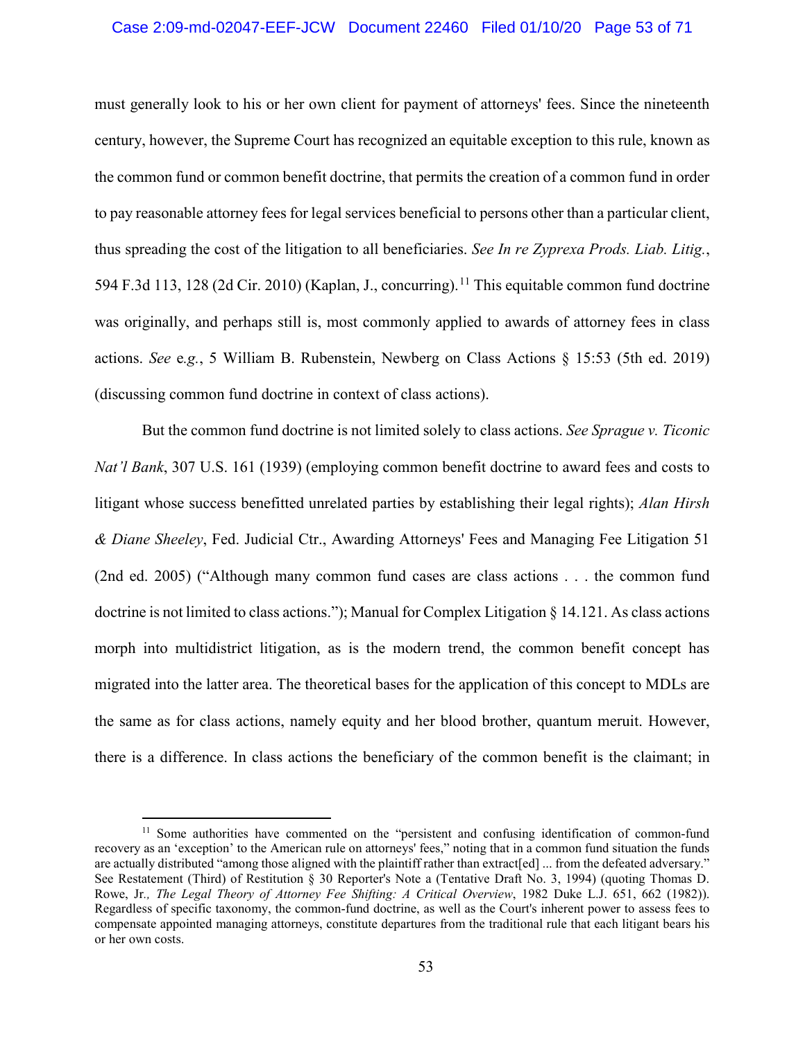must generally look to his or her own client for payment of attorneys' fees. Since the nineteenth century, however, the Supreme Court has recognized an equitable exception to this rule, known as the common fund or common benefit doctrine, that permits the creation of a common fund in order to pay reasonable attorney fees for legal services beneficial to persons other than a particular client, thus spreading the cost of the litigation to all beneficiaries. *See In re Zyprexa Prods. Liab. Litig.*, 594 F.3d 113, 128 (2d Cir. 2010) (Kaplan, J., concurring).[11] This equitable common fund doctrine was originally, and perhaps still is, most commonly applied to awards of attorney fees in class actions. *See* e*.g.*, 5 William B. Rubenstein, Newberg on Class Actions § 15:53 (5th ed. 2019) (discussing common fund doctrine in context of class actions).

But the common fund doctrine is not limited solely to class actions. *See Sprague v. Ticonic Nat'l Bank*, 307 U.S. 161 (1939) (employing common benefit doctrine to award fees and costs to litigant whose success benefitted unrelated parties by establishing their legal rights); *Alan Hirsh & Diane Sheeley*, Fed. Judicial Ctr., Awarding Attorneys' Fees and Managing Fee Litigation 51 (2nd ed. 2005) ("Although many common fund cases are class actions . . . the common fund doctrine is not limited to class actions."); Manual for Complex Litigation § 14.121. As class actions morph into multidistrict litigation, as is the modern trend, the common benefit concept has migrated into the latter area. The theoretical bases for the application of this concept to MDLs are the same as for class actions, namely equity and her blood brother, quantum meruit. However, there is a difference. In class actions the beneficiary of the common benefit is the claimant; in

---

[11] Some authorities have commented on the "persistent and confusing identification of common-fund recovery as an 'exception' to the American rule on attorneys' fees," noting that in a common fund situation the funds are actually distributed "among those aligned with the plaintiff rather than extract[ed] ... from the defeated adversary." See Restatement (Third) of Restitution § 30 Reporter's Note a (Tentative Draft No. 3, 1994) (quoting Thomas D. Rowe, Jr*., The Legal Theory of Attorney Fee Shifting: A Critical Overview*, 1982 Duke L.J. 651, 662 (1982)). Regardless of specific taxonomy, the common-fund doctrine, as well as the Court's inherent power to assess fees to compensate appointed managing attorneys, constitute departures from the traditional rule that each litigant bears his or her own costs.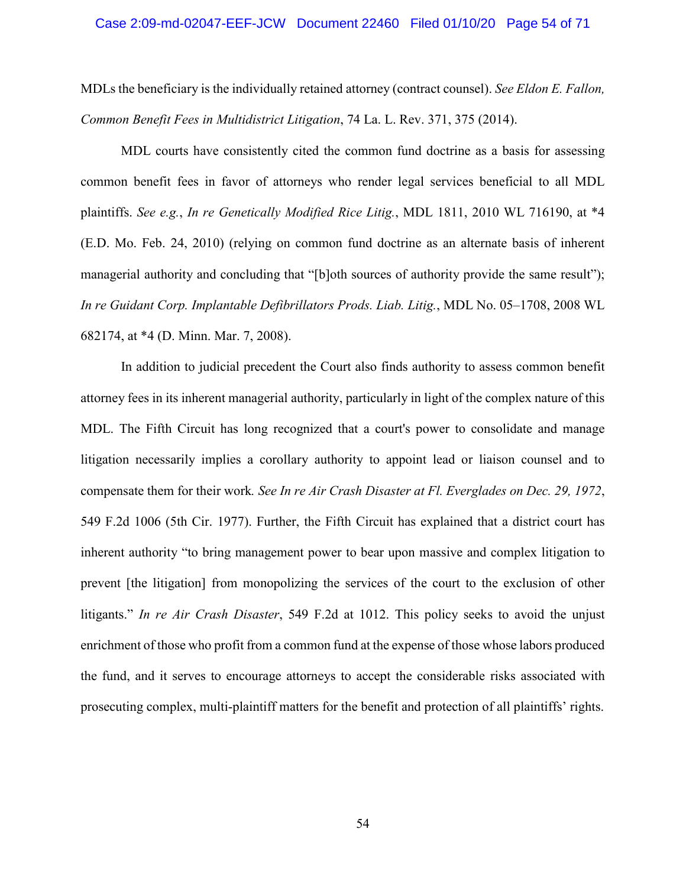MDLs the beneficiary is the individually retained attorney (contract counsel). *See Eldon E. Fallon, Common Benefit Fees in Multidistrict Litigation*, 74 La. L. Rev. 371, 375 (2014).

MDL courts have consistently cited the common fund doctrine as a basis for assessing common benefit fees in favor of attorneys who render legal services beneficial to all MDL plaintiffs. *See e.g.*, *In re Genetically Modified Rice Litig.*, MDL 1811, 2010 WL 716190, at *4 (E.D. Mo. Feb. 24, 2010) (relying on common fund doctrine as an alternate basis of inherent managerial authority and concluding that "[b]oth sources of authority provide the same result"); *In re Guidant Corp. Implantable Defibrillators Prods. Liab. Litig.*, MDL No. 05–1708, 2008 WL 682174, at *4 (D. Minn. Mar. 7, 2008).

In addition to judicial precedent the Court also finds authority to assess common benefit attorney fees in its inherent managerial authority, particularly in light of the complex nature of this MDL. The Fifth Circuit has long recognized that a court's power to consolidate and manage litigation necessarily implies a corollary authority to appoint lead or liaison counsel and to compensate them for their work. *See In re Air Crash Disaster at Fl. Everglades on Dec. 29, 1972*, 549 F.2d 1006 (5th Cir. 1977). Further, the Fifth Circuit has explained that a district court has inherent authority "to bring management power to bear upon massive and complex litigation to prevent [the litigation] from monopolizing the services of the court to the exclusion of other litigants." *In re Air Crash Disaster*, 549 F.2d at 1012. This policy seeks to avoid the unjust enrichment of those who profit from a common fund at the expense of those whose labors produced the fund, and it serves to encourage attorneys to accept the considerable risks associated with prosecuting complex, multi-plaintiff matters for the benefit and protection of all plaintiffs' rights.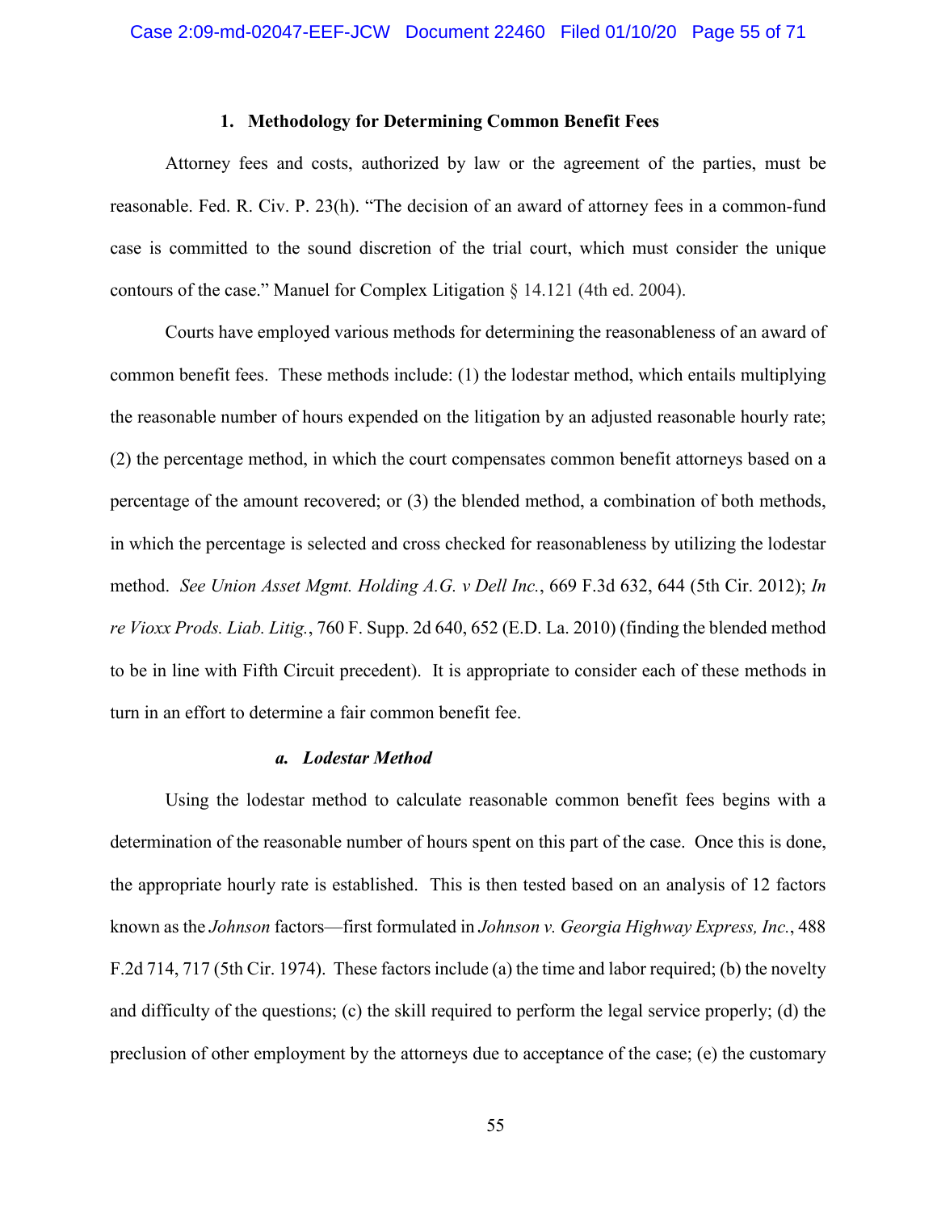### 1. Methodology for Determining Common Benefit Fees

Attorney fees and costs, authorized by law or the agreement of the parties, must be reasonable. Fed. R. Civ. P. 23(h). "The decision of an award of attorney fees in a common-fund case is committed to the sound discretion of the trial court, which must consider the unique contours of the case." Manuel for Complex Litigation § 14.121 (4th ed. 2004).

Courts have employed various methods for determining the reasonableness of an award of common benefit fees. These methods include: (1) the lodestar method, which entails multiplying the reasonable number of hours expended on the litigation by an adjusted reasonable hourly rate; (2) the percentage method, in which the court compensates common benefit attorneys based on a percentage of the amount recovered; or (3) the blended method, a combination of both methods, in which the percentage is selected and cross checked for reasonableness by utilizing the lodestar method. *See Union Asset Mgmt. Holding A.G. v Dell Inc.*, 669 F.3d 632, 644 (5th Cir. 2012); *In re Vioxx Prods. Liab. Litig.*, 760 F. Supp. 2d 640, 652 (E.D. La. 2010) (finding the blended method to be in line with Fifth Circuit precedent). It is appropriate to consider each of these methods in turn in an effort to determine a fair common benefit fee.

#### *a. Lodestar Method*

Using the lodestar method to calculate reasonable common benefit fees begins with a determination of the reasonable number of hours spent on this part of the case. Once this is done, the appropriate hourly rate is established. This is then tested based on an analysis of 12 factors known as the *Johnson* factors—first formulated in *Johnson v. Georgia Highway Express, Inc.*, 488 F.2d 714, 717 (5th Cir. 1974). These factors include (a) the time and labor required; (b) the novelty and difficulty of the questions; (c) the skill required to perform the legal service properly; (d) the preclusion of other employment by the attorneys due to acceptance of the case; (e) the customary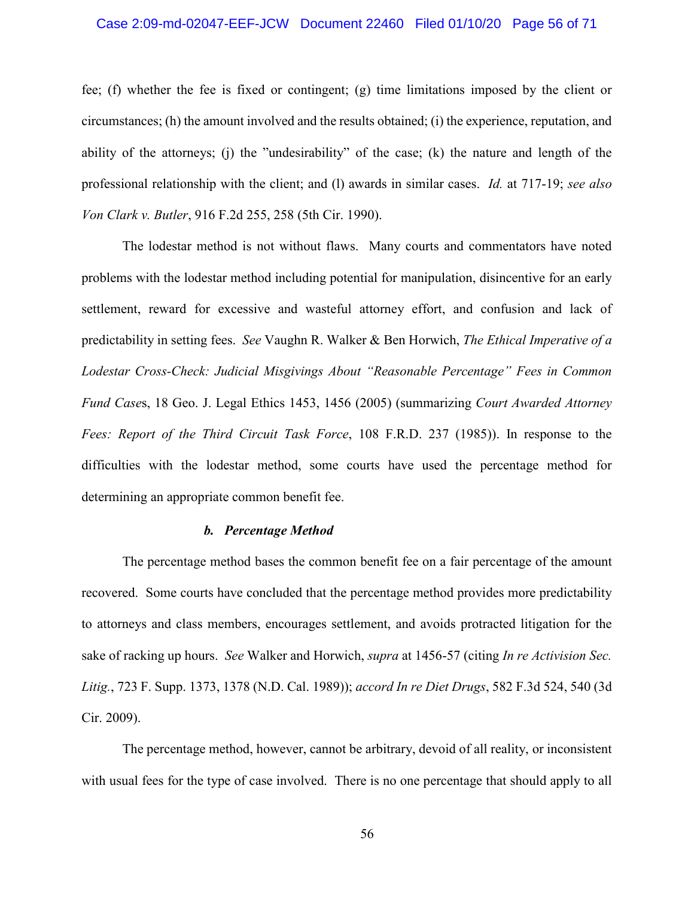fee; (f) whether the fee is fixed or contingent; (g) time limitations imposed by the client or circumstances; (h) the amount involved and the results obtained; (i) the experience, reputation, and ability of the attorneys; (j) the "undesirability" of the case; (k) the nature and length of the professional relationship with the client; and (l) awards in similar cases. *Id.* at 717-19; *see also Von Clark v. Butler*, 916 F.2d 255, 258 (5th Cir. 1990).

The lodestar method is not without flaws. Many courts and commentators have noted problems with the lodestar method including potential for manipulation, disincentive for an early settlement, reward for excessive and wasteful attorney effort, and confusion and lack of predictability in setting fees. *See* Vaughn R. Walker & Ben Horwich, *The Ethical Imperative of a Lodestar Cross-Check: Judicial Misgivings About "Reasonable Percentage" Fees in Common Fund Cases*, 18 Geo. J. Legal Ethics 1453, 1456 (2005) (summarizing *Court Awarded Attorney Fees: Report of the Third Circuit Task Force*, 108 F.R.D. 237 (1985)). In response to the difficulties with the lodestar method, some courts have used the percentage method for determining an appropriate common benefit fee.

#### *b. Percentage Method*

The percentage method bases the common benefit fee on a fair percentage of the amount recovered. Some courts have concluded that the percentage method provides more predictability to attorneys and class members, encourages settlement, and avoids protracted litigation for the sake of racking up hours. *See* Walker and Horwich, *supra* at 1456-57 (citing *In re Activision Sec. Litig.*, 723 F. Supp. 1373, 1378 (N.D. Cal. 1989)); *accord In re Diet Drugs*, 582 F.3d 524, 540 (3d Cir. 2009).

The percentage method, however, cannot be arbitrary, devoid of all reality, or inconsistent with usual fees for the type of case involved. There is no one percentage that should apply to all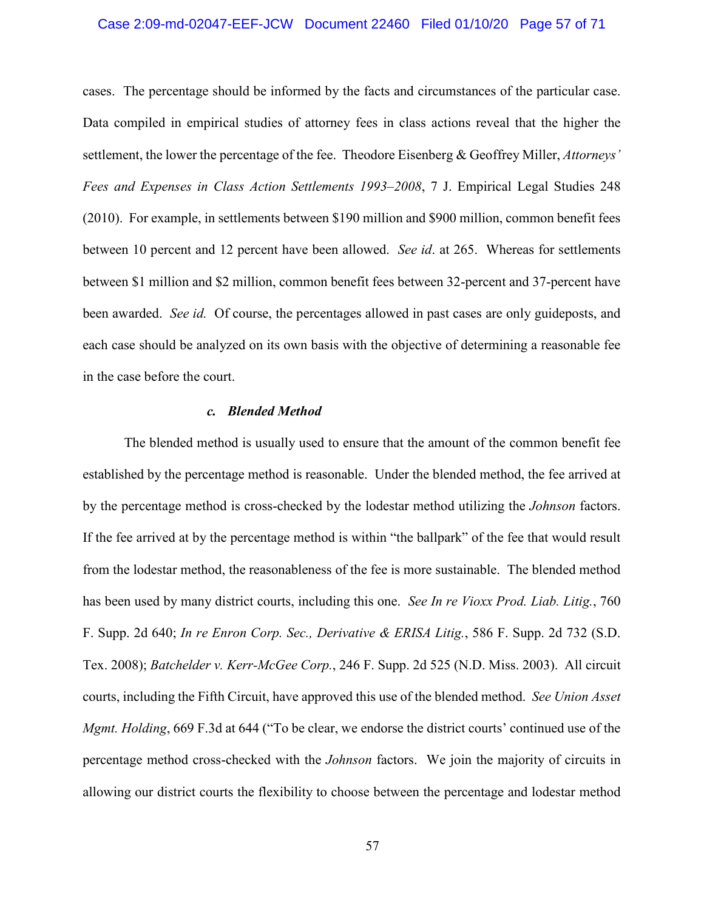cases. The percentage should be informed by the facts and circumstances of the particular case. Data compiled in empirical studies of attorney fees in class actions reveal that the higher the settlement, the lower the percentage of the fee. Theodore Eisenberg & Geoffrey Miller, *Attorneys' Fees and Expenses in Class Action Settlements 1993–2008*, 7 J. Empirical Legal Studies 248 (2010). For example, in settlements between $190 million and $900 million, common benefit fees between 10 percent and 12 percent have been allowed. *See id*. at 265. Whereas for settlements between $1 million and $2 million, common benefit fees between 32-percent and 37-percent have been awarded. *See id.* Of course, the percentages allowed in past cases are only guideposts, and each case should be analyzed on its own basis with the objective of determining a reasonable fee in the case before the court.

#### *c. Blended Method*

The blended method is usually used to ensure that the amount of the common benefit fee established by the percentage method is reasonable. Under the blended method, the fee arrived at by the percentage method is cross-checked by the lodestar method utilizing the *Johnson* factors. If the fee arrived at by the percentage method is within "the ballpark" of the fee that would result from the lodestar method, the reasonableness of the fee is more sustainable. The blended method has been used by many district courts, including this one. *See In re Vioxx Prod. Liab. Litig.*, 760 F. Supp. 2d 640; *In re Enron Corp. Sec., Derivative & ERISA Litig.*, 586 F. Supp. 2d 732 (S.D. Tex. 2008); *Batchelder v. Kerr-McGee Corp.*, 246 F. Supp. 2d 525 (N.D. Miss. 2003). All circuit courts, including the Fifth Circuit, have approved this use of the blended method. *See Union Asset Mgmt. Holding*, 669 F.3d at 644 ("To be clear, we endorse the district courts' continued use of the percentage method cross-checked with the *Johnson* factors. We join the majority of circuits in allowing our district courts the flexibility to choose between the percentage and lodestar method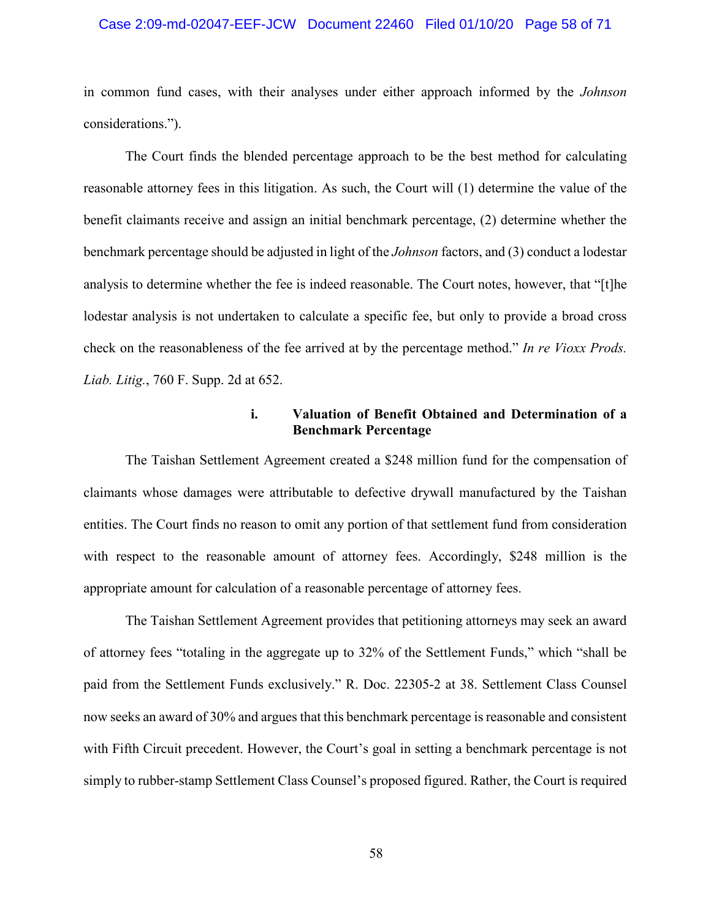in common fund cases, with their analyses under either approach informed by the *Johnson* considerations.").

The Court finds the blended percentage approach to be the best method for calculating reasonable attorney fees in this litigation. As such, the Court will (1) determine the value of the benefit claimants receive and assign an initial benchmark percentage, (2) determine whether the benchmark percentage should be adjusted in light of the *Johnson* factors, and (3) conduct a lodestar analysis to determine whether the fee is indeed reasonable. The Court notes, however, that "[t]he lodestar analysis is not undertaken to calculate a specific fee, but only to provide a broad cross check on the reasonableness of the fee arrived at by the percentage method." *In re Vioxx Prods. Liab. Litig.*, 760 F. Supp. 2d at 652.

#### i. Valuation of Benefit Obtained and Determination of a Benchmark Percentage

The Taishan Settlement Agreement created a $248 million fund for the compensation of claimants whose damages were attributable to defective drywall manufactured by the Taishan entities. The Court finds no reason to omit any portion of that settlement fund from consideration with respect to the reasonable amount of attorney fees. Accordingly, $248 million is the appropriate amount for calculation of a reasonable percentage of attorney fees.

The Taishan Settlement Agreement provides that petitioning attorneys may seek an award of attorney fees "totaling in the aggregate up to 32% of the Settlement Funds," which "shall be paid from the Settlement Funds exclusively." R. Doc. 22305-2 at 38. Settlement Class Counsel now seeks an award of 30% and argues that this benchmark percentage is reasonable and consistent with Fifth Circuit precedent. However, the Court's goal in setting a benchmark percentage is not simply to rubber-stamp Settlement Class Counsel's proposed figured. Rather, the Court is required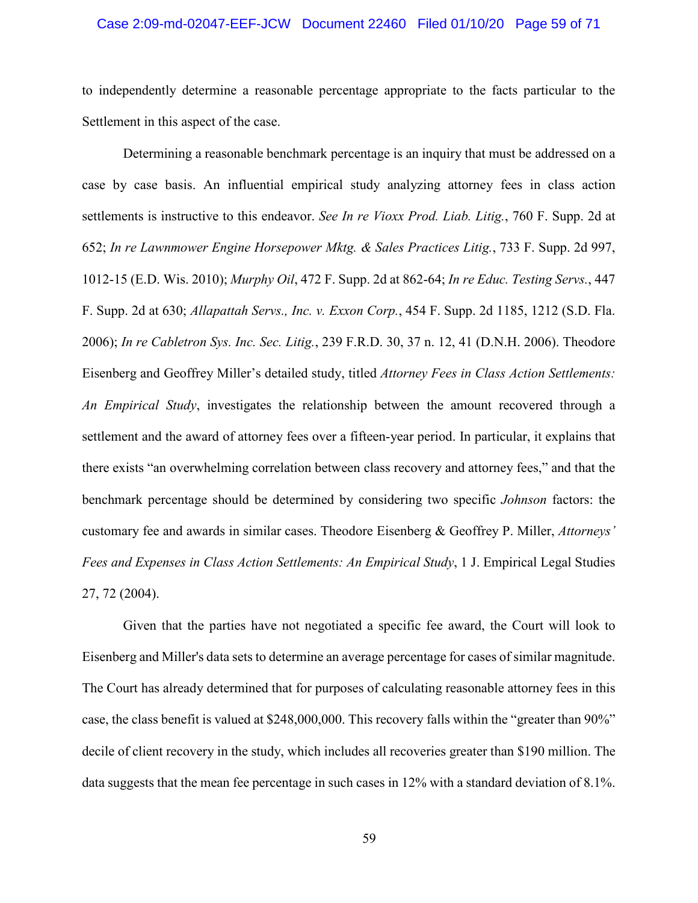to independently determine a reasonable percentage appropriate to the facts particular to the Settlement in this aspect of the case.

Determining a reasonable benchmark percentage is an inquiry that must be addressed on a case by case basis. An influential empirical study analyzing attorney fees in class action settlements is instructive to this endeavor. *See In re Vioxx Prod. Liab. Litig.*, 760 F. Supp. 2d at 652; *In re Lawnmower Engine Horsepower Mktg. & Sales Practices Litig.*, 733 F. Supp. 2d 997, 1012-15 (E.D. Wis. 2010); *Murphy Oil*, 472 F. Supp. 2d at 862-64; *In re Educ. Testing Servs.*, 447 F. Supp. 2d at 630; *Allapattah Servs., Inc. v. Exxon Corp.*, 454 F. Supp. 2d 1185, 1212 (S.D. Fla. 2006); *In re Cabletron Sys. Inc. Sec. Litig.*, 239 F.R.D. 30, 37 n. 12, 41 (D.N.H. 2006). Theodore Eisenberg and Geoffrey Miller's detailed study, titled *Attorney Fees in Class Action Settlements: An Empirical Study*, investigates the relationship between the amount recovered through a settlement and the award of attorney fees over a fifteen-year period. In particular, it explains that there exists "an overwhelming correlation between class recovery and attorney fees," and that the benchmark percentage should be determined by considering two specific *Johnson* factors: the customary fee and awards in similar cases. Theodore Eisenberg & Geoffrey P. Miller, *Attorneys' Fees and Expenses in Class Action Settlements: An Empirical Study*, 1 J. Empirical Legal Studies 27, 72 (2004).

Given that the parties have not negotiated a specific fee award, the Court will look to Eisenberg and Miller's data sets to determine an average percentage for cases of similar magnitude. The Court has already determined that for purposes of calculating reasonable attorney fees in this case, the class benefit is valued at $248,000,000. This recovery falls within the "greater than 90%" decile of client recovery in the study, which includes all recoveries greater than $190 million. The data suggests that the mean fee percentage in such cases in 12% with a standard deviation of 8.1%.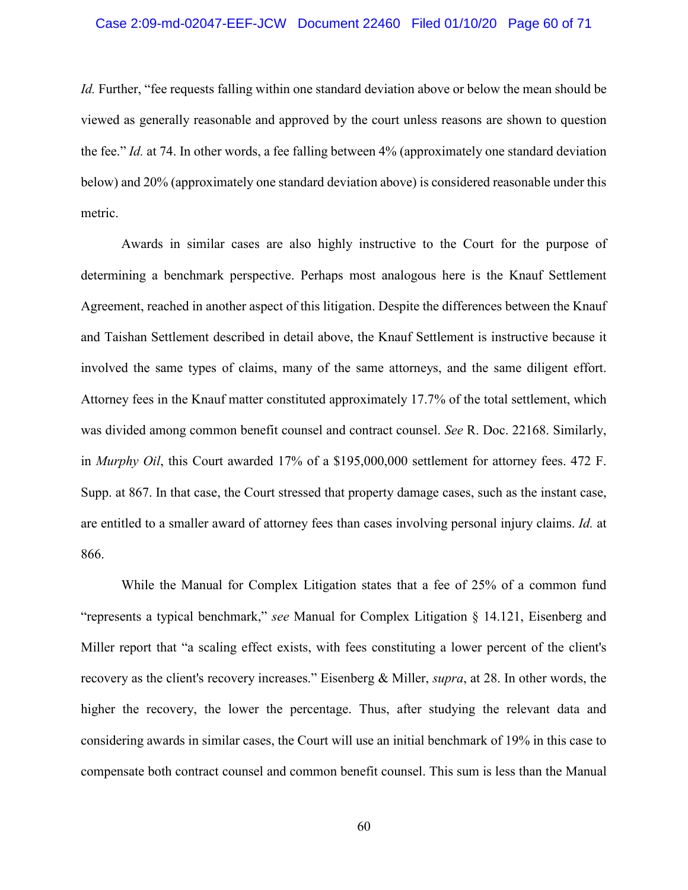*Id.* Further, "fee requests falling within one standard deviation above or below the mean should be viewed as generally reasonable and approved by the court unless reasons are shown to question the fee." *Id.* at 74. In other words, a fee falling between 4% (approximately one standard deviation below) and 20% (approximately one standard deviation above) is considered reasonable under this metric.

Awards in similar cases are also highly instructive to the Court for the purpose of determining a benchmark perspective. Perhaps most analogous here is the Knauf Settlement Agreement, reached in another aspect of this litigation. Despite the differences between the Knauf and Taishan Settlement described in detail above, the Knauf Settlement is instructive because it involved the same types of claims, many of the same attorneys, and the same diligent effort. Attorney fees in the Knauf matter constituted approximately 17.7% of the total settlement, which was divided among common benefit counsel and contract counsel. *See* R. Doc. 22168. Similarly, in *Murphy Oil*, this Court awarded 17% of a $195,000,000 settlement for attorney fees. 472 F. Supp. at 867. In that case, the Court stressed that property damage cases, such as the instant case, are entitled to a smaller award of attorney fees than cases involving personal injury claims. *Id.* at 866.

While the Manual for Complex Litigation states that a fee of 25% of a common fund "represents a typical benchmark," *see* Manual for Complex Litigation § 14.121, Eisenberg and Miller report that "a scaling effect exists, with fees constituting a lower percent of the client's recovery as the client's recovery increases." Eisenberg & Miller, *supra*, at 28. In other words, the higher the recovery, the lower the percentage. Thus, after studying the relevant data and considering awards in similar cases, the Court will use an initial benchmark of 19% in this case to compensate both contract counsel and common benefit counsel. This sum is less than the Manual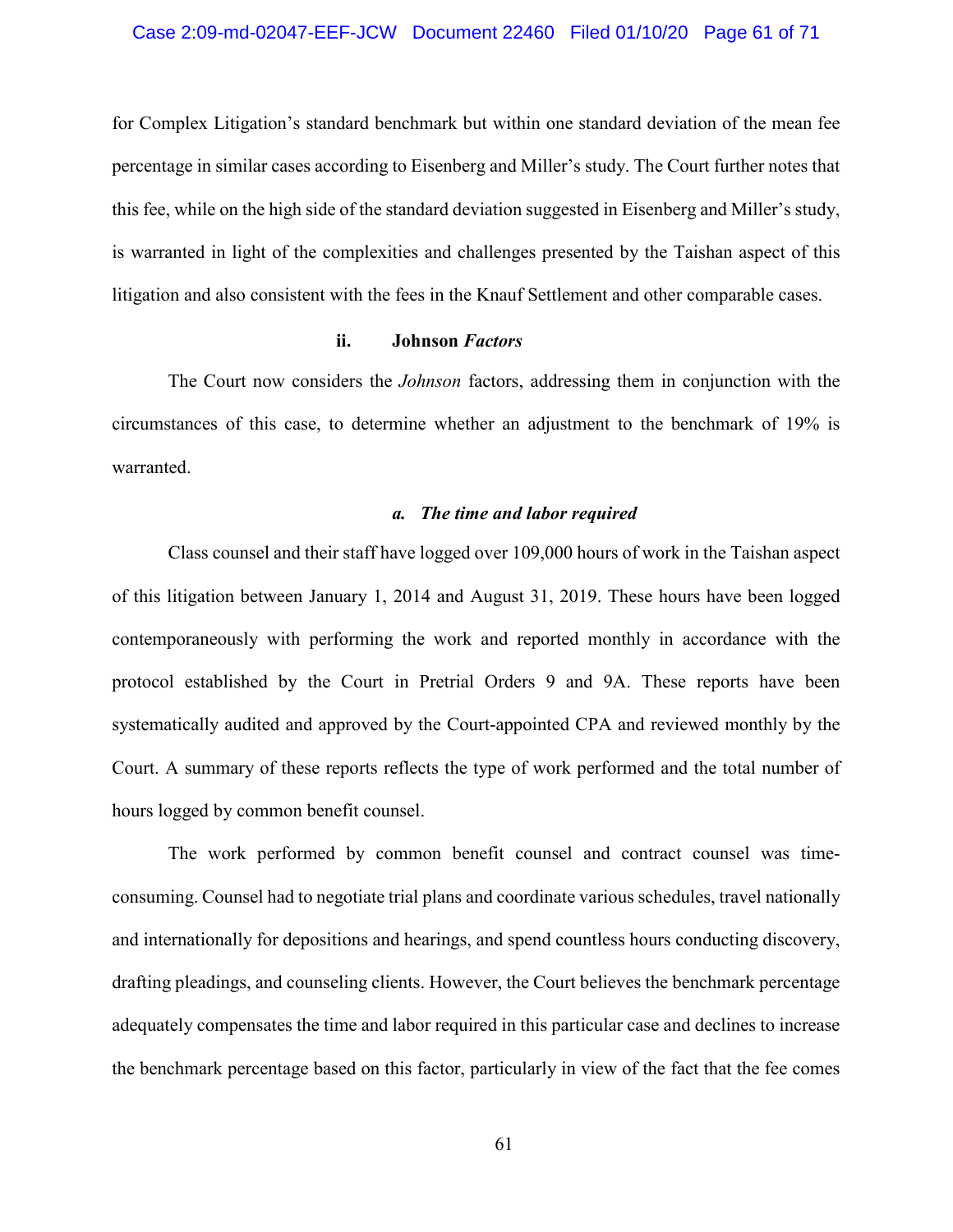for Complex Litigation's standard benchmark but within one standard deviation of the mean fee percentage in similar cases according to Eisenberg and Miller's study. The Court further notes that this fee, while on the high side of the standard deviation suggested in Eisenberg and Miller's study, is warranted in light of the complexities and challenges presented by the Taishan aspect of this litigation and also consistent with the fees in the Knauf Settlement and other comparable cases.

### ii. Johnson *Factors*

The Court now considers the *Johnson* factors, addressing them in conjunction with the circumstances of this case, to determine whether an adjustment to the benchmark of 19% is warranted.

#### *a. The time and labor required*

Class counsel and their staff have logged over 109,000 hours of work in the Taishan aspect of this litigation between January 1, 2014 and August 31, 2019. These hours have been logged contemporaneously with performing the work and reported monthly in accordance with the protocol established by the Court in Pretrial Orders 9 and 9A. These reports have been systematically audited and approved by the Court-appointed CPA and reviewed monthly by the Court. A summary of these reports reflects the type of work performed and the total number of hours logged by common benefit counsel.

The work performed by common benefit counsel and contract counsel was time-consuming. Counsel had to negotiate trial plans and coordinate various schedules, travel nationally and internationally for depositions and hearings, and spend countless hours conducting discovery, drafting pleadings, and counseling clients. However, the Court believes the benchmark percentage adequately compensates the time and labor required in this particular case and declines to increase the benchmark percentage based on this factor, particularly in view of the fact that the fee comes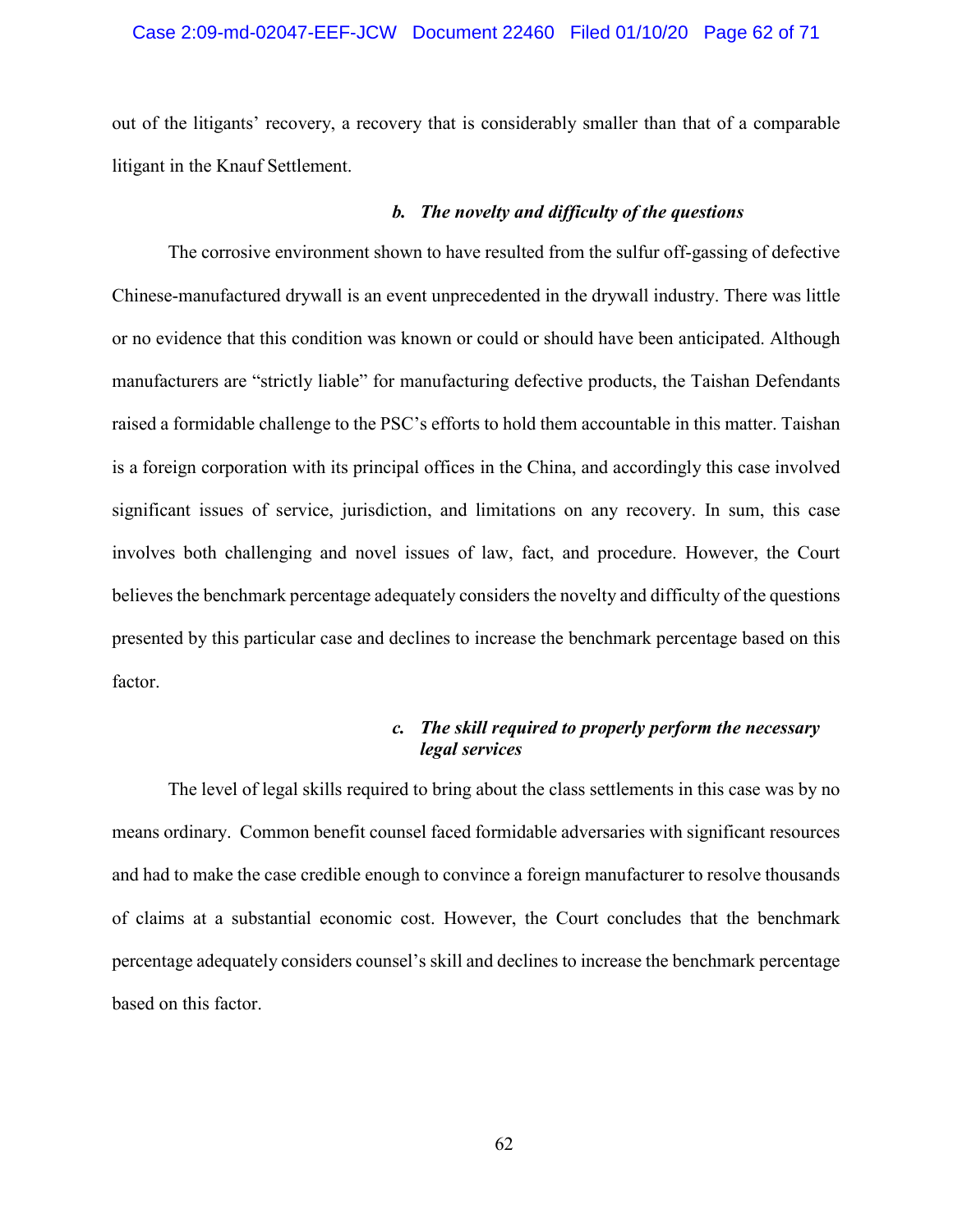out of the litigants' recovery, a recovery that is considerably smaller than that of a comparable litigant in the Knauf Settlement.

#### *b. The novelty and difficulty of the questions*

The corrosive environment shown to have resulted from the sulfur off-gassing of defective Chinese-manufactured drywall is an event unprecedented in the drywall industry. There was little or no evidence that this condition was known or could or should have been anticipated. Although manufacturers are "strictly liable" for manufacturing defective products, the Taishan Defendants raised a formidable challenge to the PSC's efforts to hold them accountable in this matter. Taishan is a foreign corporation with its principal offices in the China, and accordingly this case involved significant issues of service, jurisdiction, and limitations on any recovery. In sum, this case involves both challenging and novel issues of law, fact, and procedure. However, the Court believes the benchmark percentage adequately considers the novelty and difficulty of the questions presented by this particular case and declines to increase the benchmark percentage based on this factor.

#### *c. The skill required to properly perform the necessary legal services*

The level of legal skills required to bring about the class settlements in this case was by no means ordinary. Common benefit counsel faced formidable adversaries with significant resources and had to make the case credible enough to convince a foreign manufacturer to resolve thousands of claims at a substantial economic cost. However, the Court concludes that the benchmark percentage adequately considers counsel's skill and declines to increase the benchmark percentage based on this factor.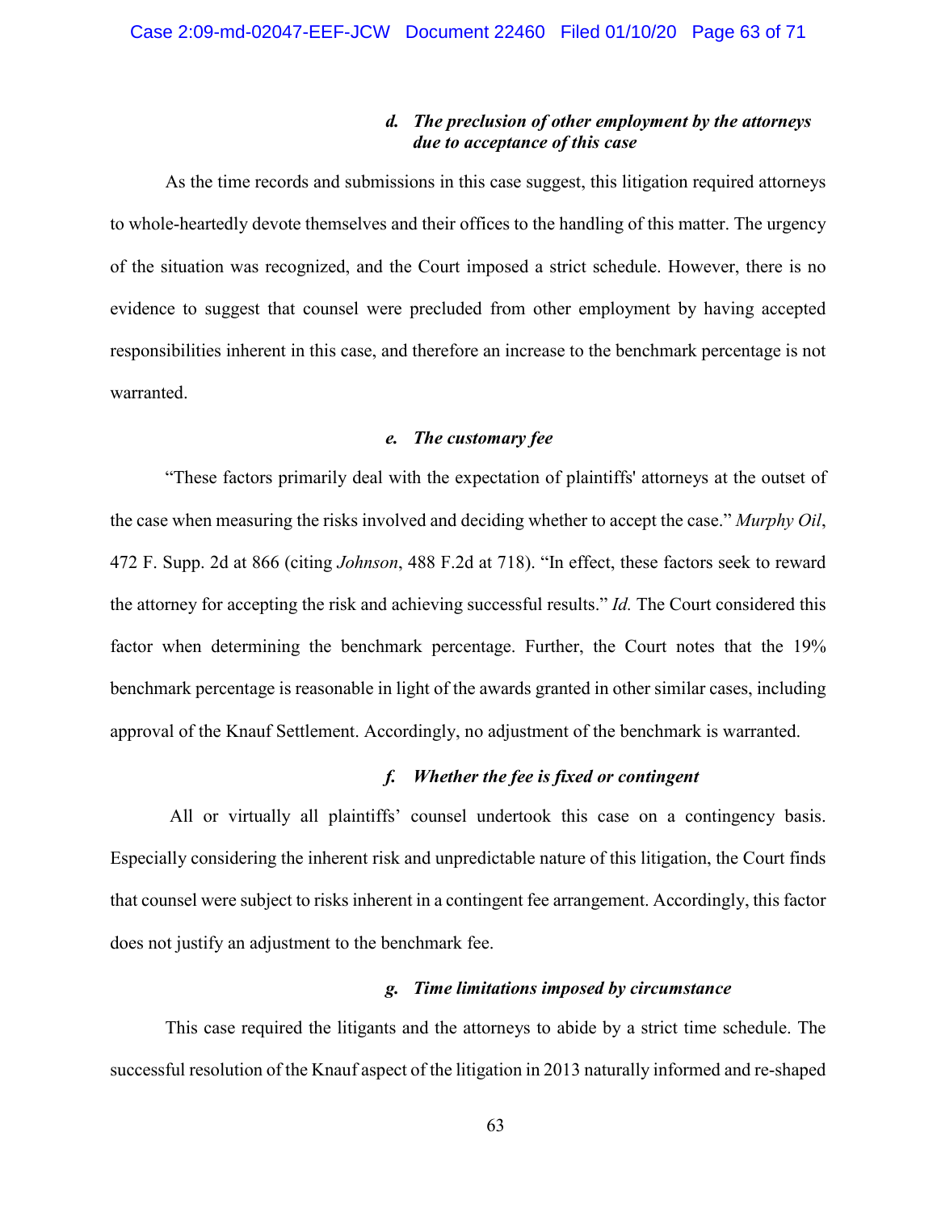#### *d. The preclusion of other employment by the attorneys due to acceptance of this case*

As the time records and submissions in this case suggest, this litigation required attorneys to whole-heartedly devote themselves and their offices to the handling of this matter. The urgency of the situation was recognized, and the Court imposed a strict schedule. However, there is no evidence to suggest that counsel were precluded from other employment by having accepted responsibilities inherent in this case, and therefore an increase to the benchmark percentage is not warranted.

#### *e. The customary fee*

"These factors primarily deal with the expectation of plaintiffs' attorneys at the outset of the case when measuring the risks involved and deciding whether to accept the case." *Murphy Oil*, 472 F. Supp. 2d at 866 (citing *Johnson*, 488 F.2d at 718). "In effect, these factors seek to reward the attorney for accepting the risk and achieving successful results." *Id.* The Court considered this factor when determining the benchmark percentage. Further, the Court notes that the 19% benchmark percentage is reasonable in light of the awards granted in other similar cases, including approval of the Knauf Settlement. Accordingly, no adjustment of the benchmark is warranted.

#### *f. Whether the fee is fixed or contingent*

All or virtually all plaintiffs' counsel undertook this case on a contingency basis. Especially considering the inherent risk and unpredictable nature of this litigation, the Court finds that counsel were subject to risks inherent in a contingent fee arrangement. Accordingly, this factor does not justify an adjustment to the benchmark fee.

#### *g. Time limitations imposed by circumstance*

This case required the litigants and the attorneys to abide by a strict time schedule. The successful resolution of the Knauf aspect of the litigation in 2013 naturally informed and re-shaped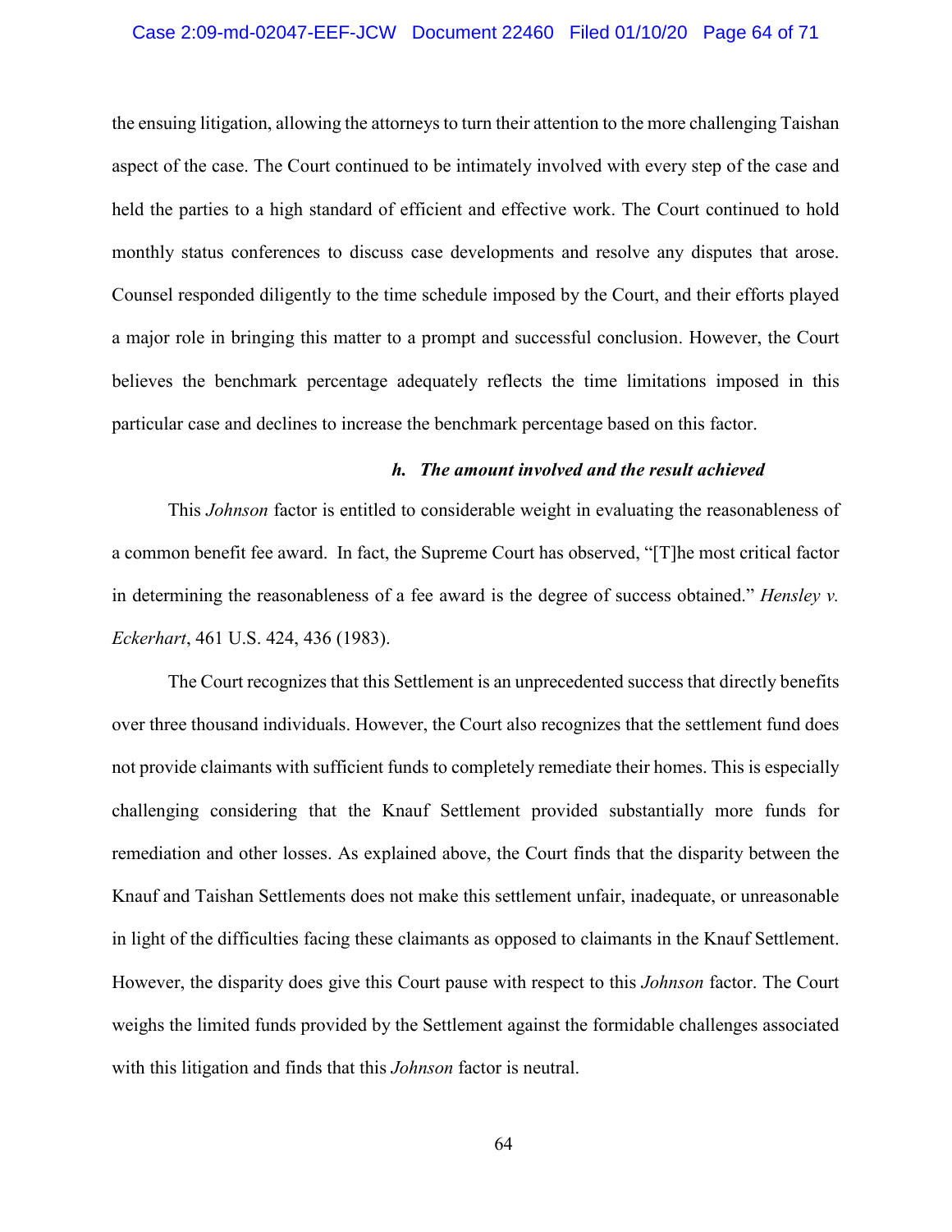the ensuing litigation, allowing the attorneys to turn their attention to the more challenging Taishan aspect of the case. The Court continued to be intimately involved with every step of the case and held the parties to a high standard of efficient and effective work. The Court continued to hold monthly status conferences to discuss case developments and resolve any disputes that arose. Counsel responded diligently to the time schedule imposed by the Court, and their efforts played a major role in bringing this matter to a prompt and successful conclusion. However, the Court believes the benchmark percentage adequately reflects the time limitations imposed in this particular case and declines to increase the benchmark percentage based on this factor.

#### *h. The amount involved and the result achieved*

This *Johnson* factor is entitled to considerable weight in evaluating the reasonableness of a common benefit fee award. In fact, the Supreme Court has observed, "[T]he most critical factor in determining the reasonableness of a fee award is the degree of success obtained." *Hensley v. Eckerhart*, 461 U.S. 424, 436 (1983).

The Court recognizes that this Settlement is an unprecedented success that directly benefits over three thousand individuals. However, the Court also recognizes that the settlement fund does not provide claimants with sufficient funds to completely remediate their homes. This is especially challenging considering that the Knauf Settlement provided substantially more funds for remediation and other losses. As explained above, the Court finds that the disparity between the Knauf and Taishan Settlements does not make this settlement unfair, inadequate, or unreasonable in light of the difficulties facing these claimants as opposed to claimants in the Knauf Settlement. However, the disparity does give this Court pause with respect to this *Johnson* factor. The Court weighs the limited funds provided by the Settlement against the formidable challenges associated with this litigation and finds that this *Johnson* factor is neutral.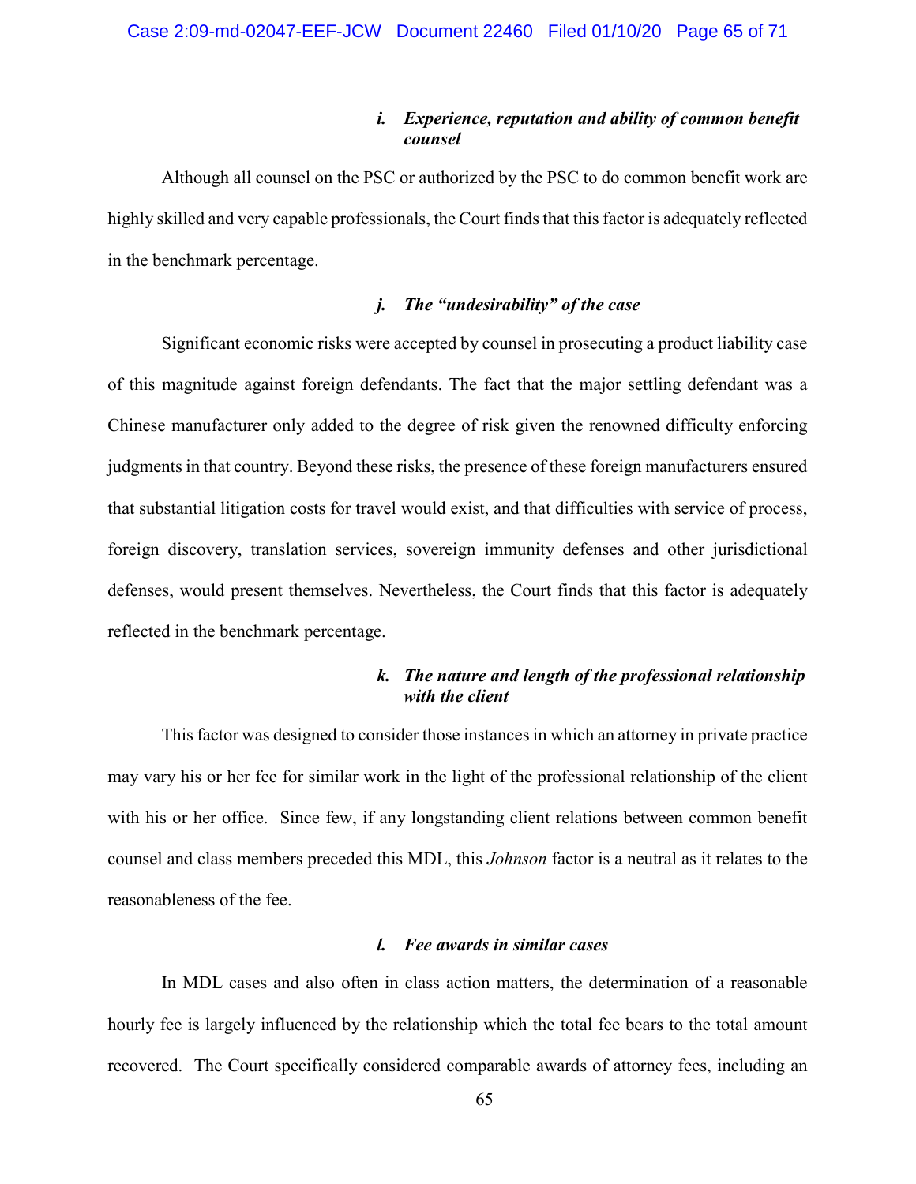#### *i. Experience, reputation and ability of common benefit counsel*

Although all counsel on the PSC or authorized by the PSC to do common benefit work are highly skilled and very capable professionals, the Court finds that this factor is adequately reflected in the benchmark percentage.

#### *j. The "undesirability" of the case*

Significant economic risks were accepted by counsel in prosecuting a product liability case of this magnitude against foreign defendants. The fact that the major settling defendant was a Chinese manufacturer only added to the degree of risk given the renowned difficulty enforcing judgments in that country. Beyond these risks, the presence of these foreign manufacturers ensured that substantial litigation costs for travel would exist, and that difficulties with service of process, foreign discovery, translation services, sovereign immunity defenses and other jurisdictional defenses, would present themselves. Nevertheless, the Court finds that this factor is adequately reflected in the benchmark percentage.

#### *k. The nature and length of the professional relationship with the client*

This factor was designed to consider those instances in which an attorney in private practice may vary his or her fee for similar work in the light of the professional relationship of the client with his or her office. Since few, if any longstanding client relations between common benefit counsel and class members preceded this MDL, this *Johnson* factor is a neutral as it relates to the reasonableness of the fee.

#### *l. Fee awards in similar cases*

In MDL cases and also often in class action matters, the determination of a reasonable hourly fee is largely influenced by the relationship which the total fee bears to the total amount recovered. The Court specifically considered comparable awards of attorney fees, including an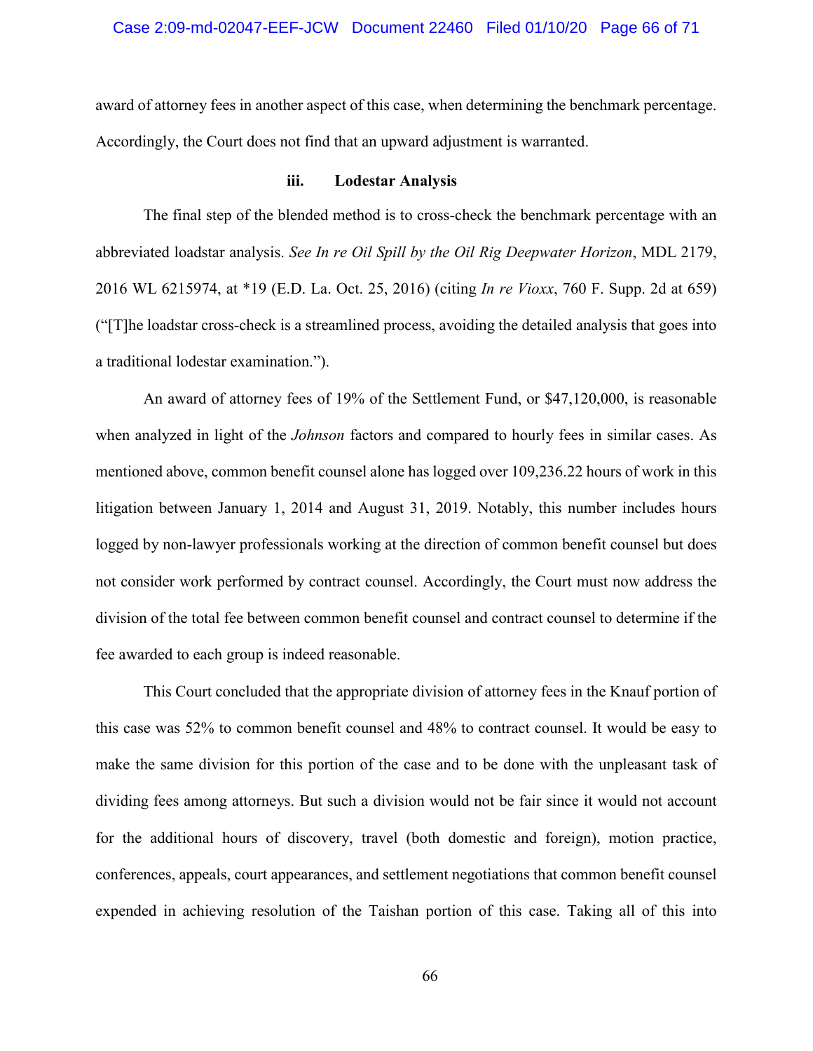award of attorney fees in another aspect of this case, when determining the benchmark percentage. Accordingly, the Court does not find that an upward adjustment is warranted.

#### iii. Lodestar Analysis

The final step of the blended method is to cross-check the benchmark percentage with an abbreviated loadstar analysis. *See In re Oil Spill by the Oil Rig Deepwater Horizon*, MDL 2179, 2016 WL 6215974, at *19 (E.D. La. Oct. 25, 2016) (citing *In re Vioxx*, 760 F. Supp. 2d at 659) ("[T]he loadstar cross-check is a streamlined process, avoiding the detailed analysis that goes into a traditional lodestar examination.").

An award of attorney fees of 19% of the Settlement Fund, or $47,120,000, is reasonable when analyzed in light of the *Johnson* factors and compared to hourly fees in similar cases. As mentioned above, common benefit counsel alone has logged over 109,236.22 hours of work in this litigation between January 1, 2014 and August 31, 2019. Notably, this number includes hours logged by non-lawyer professionals working at the direction of common benefit counsel but does not consider work performed by contract counsel. Accordingly, the Court must now address the division of the total fee between common benefit counsel and contract counsel to determine if the fee awarded to each group is indeed reasonable.

This Court concluded that the appropriate division of attorney fees in the Knauf portion of this case was 52% to common benefit counsel and 48% to contract counsel. It would be easy to make the same division for this portion of the case and to be done with the unpleasant task of dividing fees among attorneys. But such a division would not be fair since it would not account for the additional hours of discovery, travel (both domestic and foreign), motion practice, conferences, appeals, court appearances, and settlement negotiations that common benefit counsel expended in achieving resolution of the Taishan portion of this case. Taking all of this into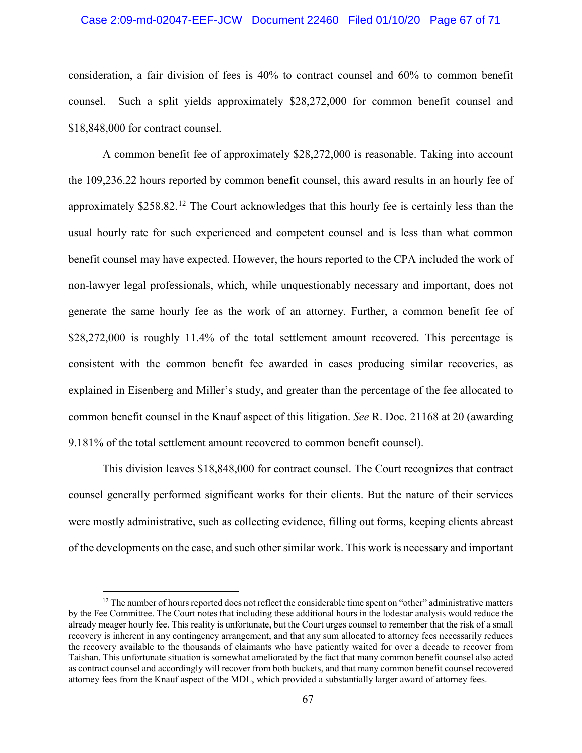consideration, a fair division of fees is 40% to contract counsel and 60% to common benefit counsel. Such a split yields approximately $28,272,000 for common benefit counsel and $18,848,000 for contract counsel.

A common benefit fee of approximately $28,272,000 is reasonable. Taking into account the 109,236.22 hours reported by common benefit counsel, this award results in an hourly fee of approximately $258.82.[12] The Court acknowledges that this hourly fee is certainly less than the usual hourly rate for such experienced and competent counsel and is less than what common benefit counsel may have expected. However, the hours reported to the CPA included the work of non-lawyer legal professionals, which, while unquestionably necessary and important, does not generate the same hourly fee as the work of an attorney. Further, a common benefit fee of $28,272,000 is roughly 11.4% of the total settlement amount recovered. This percentage is consistent with the common benefit fee awarded in cases producing similar recoveries, as explained in Eisenberg and Miller's study, and greater than the percentage of the fee allocated to common benefit counsel in the Knauf aspect of this litigation. *See* R. Doc. 21168 at 20 (awarding 9.181% of the total settlement amount recovered to common benefit counsel).

This division leaves $18,848,000 for contract counsel. The Court recognizes that contract counsel generally performed significant works for their clients. But the nature of their services were mostly administrative, such as collecting evidence, filling out forms, keeping clients abreast of the developments on the case, and such other similar work. This work is necessary and important

---

[12] The number of hours reported does not reflect the considerable time spent on "other" administrative matters by the Fee Committee. The Court notes that including these additional hours in the lodestar analysis would reduce the already meager hourly fee. This reality is unfortunate, but the Court urges counsel to remember that the risk of a small recovery is inherent in any contingency arrangement, and that any sum allocated to attorney fees necessarily reduces the recovery available to the thousands of claimants who have patiently waited for over a decade to recover from Taishan. This unfortunate situation is somewhat ameliorated by the fact that many common benefit counsel also acted as contract counsel and accordingly will recover from both buckets, and that many common benefit counsel recovered attorney fees from the Knauf aspect of the MDL, which provided a substantially larger award of attorney fees.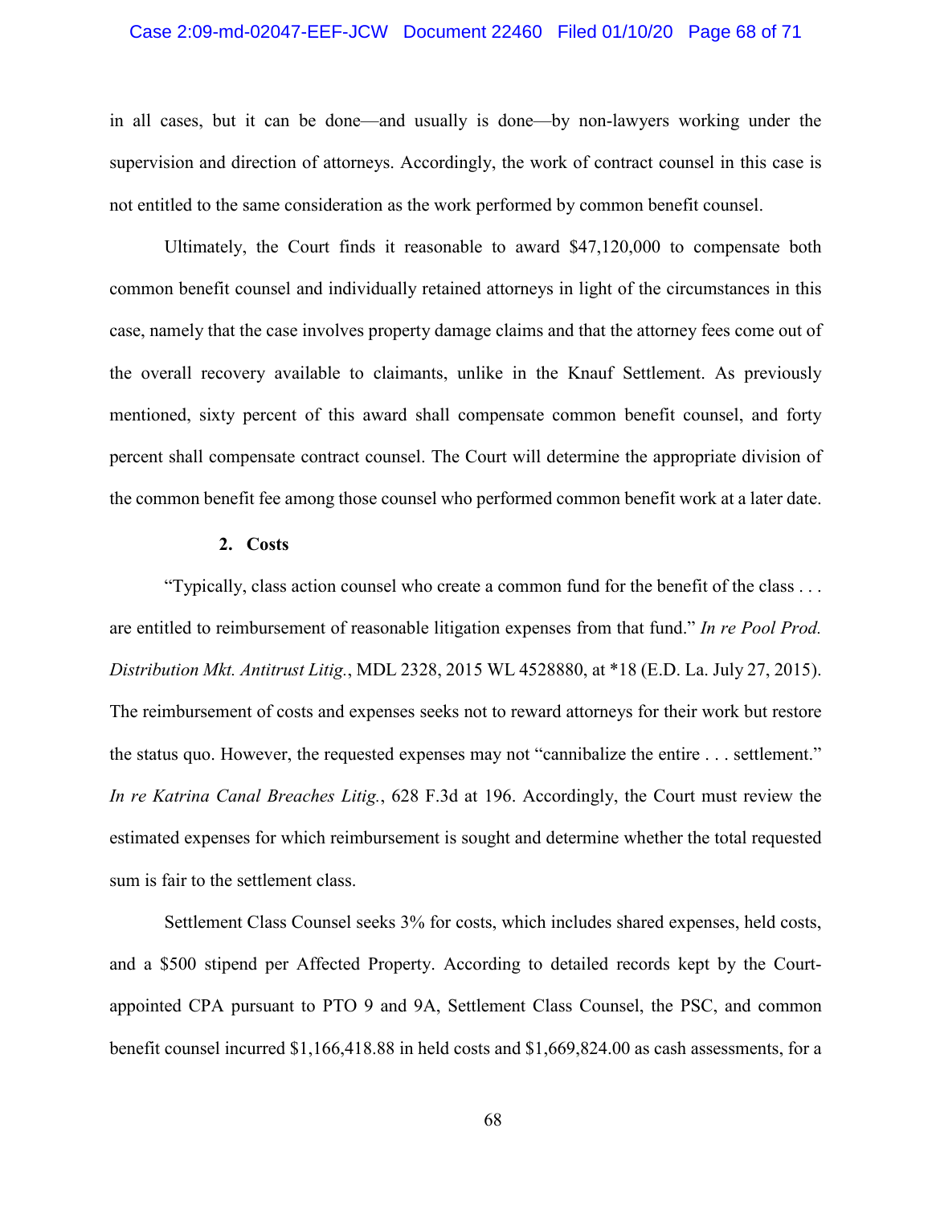in all cases, but it can be done—and usually is done—by non-lawyers working under the supervision and direction of attorneys. Accordingly, the work of contract counsel in this case is not entitled to the same consideration as the work performed by common benefit counsel.

Ultimately, the Court finds it reasonable to award $47,120,000 to compensate both common benefit counsel and individually retained attorneys in light of the circumstances in this case, namely that the case involves property damage claims and that the attorney fees come out of the overall recovery available to claimants, unlike in the Knauf Settlement. As previously mentioned, sixty percent of this award shall compensate common benefit counsel, and forty percent shall compensate contract counsel. The Court will determine the appropriate division of the common benefit fee among those counsel who performed common benefit work at a later date.

**2. Costs**

"Typically, class action counsel who create a common fund for the benefit of the class . . . are entitled to reimbursement of reasonable litigation expenses from that fund." *In re Pool Prod. Distribution Mkt. Antitrust Litig.*, MDL 2328, 2015 WL 4528880, at *18 (E.D. La. July 27, 2015). The reimbursement of costs and expenses seeks not to reward attorneys for their work but restore the status quo. However, the requested expenses may not "cannibalize the entire . . . settlement." *In re Katrina Canal Breaches Litig.*, 628 F.3d at 196. Accordingly, the Court must review the estimated expenses for which reimbursement is sought and determine whether the total requested sum is fair to the settlement class.

Settlement Class Counsel seeks 3% for costs, which includes shared expenses, held costs, and a $500 stipend per Affected Property. According to detailed records kept by the Court-appointed CPA pursuant to PTO 9 and 9A, Settlement Class Counsel, the PSC, and common benefit counsel incurred $1,166,418.88 in held costs and $1,669,824.00 as cash assessments, for a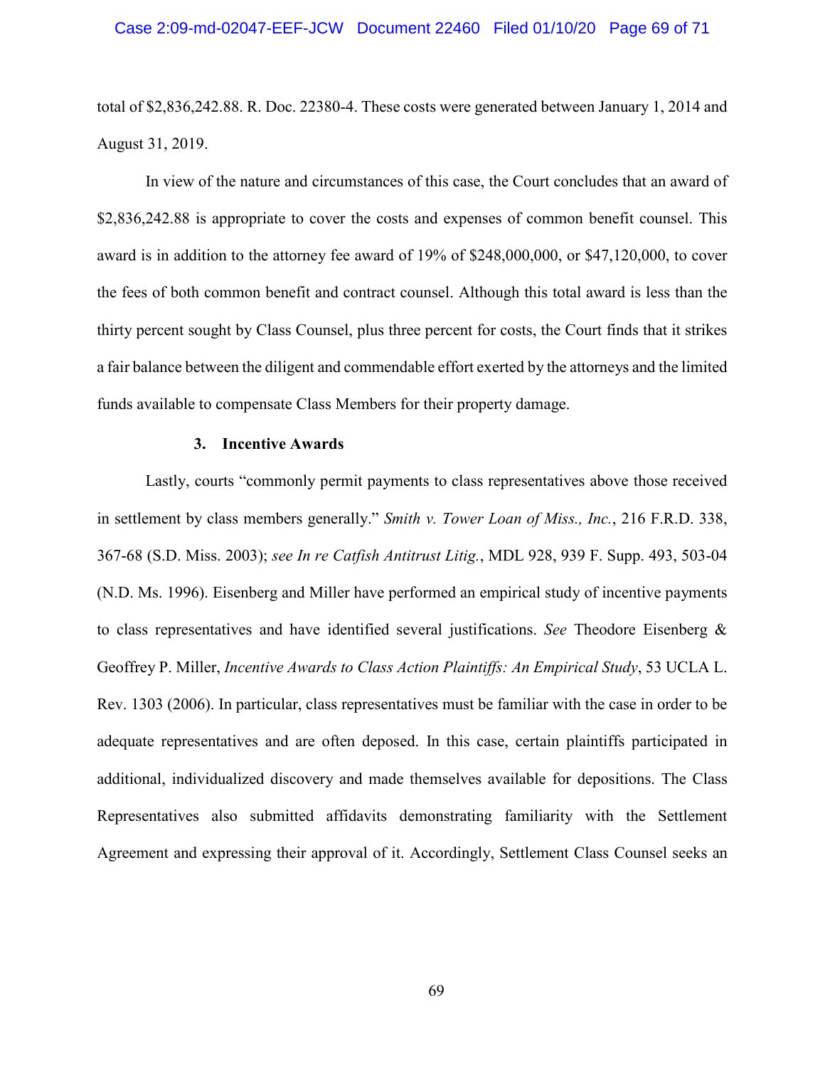total of $2,836,242.88. R. Doc. 22380-4. These costs were generated between January 1, 2014 and August 31, 2019.

In view of the nature and circumstances of this case, the Court concludes that an award of $2,836,242.88 is appropriate to cover the costs and expenses of common benefit counsel. This award is in addition to the attorney fee award of 19% of $248,000,000, or $47,120,000, to cover the fees of both common benefit and contract counsel. Although this total award is less than the thirty percent sought by Class Counsel, plus three percent for costs, the Court finds that it strikes a fair balance between the diligent and commendable effort exerted by the attorneys and the limited funds available to compensate Class Members for their property damage.

### 3. Incentive Awards

Lastly, courts "commonly permit payments to class representatives above those received in settlement by class members generally." *Smith v. Tower Loan of Miss., Inc.*, 216 F.R.D. 338, 367-68 (S.D. Miss. 2003); *see In re Catfish Antitrust Litig.*, MDL 928, 939 F. Supp. 493, 503-04 (N.D. Ms. 1996). Eisenberg and Miller have performed an empirical study of incentive payments to class representatives and have identified several justifications. *See* Theodore Eisenberg & Geoffrey P. Miller, *Incentive Awards to Class Action Plaintiffs: An Empirical Study*, 53 UCLA L. Rev. 1303 (2006). In particular, class representatives must be familiar with the case in order to be adequate representatives and are often deposed. In this case, certain plaintiffs participated in additional, individualized discovery and made themselves available for depositions. The Class Representatives also submitted affidavits demonstrating familiarity with the Settlement Agreement and expressing their approval of it. Accordingly, Settlement Class Counsel seeks an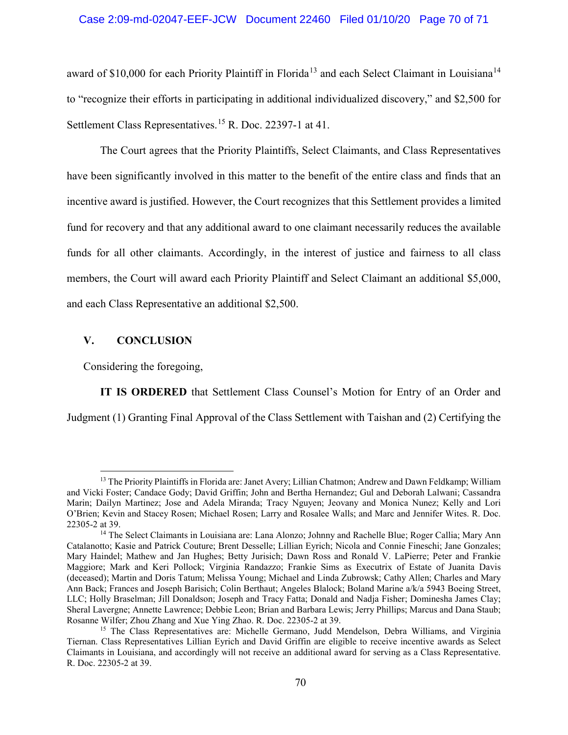award of $10,000 for each Priority Plaintiff in Florida[13] and each Select Claimant in Louisiana[14] to "recognize their efforts in participating in additional individualized discovery," and $2,500 for Settlement Class Representatives.[15] R. Doc. 22397-1 at 41.

The Court agrees that the Priority Plaintiffs, Select Claimants, and Class Representatives have been significantly involved in this matter to the benefit of the entire class and finds that an incentive award is justified. However, the Court recognizes that this Settlement provides a limited fund for recovery and that any additional award to one claimant necessarily reduces the available funds for all other claimants. Accordingly, in the interest of justice and fairness to all class members, the Court will award each Priority Plaintiff and Select Claimant an additional $5,000, and each Class Representative an additional $2,500.

## V. CONCLUSION

Considering the foregoing,

**IT IS ORDERED** that Settlement Class Counsel's Motion for Entry of an Order and Judgment (1) Granting Final Approval of the Class Settlement with Taishan and (2) Certifying the

---

[13] The Priority Plaintiffs in Florida are: Janet Avery; Lillian Chatmon; Andrew and Dawn Feldkamp; William and Vicki Foster; Candace Gody; David Griffin; John and Bertha Hernandez; Gul and Deborah Lalwani; Cassandra Marin; Dailyn Martinez; Jose and Adela Miranda; Tracy Nguyen; Jeovany and Monica Nunez; Kelly and Lori O'Brien; Kevin and Stacey Rosen; Michael Rosen; Larry and Rosalee Walls; and Marc and Jennifer Wites. R. Doc. 22305-2 at 39.

[14] The Select Claimants in Louisiana are: Lana Alonzo; Johnny and Rachelle Blue; Roger Callia; Mary Ann Catalanotto; Kasie and Patrick Couture; Brent Desselle; Lillian Eyrich; Nicola and Connie Fineschi; Jane Gonzales; Mary Haindel; Mathew and Jan Hughes; Betty Jurisich; Dawn Ross and Ronald V. LaPierre; Peter and Frankie Maggiore; Mark and Keri Pollock; Virginia Randazzo; Frankie Sims as Executrix of Estate of Juanita Davis (deceased); Martin and Doris Tatum; Melissa Young; Michael and Linda Zubrowsk; Cathy Allen; Charles and Mary Ann Back; Frances and Joseph Barisich; Colin Berthaut; Angeles Blalock; Boland Marine a/k/a 5943 Boeing Street, LLC; Holly Braselman; Jill Donaldson; Joseph and Tracy Fatta; Donald and Nadja Fisher; Dominesha James Clay; Sheral Lavergne; Annette Lawrence; Debbie Leon; Brian and Barbara Lewis; Jerry Phillips; Marcus and Dana Staub; Rosanne Wilfer; Zhou Zhang and Xue Ying Zhao. R. Doc. 22305-2 at 39.

[15] The Class Representatives are: Michelle Germano, Judd Mendelson, Debra Williams, and Virginia Tiernan. Class Representatives Lillian Eyrich and David Griffin are eligible to receive incentive awards as Select Claimants in Louisiana, and accordingly will not receive an additional award for serving as a Class Representative. R. Doc. 22305-2 at 39.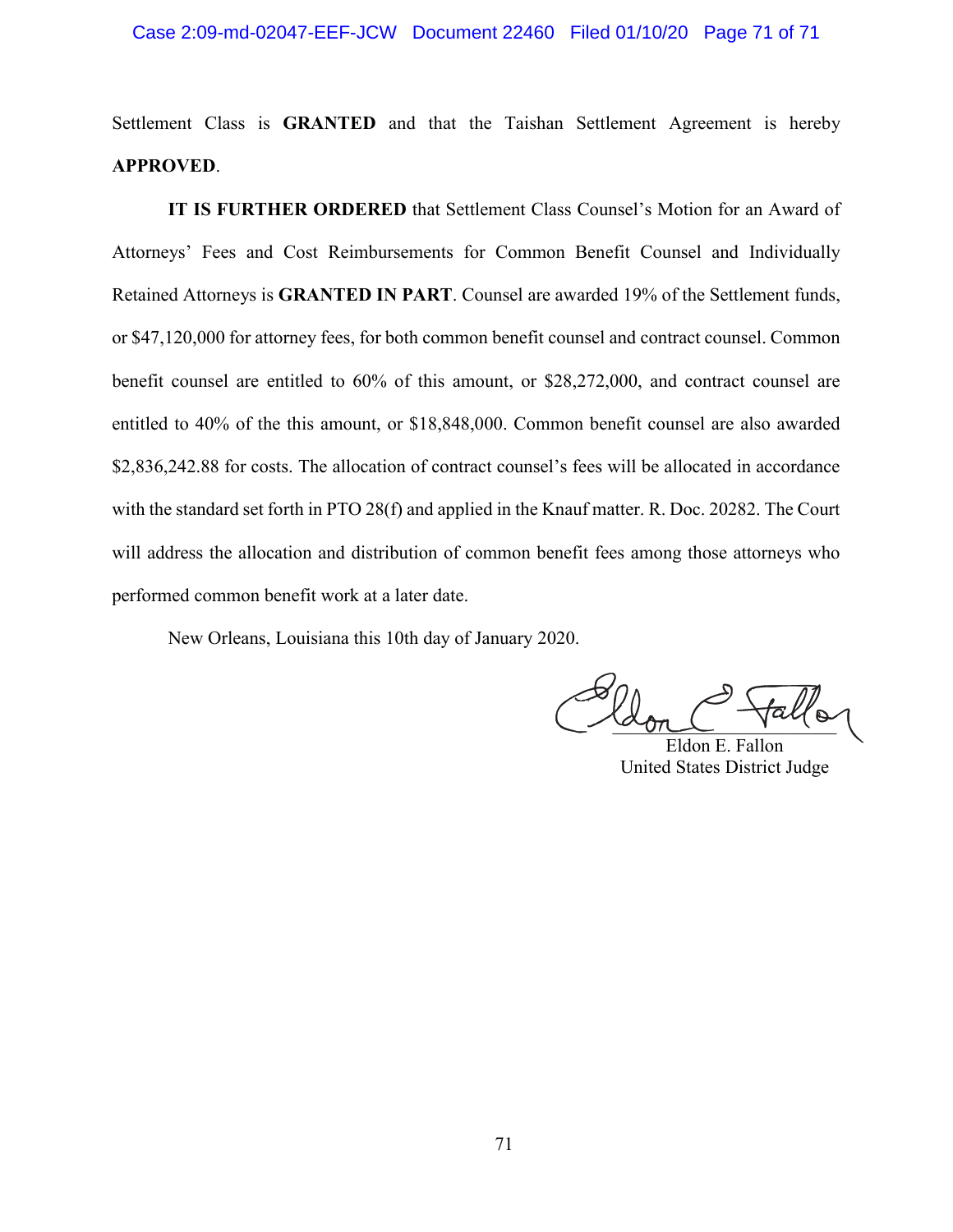Settlement Class is **GRANTED** and that the Taishan Settlement Agreement is hereby **APPROVED**.

**IT IS FURTHER ORDERED** that Settlement Class Counsel's Motion for an Award of Attorneys' Fees and Cost Reimbursements for Common Benefit Counsel and Individually Retained Attorneys is **GRANTED IN PART**. Counsel are awarded 19% of the Settlement funds, or $47,120,000 for attorney fees, for both common benefit counsel and contract counsel. Common benefit counsel are entitled to 60% of this amount, or $28,272,000, and contract counsel are entitled to 40% of the this amount, or $18,848,000. Common benefit counsel are also awarded $2,836,242.88 for costs. The allocation of contract counsel's fees will be allocated in accordance with the standard set forth in PTO 28(f) and applied in the Knauf matter. R. Doc. 20282. The Court will address the allocation and distribution of common benefit fees among those attorneys who performed common benefit work at a later date.

New Orleans, Louisiana this 10th day of January 2020.

Eldon E. Fallon
United States District Judge